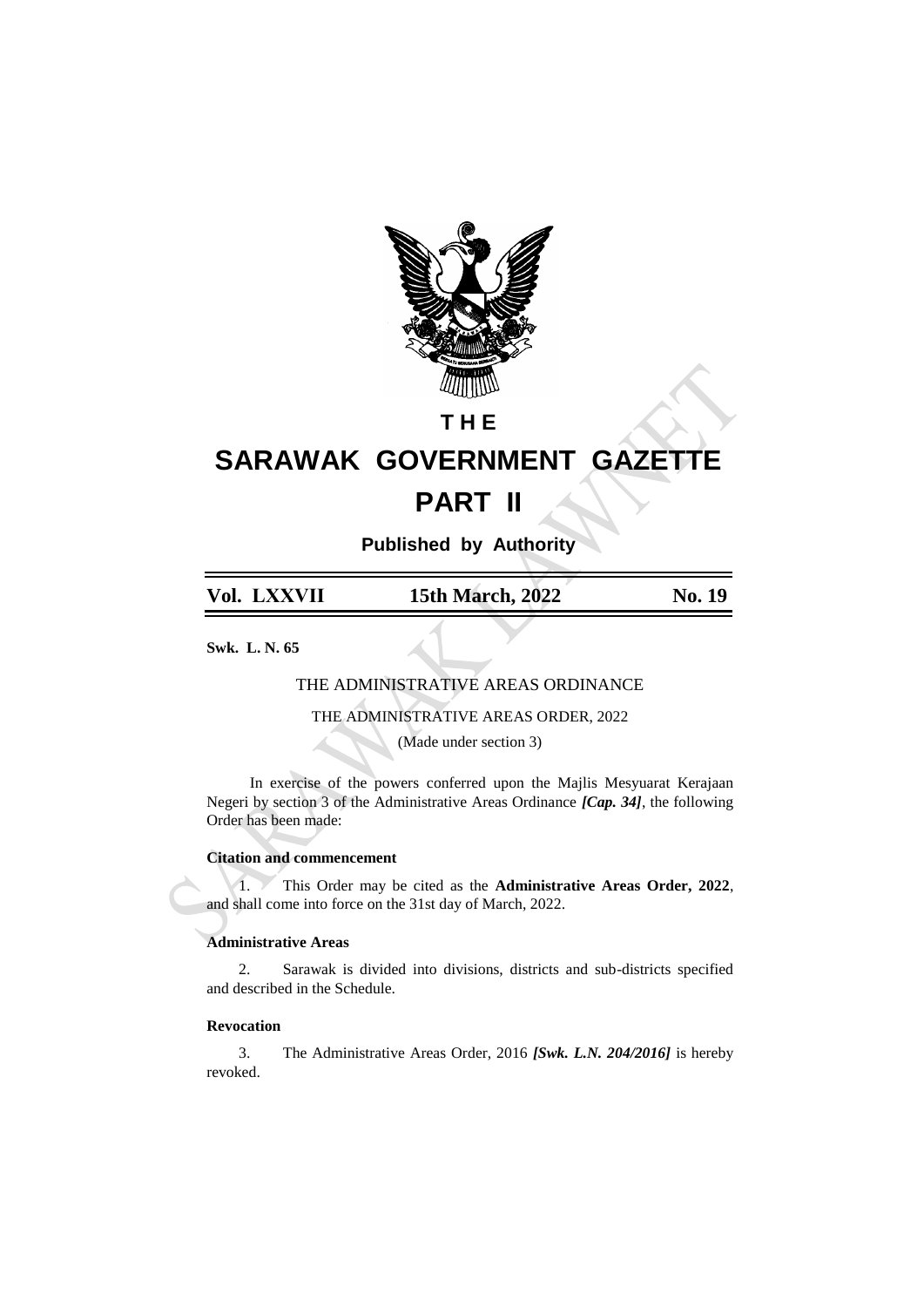# THE SARAWAK GOVERNMENT GAZETTE

## PART II

**Published by Authority**

| **Vol. LXXVII** | **15th March, 2022** | **No. 19** |
|---|---|---|

**Swk. L. N. 65**

THE ADMINISTRATIVE AREAS ORDINANCE

THE ADMINISTRATIVE AREAS ORDER, 2022

(Made under section 3)

In exercise of the powers conferred upon the Majlis Mesyuarat Kerajaan Negeri by section 3 of the Administrative Areas Ordinance ***[Cap. 34]***, the following Order has been made:

**Citation and commencement**

1. This Order may be cited as the **Administrative Areas Order, 2022**, and shall come into force on the 31st day of March, 2022.

**Administrative Areas**

2. Sarawak is divided into divisions, districts and sub-districts specified and described in the Schedule.

**Revocation**

3. The Administrative Areas Order, 2016 ***[Swk. L.N. 204/2016]*** is hereby revoked.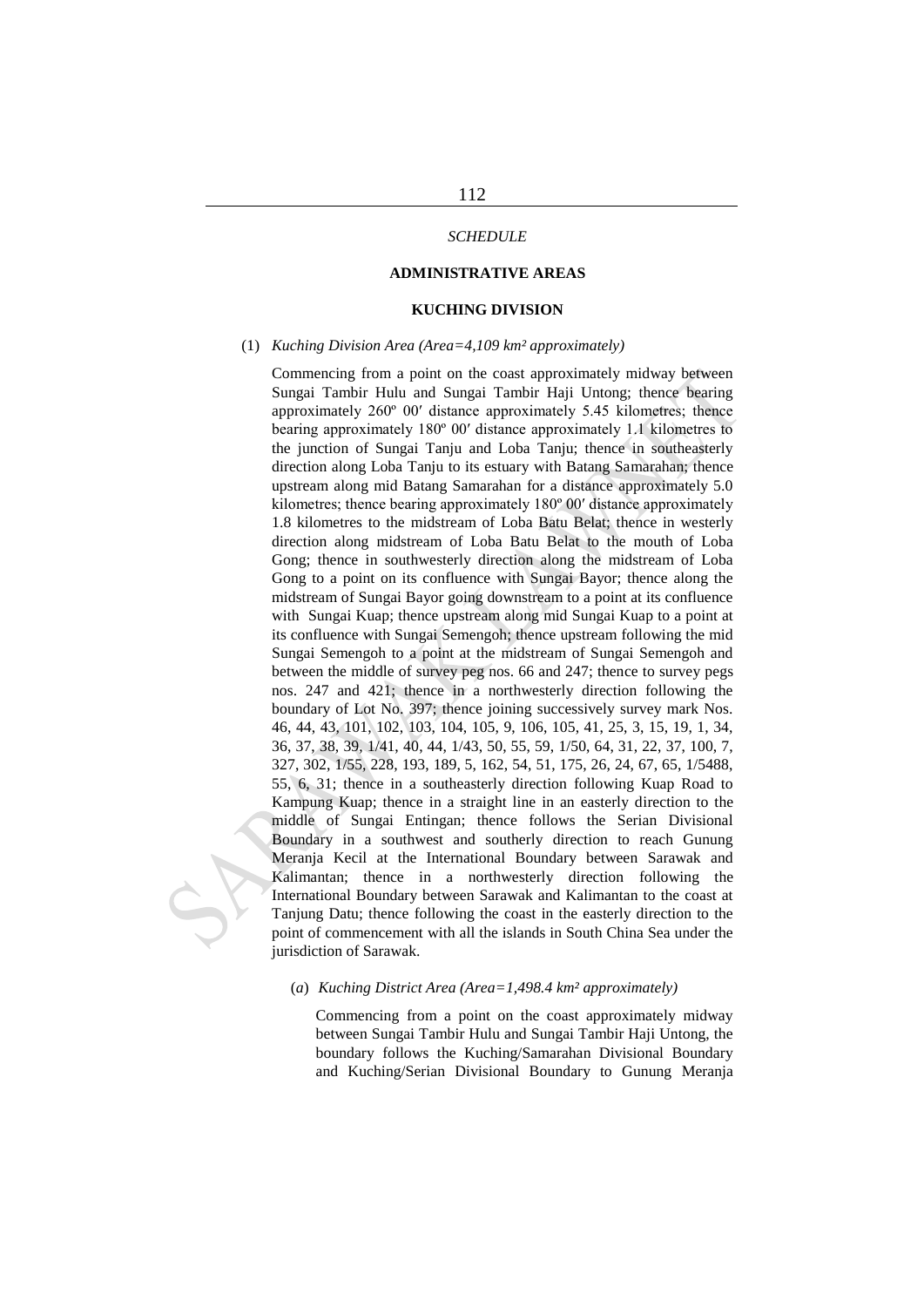*SCHEDULE*

**ADMINISTRATIVE AREAS**

**KUCHING DIVISION**

(1) *Kuching Division Area (Area=4,109 km² approximately)*

Commencing from a point on the coast approximately midway between Sungai Tambir Hulu and Sungai Tambir Haji Untong; thence bearing approximately 260º 00′ distance approximately 5.45 kilometres; thence bearing approximately 180º 00′ distance approximately 1.1 kilometres to the junction of Sungai Tanju and Loba Tanju; thence in southeasterly direction along Loba Tanju to its estuary with Batang Samarahan; thence upstream along mid Batang Samarahan for a distance approximately 5.0 kilometres; thence bearing approximately 180º 00′ distance approximately 1.8 kilometres to the midstream of Loba Batu Belat; thence in westerly direction along midstream of Loba Batu Belat to the mouth of Loba Gong; thence in southwesterly direction along the midstream of Loba Gong to a point on its confluence with Sungai Bayor; thence along the midstream of Sungai Bayor going downstream to a point at its confluence with Sungai Kuap; thence upstream along mid Sungai Kuap to a point at its confluence with Sungai Semengoh; thence upstream following the mid Sungai Semengoh to a point at the midstream of Sungai Semengoh and between the middle of survey peg nos. 66 and 247; thence to survey pegs nos. 247 and 421; thence in a northwesterly direction following the boundary of Lot No. 397; thence joining successively survey mark Nos. 46, 44, 43, 101, 102, 103, 104, 105, 9, 106, 105, 41, 25, 3, 15, 19, 1, 34, 36, 37, 38, 39, 1/41, 40, 44, 1/43, 50, 55, 59, 1/50, 64, 31, 22, 37, 100, 7, 327, 302, 1/55, 228, 193, 189, 5, 162, 54, 51, 175, 26, 24, 67, 65, 1/5488, 55, 6, 31; thence in a southeasterly direction following Kuap Road to Kampung Kuap; thence in a straight line in an easterly direction to the middle of Sungai Entingan; thence follows the Serian Divisional Boundary in a southwest and southerly direction to reach Gunung Meranja Kecil at the International Boundary between Sarawak and Kalimantan; thence in a northwesterly direction following the International Boundary between Sarawak and Kalimantan to the coast at Tanjung Datu; thence following the coast in the easterly direction to the point of commencement with all the islands in South China Sea under the jurisdiction of Sarawak.

(*a*) *Kuching District Area (Area=1,498.4 km² approximately)*

Commencing from a point on the coast approximately midway between Sungai Tambir Hulu and Sungai Tambir Haji Untong, the boundary follows the Kuching/Samarahan Divisional Boundary and Kuching/Serian Divisional Boundary to Gunung Meranja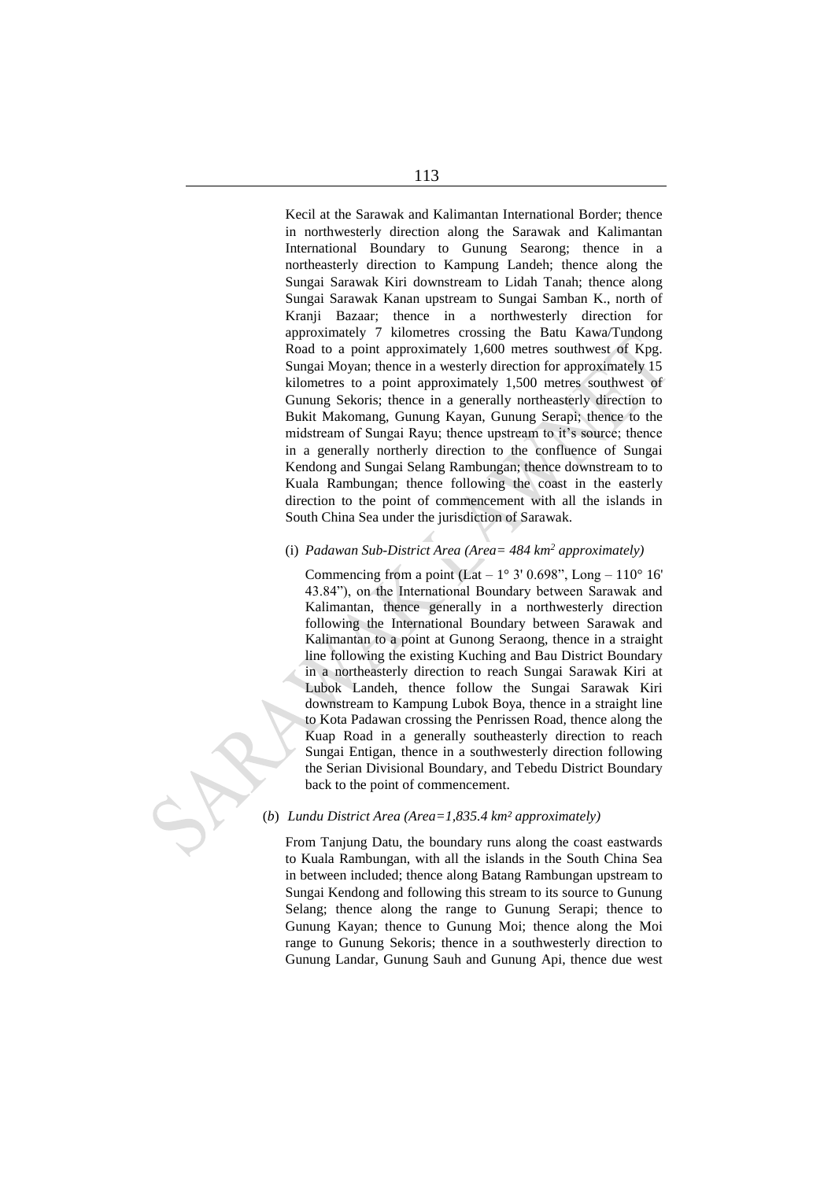Kecil at the Sarawak and Kalimantan International Border; thence in northwesterly direction along the Sarawak and Kalimantan International Boundary to Gunung Searong; thence in a northeasterly direction to Kampung Landeh; thence along the Sungai Sarawak Kiri downstream to Lidah Tanah; thence along Sungai Sarawak Kanan upstream to Sungai Samban K., north of Kranji Bazaar; thence in a northwesterly direction for approximately 7 kilometres crossing the Batu Kawa/Tundong Road to a point approximately 1,600 metres southwest of Kpg. Sungai Moyan; thence in a westerly direction for approximately 15 kilometres to a point approximately 1,500 metres southwest of Gunung Sekoris; thence in a generally northeasterly direction to Bukit Makomang, Gunung Kayan, Gunung Serapi; thence to the midstream of Sungai Rayu; thence upstream to it's source; thence in a generally northerly direction to the confluence of Sungai Kendong and Sungai Selang Rambungan; thence downstream to to Kuala Rambungan; thence following the coast in the easterly direction to the point of commencement with all the islands in South China Sea under the jurisdiction of Sarawak.

(i) *Padawan Sub-District Area (Area= 484 km$^2$ approximately)*

Commencing from a point (Lat – 1° 3' 0.698", Long – 110° 16' 43.84"), on the International Boundary between Sarawak and Kalimantan, thence generally in a northwesterly direction following the International Boundary between Sarawak and Kalimantan to a point at Gunong Seraong, thence in a straight line following the existing Kuching and Bau District Boundary in a northeasterly direction to reach Sungai Sarawak Kiri at Lubok Landeh, thence follow the Sungai Sarawak Kiri downstream to Kampung Lubok Boya, thence in a straight line to Kota Padawan crossing the Penrissen Road, thence along the Kuap Road in a generally southeasterly direction to reach Sungai Entigan, thence in a southwesterly direction following the Serian Divisional Boundary, and Tebedu District Boundary back to the point of commencement.

(*b*) *Lundu District Area (Area=1,835.4 km² approximately)*

From Tanjung Datu, the boundary runs along the coast eastwards to Kuala Rambungan, with all the islands in the South China Sea in between included; thence along Batang Rambungan upstream to Sungai Kendong and following this stream to its source to Gunung Selang; thence along the range to Gunung Serapi; thence to Gunung Kayan; thence to Gunung Moi; thence along the Moi range to Gunung Sekoris; thence in a southwesterly direction to Gunung Landar, Gunung Sauh and Gunung Api, thence due west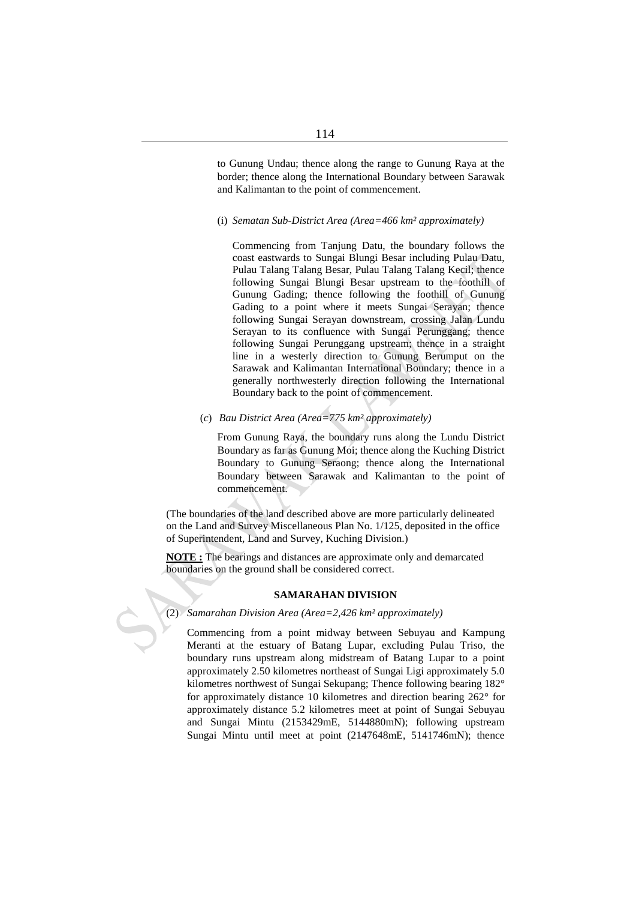to Gunung Undau; thence along the range to Gunung Raya at the border; thence along the International Boundary between Sarawak and Kalimantan to the point of commencement.

(i) *Sematan Sub-District Area (Area=466 km² approximately)*

Commencing from Tanjung Datu, the boundary follows the coast eastwards to Sungai Blungi Besar including Pulau Datu, Pulau Talang Talang Besar, Pulau Talang Talang Kecil; thence following Sungai Blungi Besar upstream to the foothill of Gunung Gading; thence following the foothill of Gunung Gading to a point where it meets Sungai Serayan; thence following Sungai Serayan downstream, crossing Jalan Lundu Serayan to its confluence with Sungai Perunggang; thence following Sungai Perunggang upstream; thence in a straight line in a westerly direction to Gunung Berumput on the Sarawak and Kalimantan International Boundary; thence in a generally northwesterly direction following the International Boundary back to the point of commencement.

(*c*) *Bau District Area (Area=775 km² approximately)*

From Gunung Raya, the boundary runs along the Lundu District Boundary as far as Gunung Moi; thence along the Kuching District Boundary to Gunung Seraong; thence along the International Boundary between Sarawak and Kalimantan to the point of commencement.

(The boundaries of the land described above are more particularly delineated on the Land and Survey Miscellaneous Plan No. 1/125, deposited in the office of Superintendent, Land and Survey, Kuching Division.)

**NOTE :** The bearings and distances are approximate only and demarcated boundaries on the ground shall be considered correct.

## SAMARAHAN DIVISION

(2) *Samarahan Division Area (Area=2,426 km² approximately)*

Commencing from a point midway between Sebuyau and Kampung Meranti at the estuary of Batang Lupar, excluding Pulau Triso, the boundary runs upstream along midstream of Batang Lupar to a point approximately 2.50 kilometres northeast of Sungai Ligi approximately 5.0 kilometres northwest of Sungai Sekupang; Thence following bearing 182° for approximately distance 10 kilometres and direction bearing 262° for approximately distance 5.2 kilometres meet at point of Sungai Sebuyau and Sungai Mintu (2153429mE, 5144880mN); following upstream Sungai Mintu until meet at point (2147648mE, 5141746mN); thence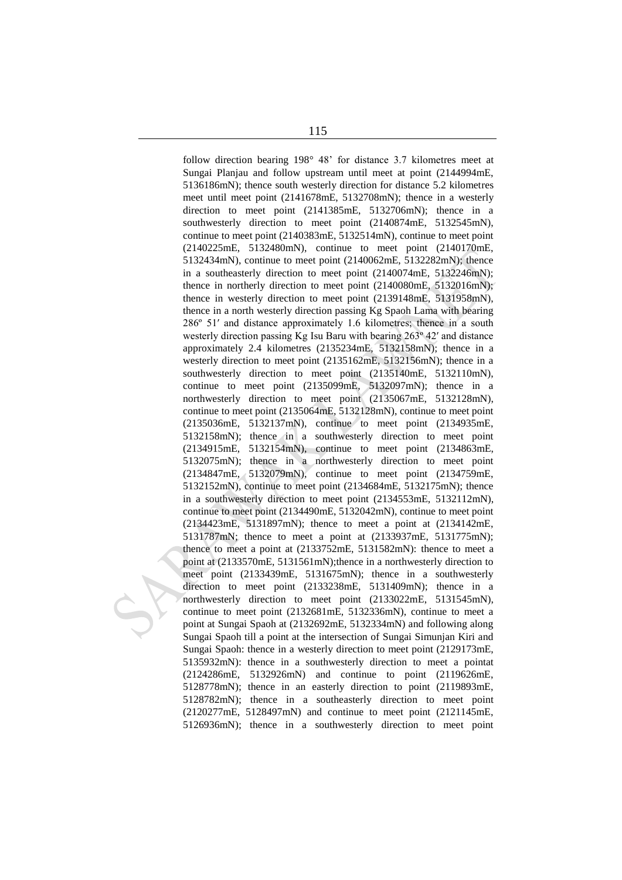follow direction bearing 198° 48' for distance 3.7 kilometres meet at Sungai Planjau and follow upstream until meet at point (2144994mE, 5136186mN); thence south westerly direction for distance 5.2 kilometres meet until meet point (2141678mE, 5132708mN); thence in a westerly direction to meet point (2141385mE, 5132706mN); thence in a southwesterly direction to meet point (2140874mE, 5132545mN), continue to meet point (2140383mE, 5132514mN), continue to meet point (2140225mE, 5132480mN), continue to meet point (2140170mE, 5132434mN), continue to meet point (2140062mE, 5132282mN); thence in a southeasterly direction to meet point (2140074mE, 5132246mN); thence in northerly direction to meet point (2140080mE, 5132016mN); thence in westerly direction to meet point (2139148mE, 5131958mN), thence in a north westerly direction passing Kg Spaoh Lama with bearing 286º 51′ and distance approximately 1.6 kilometres; thence in a south westerly direction passing Kg Isu Baru with bearing 263º 42′ and distance approximately 2.4 kilometres (2135234mE, 5132158mN); thence in a westerly direction to meet point (2135162mE, 5132156mN); thence in a southwesterly direction to meet point (2135140mE, 5132110mN), continue to meet point (2135099mE, 5132097mN); thence in a northwesterly direction to meet point (2135067mE, 5132128mN), continue to meet point (2135064mE, 5132128mN), continue to meet point (2135036mE, 5132137mN), continue to meet point (2134935mE, 5132158mN); thence in a southwesterly direction to meet point (2134915mE, 5132154mN), continue to meet point (2134863mE, 5132075mN); thence in a northwesterly direction to meet point (2134847mE, 5132079mN), continue to meet point (2134759mE, 5132152mN), continue to meet point (2134684mE, 5132175mN); thence in a southwesterly direction to meet point (2134553mE, 5132112mN), continue to meet point (2134490mE, 5132042mN), continue to meet point (2134423mE, 5131897mN); thence to meet a point at (2134142mE, 5131787mN; thence to meet a point at (2133937mE, 5131775mN); thence to meet a point at (2133752mE, 5131582mN): thence to meet a point at (2133570mE, 5131561mN);thence in a northwesterly direction to meet point (2133439mE, 5131675mN); thence in a southwesterly direction to meet point (2133238mE, 5131409mN); thence in a northwesterly direction to meet point (2133022mE, 5131545mN), continue to meet point (2132681mE, 5132336mN), continue to meet a point at Sungai Spaoh at (2132692mE, 5132334mN) and following along Sungai Spaoh till a point at the intersection of Sungai Simunjan Kiri and Sungai Spaoh: thence in a westerly direction to meet point (2129173mE, 5135932mN): thence in a southwesterly direction to meet a pointat (2124286mE, 5132926mN) and continue to point (2119626mE, 5128778mN); thence in an easterly direction to point (2119893mE, 5128782mN); thence in a southeasterly direction to meet point (2120277mE, 5128497mN) and continue to meet point (2121145mE, 5126936mN); thence in a southwesterly direction to meet point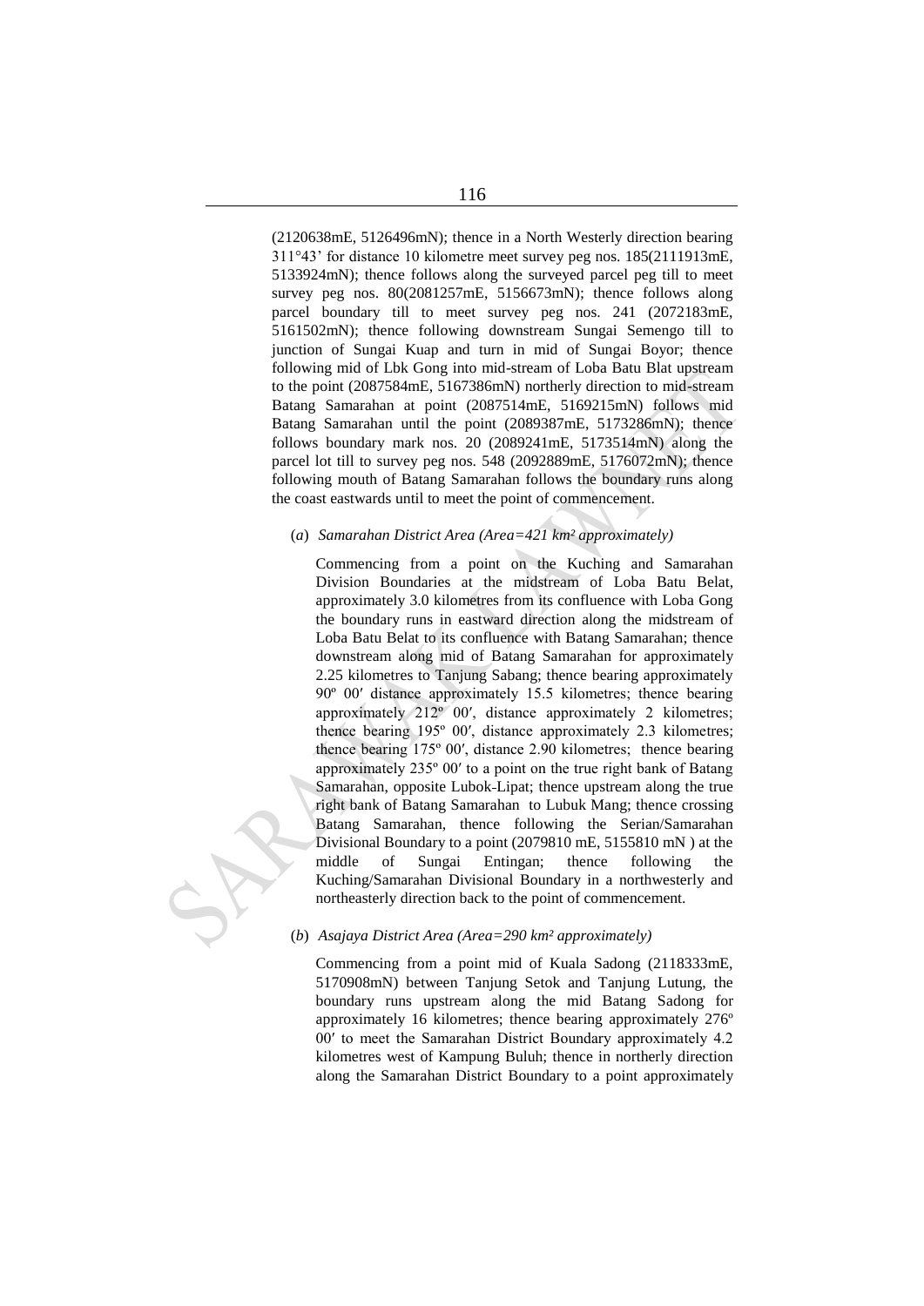(2120638mE, 5126496mN); thence in a North Westerly direction bearing 311°43' for distance 10 kilometre meet survey peg nos. 185(2111913mE, 5133924mN); thence follows along the surveyed parcel peg till to meet survey peg nos. 80(2081257mE, 5156673mN); thence follows along parcel boundary till to meet survey peg nos. 241 (2072183mE, 5161502mN); thence following downstream Sungai Semengo till to junction of Sungai Kuap and turn in mid of Sungai Boyor; thence following mid of Lbk Gong into mid-stream of Loba Batu Blat upstream to the point (2087584mE, 5167386mN) northerly direction to mid-stream Batang Samarahan at point (2087514mE, 5169215mN) follows mid Batang Samarahan until the point (2089387mE, 5173286mN); thence follows boundary mark nos. 20 (2089241mE, 5173514mN) along the parcel lot till to survey peg nos. 548 (2092889mE, 5176072mN); thence following mouth of Batang Samarahan follows the boundary runs along the coast eastwards until to meet the point of commencement.

(*a*) *Samarahan District Area (Area=421 km² approximately)*

Commencing from a point on the Kuching and Samarahan Division Boundaries at the midstream of Loba Batu Belat, approximately 3.0 kilometres from its confluence with Loba Gong the boundary runs in eastward direction along the midstream of Loba Batu Belat to its confluence with Batang Samarahan; thence downstream along mid of Batang Samarahan for approximately 2.25 kilometres to Tanjung Sabang; thence bearing approximately 90º 00′ distance approximately 15.5 kilometres; thence bearing approximately 212º 00′, distance approximately 2 kilometres; thence bearing 195º 00′, distance approximately 2.3 kilometres; thence bearing 175º 00′, distance 2.90 kilometres; thence bearing approximately 235º 00′ to a point on the true right bank of Batang Samarahan, opposite Lubok-Lipat; thence upstream along the true right bank of Batang Samarahan to Lubuk Mang; thence crossing Batang Samarahan, thence following the Serian/Samarahan Divisional Boundary to a point (2079810 mE, 5155810 mN ) at the middle of Sungai Entingan; thence following the Kuching/Samarahan Divisional Boundary in a northwesterly and northeasterly direction back to the point of commencement.

(*b*) *Asajaya District Area (Area=290 km² approximately)*

Commencing from a point mid of Kuala Sadong (2118333mE, 5170908mN) between Tanjung Setok and Tanjung Lutung, the boundary runs upstream along the mid Batang Sadong for approximately 16 kilometres; thence bearing approximately 276º 00′ to meet the Samarahan District Boundary approximately 4.2 kilometres west of Kampung Buluh; thence in northerly direction along the Samarahan District Boundary to a point approximately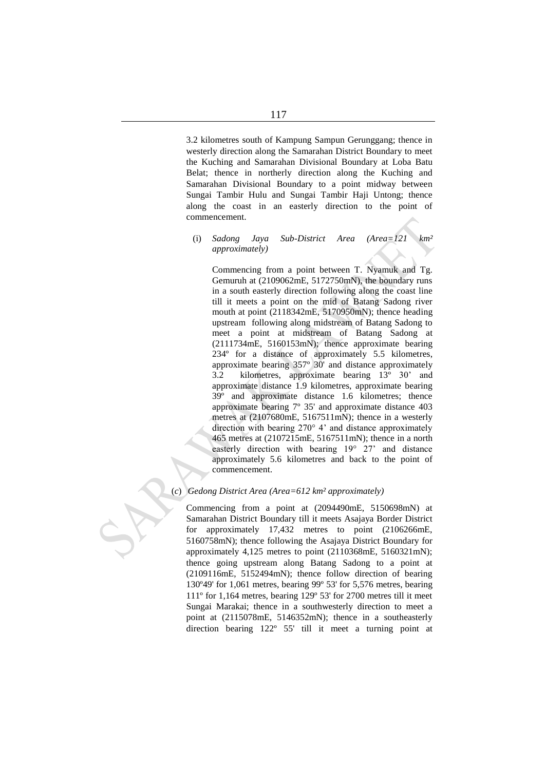3.2 kilometres south of Kampung Sampun Gerunggang; thence in westerly direction along the Samarahan District Boundary to meet the Kuching and Samarahan Divisional Boundary at Loba Batu Belat; thence in northerly direction along the Kuching and Samarahan Divisional Boundary to a point midway between Sungai Tambir Hulu and Sungai Tambir Haji Untong; thence along the coast in an easterly direction to the point of commencement.

(i) *Sadong Jaya Sub-District Area (Area=121 km² approximately)*

Commencing from a point between T. Nyamuk and Tg. Gemuruh at (2109062mE, 5172750mN), the boundary runs in a south easterly direction following along the coast line till it meets a point on the mid of Batang Sadong river mouth at point (2118342mE, 5170950mN); thence heading upstream following along midstream of Batang Sadong to meet a point at midstream of Batang Sadong at (2111734mE, 5160153mN); thence approximate bearing 234º for a distance of approximately 5.5 kilometres, approximate bearing 357º 30' and distance approximately 3.2 kilometres, approximate bearing 13º 30' and approximate distance 1.9 kilometres, approximate bearing 39º and approximate distance 1.6 kilometres; thence approximate bearing 7º 35' and approximate distance 403 metres at (2107680mE, 5167511mN); thence in a westerly direction with bearing 270° 4' and distance approximately 465 metres at (2107215mE, 5167511mN); thence in a north easterly direction with bearing 19° 27' and distance approximately 5.6 kilometres and back to the point of commencement.

(*c*) *Gedong District Area (Area=612 km² approximately)*

Commencing from a point at (2094490mE, 5150698mN) at Samarahan District Boundary till it meets Asajaya Border District for approximately 17,432 metres to point (2106266mE, 5160758mN); thence following the Asajaya District Boundary for approximately 4,125 metres to point (2110368mE, 5160321mN); thence going upstream along Batang Sadong to a point at (2109116mE, 5152494mN); thence follow direction of bearing 130º49' for 1,061 metres, bearing 99º 53' for 5,576 metres, bearing 111º for 1,164 metres, bearing 129º 53' for 2700 metres till it meet Sungai Marakai; thence in a southwesterly direction to meet a point at (2115078mE, 5146352mN); thence in a southeasterly direction bearing 122º 55' till it meet a turning point at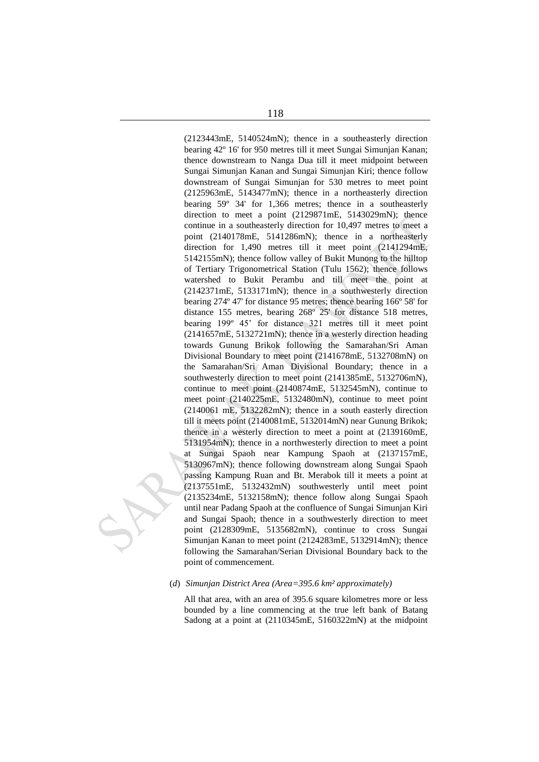(2123443mE, 5140524mN); thence in a southeasterly direction bearing 42º 16' for 950 metres till it meet Sungai Simunjan Kanan; thence downstream to Nanga Dua till it meet midpoint between Sungai Simunjan Kanan and Sungai Simunjan Kiri; thence follow downstream of Sungai Simunjan for 530 metres to meet point (2125963mE, 5143477mN); thence in a northeasterly direction bearing 59º 34' for 1,366 metres; thence in a southeasterly direction to meet a point (2129871mE, 5143029mN); thence continue in a southeasterly direction for 10,497 metres to meet a point (2140178mE, 5141286mN); thence in a northeasterly direction for 1,490 metres till it meet point (2141294mE, 5142155mN); thence follow valley of Bukit Munong to the hilltop of Tertiary Trigonometrical Station (Tulu 1562); thence follows watershed to Bukit Perambu and till meet the point at (2142371mE, 5133171mN); thence in a southwesterly direction bearing 274º 47' for distance 95 metres; thence bearing 166º 58' for distance 155 metres, bearing 268º 25' for distance 518 metres, bearing 199º 45' for distance 321 metres till it meet point (2141657mE, 5132721mN); thence in a westerly direction heading towards Gunung Brikok following the Samarahan/Sri Aman Divisional Boundary to meet point (2141678mE, 5132708mN) on the Samarahan/Sri Aman Divisional Boundary; thence in a southwesterly direction to meet point (2141385mE, 5132706mN), continue to meet point (2140874mE, 5132545mN), continue to meet point (2140225mE, 5132480mN), continue to meet point (2140061 mE, 5132282mN); thence in a south easterly direction till it meets point (2140081mE, 5132014mN) near Gunung Brikok; thence in a westerly direction to meet a point at (2139160mE, 5131954mN); thence in a northwesterly direction to meet a point at Sungai Spaoh near Kampung Spaoh at (2137157mE, 5130967mN); thence following downstream along Sungai Spaoh passing Kampung Ruan and Bt. Merabok till it meets a point at (2137551mE, 5132432mN) southwesterly until meet point (2135234mE, 5132158mN); thence follow along Sungai Spaoh until near Padang Spaoh at the confluence of Sungai Simunjan Kiri and Sungai Spaoh; thence in a southwesterly direction to meet point (2128309mE, 5135682mN), continue to cross Sungai Simunjan Kanan to meet point (2124283mE, 5132914mN); thence following the Samarahan/Serian Divisional Boundary back to the point of commencement.

(*d*) *Simunjan District Area (Area=395.6 km² approximately)*

All that area, with an area of 395.6 square kilometres more or less bounded by a line commencing at the true left bank of Batang Sadong at a point at (2110345mE, 5160322mN) at the midpoint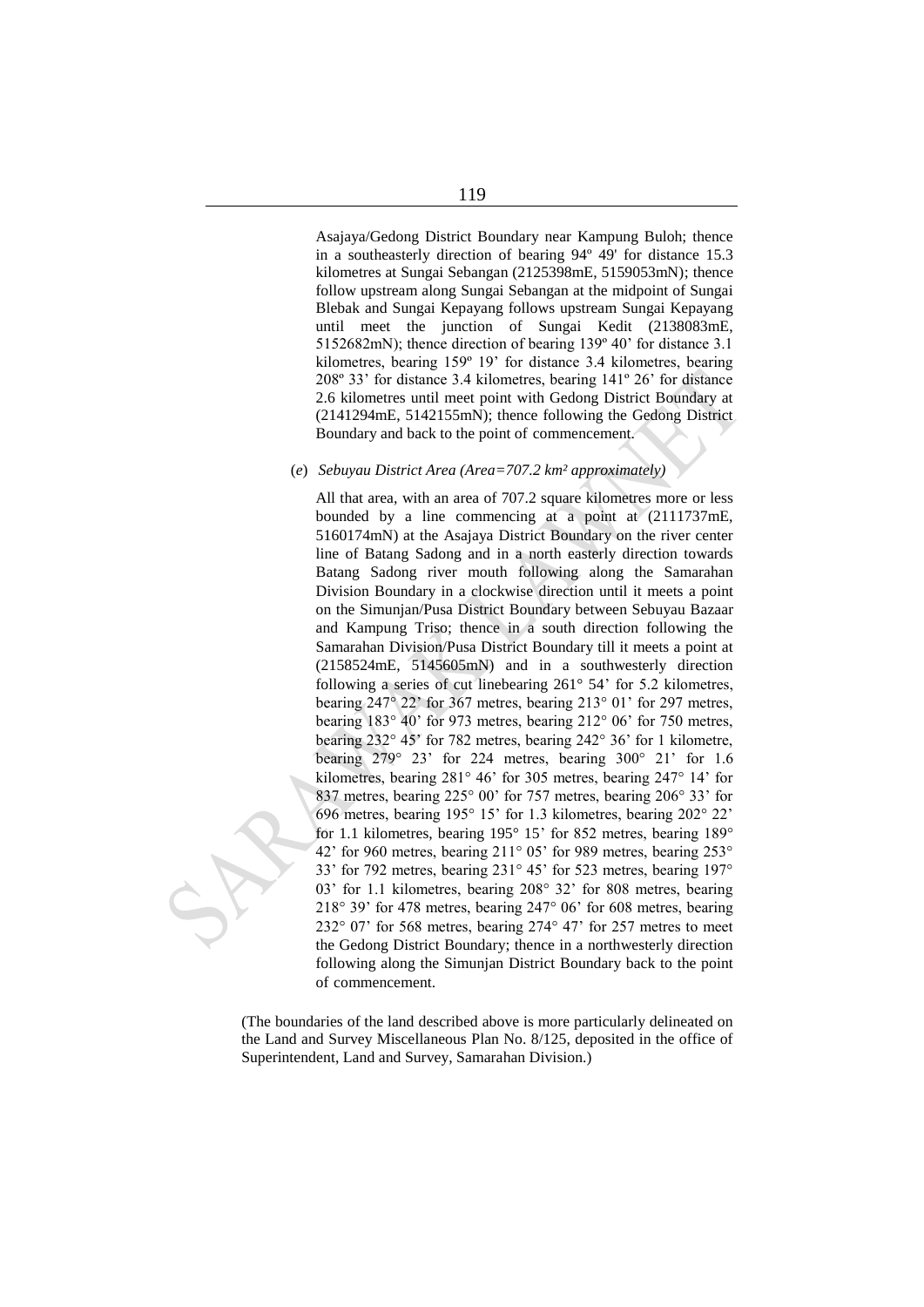Asajaya/Gedong District Boundary near Kampung Buloh; thence in a southeasterly direction of bearing 94º 49' for distance 15.3 kilometres at Sungai Sebangan (2125398mE, 5159053mN); thence follow upstream along Sungai Sebangan at the midpoint of Sungai Blebak and Sungai Kepayang follows upstream Sungai Kepayang until meet the junction of Sungai Kedit (2138083mE, 5152682mN); thence direction of bearing 139º 40' for distance 3.1 kilometres, bearing 159º 19' for distance 3.4 kilometres, bearing 208º 33' for distance 3.4 kilometres, bearing 141º 26' for distance 2.6 kilometres until meet point with Gedong District Boundary at (2141294mE, 5142155mN); thence following the Gedong District Boundary and back to the point of commencement.

(*e*) *Sebuyau District Area (Area=707.2 km² approximately)*

All that area, with an area of 707.2 square kilometres more or less bounded by a line commencing at a point at (2111737mE, 5160174mN) at the Asajaya District Boundary on the river center line of Batang Sadong and in a north easterly direction towards Batang Sadong river mouth following along the Samarahan Division Boundary in a clockwise direction until it meets a point on the Simunjan/Pusa District Boundary between Sebuyau Bazaar and Kampung Triso; thence in a south direction following the Samarahan Division/Pusa District Boundary till it meets a point at (2158524mE, 5145605mN) and in a southwesterly direction following a series of cut linebearing 261° 54' for 5.2 kilometres, bearing 247° 22' for 367 metres, bearing 213° 01' for 297 metres, bearing 183° 40' for 973 metres, bearing 212° 06' for 750 metres, bearing 232° 45' for 782 metres, bearing 242° 36' for 1 kilometre, bearing 279° 23' for 224 metres, bearing 300° 21' for 1.6 kilometres, bearing 281° 46' for 305 metres, bearing 247° 14' for 837 metres, bearing 225° 00' for 757 metres, bearing 206° 33' for 696 metres, bearing 195° 15' for 1.3 kilometres, bearing 202° 22' for 1.1 kilometres, bearing 195° 15' for 852 metres, bearing 189° 42' for 960 metres, bearing 211° 05' for 989 metres, bearing 253° 33' for 792 metres, bearing 231° 45' for 523 metres, bearing 197° 03' for 1.1 kilometres, bearing 208° 32' for 808 metres, bearing 218° 39' for 478 metres, bearing 247° 06' for 608 metres, bearing 232° 07' for 568 metres, bearing 274° 47' for 257 metres to meet the Gedong District Boundary; thence in a northwesterly direction following along the Simunjan District Boundary back to the point of commencement.

(The boundaries of the land described above is more particularly delineated on the Land and Survey Miscellaneous Plan No. 8/125, deposited in the office of Superintendent, Land and Survey, Samarahan Division.)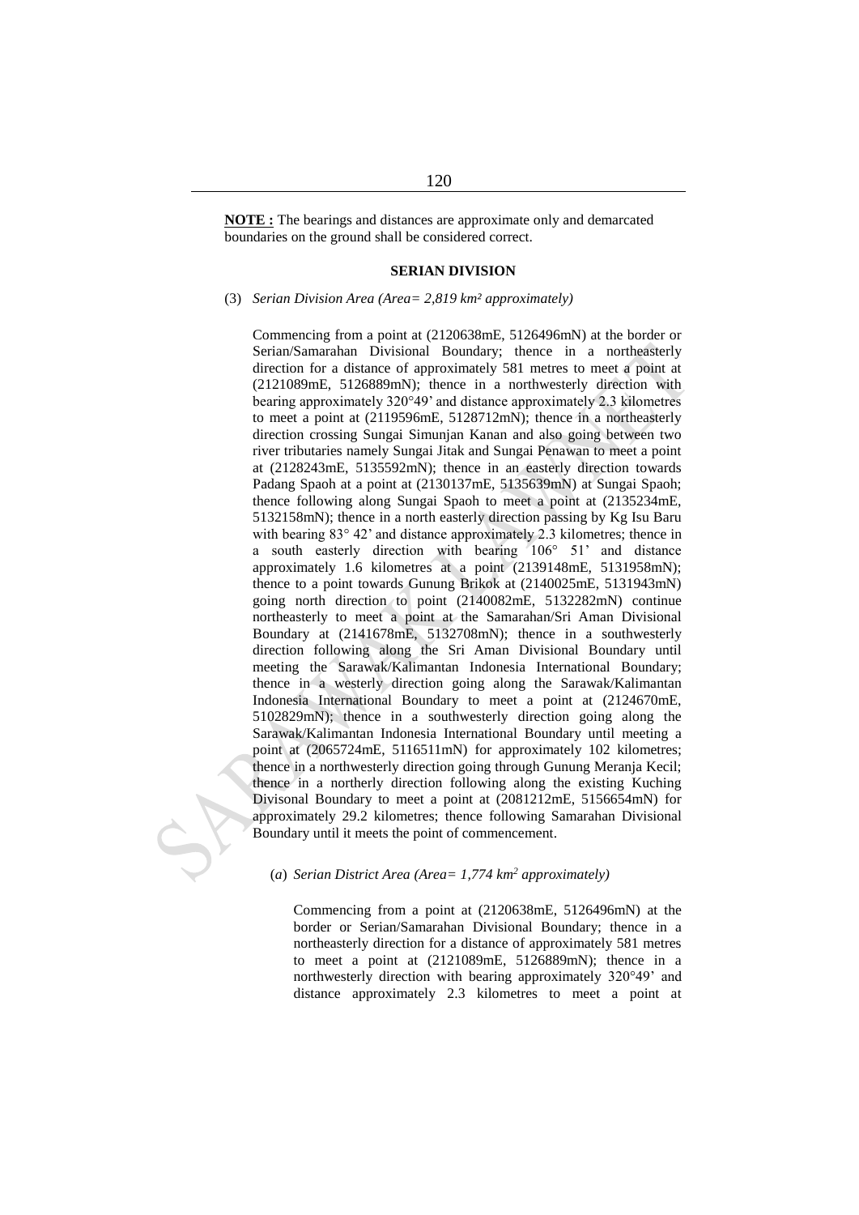**NOTE :** The bearings and distances are approximate only and demarcated boundaries on the ground shall be considered correct.

**SERIAN DIVISION**

(3) *Serian Division Area (Area= 2,819 km² approximately)*

Commencing from a point at (2120638mE, 5126496mN) at the border or Serian/Samarahan Divisional Boundary; thence in a northeasterly direction for a distance of approximately 581 metres to meet a point at (2121089mE, 5126889mN); thence in a northwesterly direction with bearing approximately 320°49' and distance approximately 2.3 kilometres to meet a point at (2119596mE, 5128712mN); thence in a northeasterly direction crossing Sungai Simunjan Kanan and also going between two river tributaries namely Sungai Jitak and Sungai Penawan to meet a point at (2128243mE, 5135592mN); thence in an easterly direction towards Padang Spaoh at a point at (2130137mE, 5135639mN) at Sungai Spaoh; thence following along Sungai Spaoh to meet a point at (2135234mE, 5132158mN); thence in a north easterly direction passing by Kg Isu Baru with bearing 83° 42' and distance approximately 2.3 kilometres; thence in a south easterly direction with bearing 106° 51' and distance approximately 1.6 kilometres at a point (2139148mE, 5131958mN); thence to a point towards Gunung Brikok at (2140025mE, 5131943mN) going north direction to point (2140082mE, 5132282mN) continue northeasterly to meet a point at the Samarahan/Sri Aman Divisional Boundary at (2141678mE, 5132708mN); thence in a southwesterly direction following along the Sri Aman Divisional Boundary until meeting the Sarawak/Kalimantan Indonesia International Boundary; thence in a westerly direction going along the Sarawak/Kalimantan Indonesia International Boundary to meet a point at (2124670mE, 5102829mN); thence in a southwesterly direction going along the Sarawak/Kalimantan Indonesia International Boundary until meeting a point at (2065724mE, 5116511mN) for approximately 102 kilometres; thence in a northwesterly direction going through Gunung Meranja Kecil; thence in a northerly direction following along the existing Kuching Divisonal Boundary to meet a point at (2081212mE, 5156654mN) for approximately 29.2 kilometres; thence following Samarahan Divisional Boundary until it meets the point of commencement.

(*a*) *Serian District Area (Area= 1,774 km² approximately)*

Commencing from a point at (2120638mE, 5126496mN) at the border or Serian/Samarahan Divisional Boundary; thence in a northeasterly direction for a distance of approximately 581 metres to meet a point at (2121089mE, 5126889mN); thence in a northwesterly direction with bearing approximately 320°49' and distance approximately 2.3 kilometres to meet a point at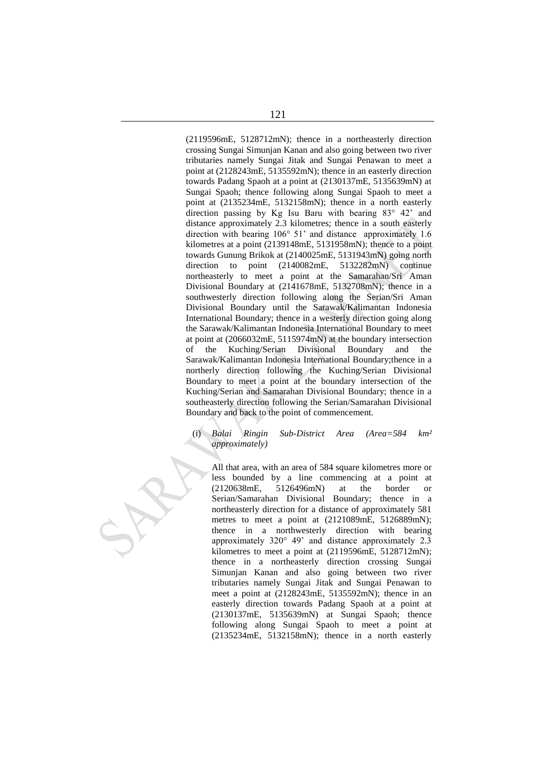(2119596mE, 5128712mN); thence in a northeasterly direction crossing Sungai Simunjan Kanan and also going between two river tributaries namely Sungai Jitak and Sungai Penawan to meet a point at (2128243mE, 5135592mN); thence in an easterly direction towards Padang Spaoh at a point at (2130137mE, 5135639mN) at Sungai Spaoh; thence following along Sungai Spaoh to meet a point at (2135234mE, 5132158mN); thence in a north easterly direction passing by Kg Isu Baru with bearing 83° 42' and distance approximately 2.3 kilometres; thence in a south easterly direction with bearing 106° 51' and distance approximately 1.6 kilometres at a point (2139148mE, 5131958mN); thence to a point towards Gunung Brikok at (2140025mE, 5131943mN) going north direction to point (2140082mE, 5132282mN) continue northeasterly to meet a point at the Samarahan/Sri Aman Divisional Boundary at (2141678mE, 5132708mN); thence in a southwesterly direction following along the Serian/Sri Aman Divisional Boundary until the Sarawak/Kalimantan Indonesia International Boundary; thence in a westerly direction going along the Sarawak/Kalimantan Indonesia International Boundary to meet at point at (2066032mE, 5115974mN) at the boundary intersection of the Kuching/Serian Divisional Boundary and the Sarawak/Kalimantan Indonesia International Boundary;thence in a northerly direction following the Kuching/Serian Divisional Boundary to meet a point at the boundary intersection of the Kuching/Serian and Samarahan Divisional Boundary; thence in a southeasterly direction following the Serian/Samarahan Divisional Boundary and back to the point of commencement.

(i) *Balai Ringin Sub-District Area (Area=584 km² approximately)*

All that area, with an area of 584 square kilometres more or less bounded by a line commencing at a point at (2120638mE, 5126496mN) at the border or Serian/Samarahan Divisional Boundary; thence in a northeasterly direction for a distance of approximately 581 metres to meet a point at (2121089mE, 5126889mN); thence in a northwesterly direction with bearing approximately 320° 49' and distance approximately 2.3 kilometres to meet a point at (2119596mE, 5128712mN); thence in a northeasterly direction crossing Sungai Simunjan Kanan and also going between two river tributaries namely Sungai Jitak and Sungai Penawan to meet a point at (2128243mE, 5135592mN); thence in an easterly direction towards Padang Spaoh at a point at (2130137mE, 5135639mN) at Sungai Spaoh; thence following along Sungai Spaoh to meet a point at (2135234mE, 5132158mN); thence in a north easterly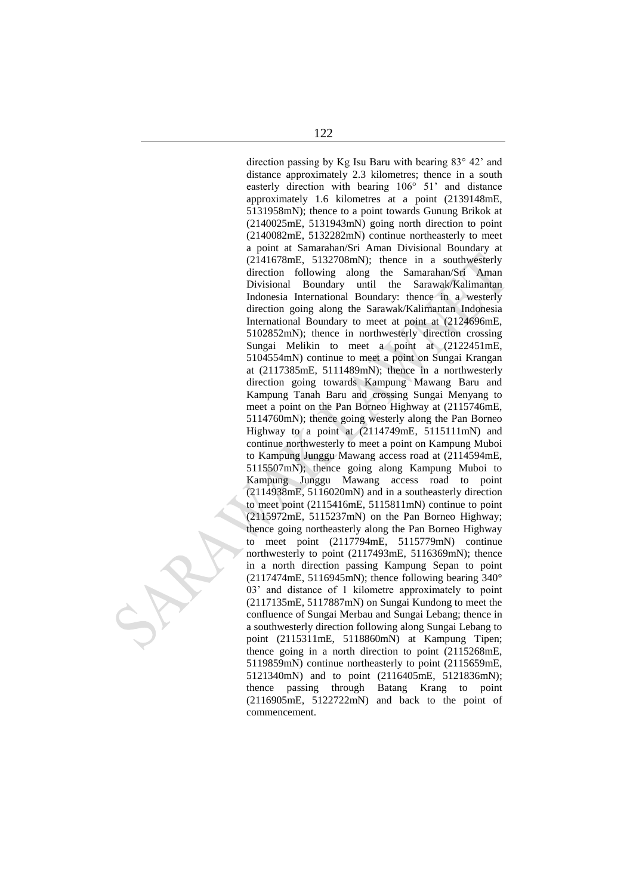direction passing by Kg Isu Baru with bearing 83° 42' and distance approximately 2.3 kilometres; thence in a south easterly direction with bearing 106° 51' and distance approximately 1.6 kilometres at a point (2139148mE, 5131958mN); thence to a point towards Gunung Brikok at (2140025mE, 5131943mN) going north direction to point (2140082mE, 5132282mN) continue northeasterly to meet a point at Samarahan/Sri Aman Divisional Boundary at (2141678mE, 5132708mN); thence in a southwesterly direction following along the Samarahan/Sri Aman Divisional Boundary until the Sarawak/Kalimantan Indonesia International Boundary: thence in a westerly direction going along the Sarawak/Kalimantan Indonesia International Boundary to meet at point at (2124696mE, 5102852mN); thence in northwesterly direction crossing Sungai Melikin to meet a point at (2122451mE, 5104554mN) continue to meet a point on Sungai Krangan at (2117385mE, 5111489mN); thence in a northwesterly direction going towards Kampung Mawang Baru and Kampung Tanah Baru and crossing Sungai Menyang to meet a point on the Pan Borneo Highway at (2115746mE, 5114760mN); thence going westerly along the Pan Borneo Highway to a point at (2114749mE, 5115111mN) and continue northwesterly to meet a point on Kampung Muboi to Kampung Junggu Mawang access road at (2114594mE, 5115507mN); thence going along Kampung Muboi to Kampung Junggu Mawang access road to point (2114938mE, 5116020mN) and in a southeasterly direction to meet point (2115416mE, 5115811mN) continue to point (2115972mE, 5115237mN) on the Pan Borneo Highway; thence going northeasterly along the Pan Borneo Highway to meet point (2117794mE, 5115779mN) continue northwesterly to point (2117493mE, 5116369mN); thence in a north direction passing Kampung Sepan to point (2117474mE, 5116945mN); thence following bearing 340° 03' and distance of 1 kilometre approximately to point (2117135mE, 5117887mN) on Sungai Kundong to meet the confluence of Sungai Merbau and Sungai Lebang; thence in a southwesterly direction following along Sungai Lebang to point (2115311mE, 5118860mN) at Kampung Tipen; thence going in a north direction to point (2115268mE, 5119859mN) continue northeasterly to point (2115659mE, 5121340mN) and to point (2116405mE, 5121836mN); thence passing through Batang Krang to point (2116905mE, 5122722mN) and back to the point of commencement.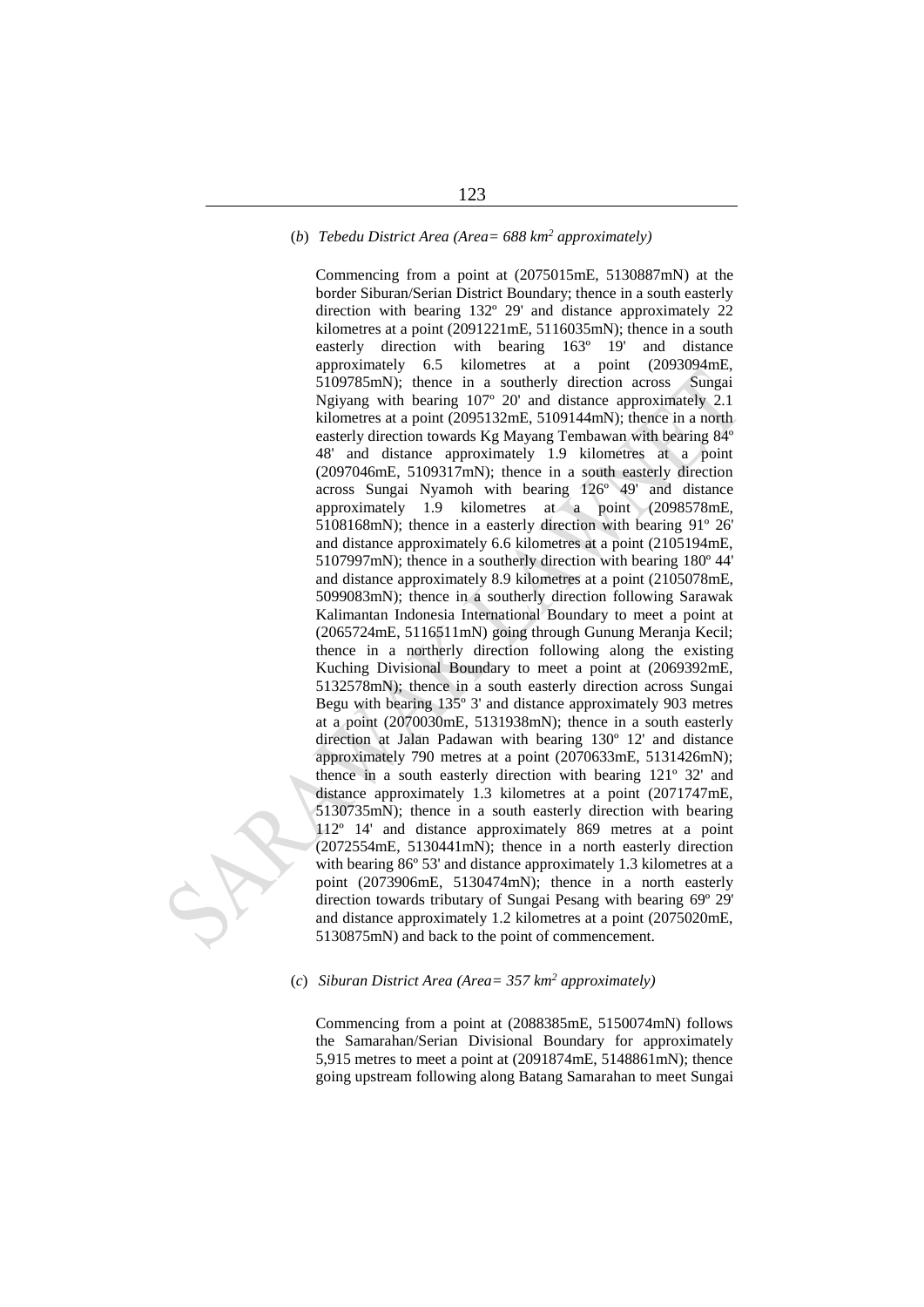(*b*) *Tebedu District Area (Area= 688 km² approximately)*

Commencing from a point at (2075015mE, 5130887mN) at the border Siburan/Serian District Boundary; thence in a south easterly direction with bearing 132º 29' and distance approximately 22 kilometres at a point (2091221mE, 5116035mN); thence in a south easterly direction with bearing 163º 19' and distance approximately 6.5 kilometres at a point (2093094mE, 5109785mN); thence in a southerly direction across Sungai Ngiyang with bearing 107º 20' and distance approximately 2.1 kilometres at a point (2095132mE, 5109144mN); thence in a north easterly direction towards Kg Mayang Tembawan with bearing 84º 48' and distance approximately 1.9 kilometres at a point (2097046mE, 5109317mN); thence in a south easterly direction across Sungai Nyamoh with bearing 126º 49' and distance approximately 1.9 kilometres at a point (2098578mE, 5108168mN); thence in a easterly direction with bearing 91º 26' and distance approximately 6.6 kilometres at a point (2105194mE, 5107997mN); thence in a southerly direction with bearing 180º 44' and distance approximately 8.9 kilometres at a point (2105078mE, 5099083mN); thence in a southerly direction following Sarawak Kalimantan Indonesia International Boundary to meet a point at (2065724mE, 5116511mN) going through Gunung Meranja Kecil; thence in a northerly direction following along the existing Kuching Divisional Boundary to meet a point at (2069392mE, 5132578mN); thence in a south easterly direction across Sungai Begu with bearing 135º 3' and distance approximately 903 metres at a point (2070030mE, 5131938mN); thence in a south easterly direction at Jalan Padawan with bearing 130º 12' and distance approximately 790 metres at a point (2070633mE, 5131426mN); thence in a south easterly direction with bearing 121º 32' and distance approximately 1.3 kilometres at a point (2071747mE, 5130735mN); thence in a south easterly direction with bearing 112º 14' and distance approximately 869 metres at a point (2072554mE, 5130441mN); thence in a north easterly direction with bearing 86º 53' and distance approximately 1.3 kilometres at a point (2073906mE, 5130474mN); thence in a north easterly direction towards tributary of Sungai Pesang with bearing 69º 29' and distance approximately 1.2 kilometres at a point (2075020mE, 5130875mN) and back to the point of commencement.

(*c*) *Siburan District Area (Area= 357 km² approximately)*

Commencing from a point at (2088385mE, 5150074mN) follows the Samarahan/Serian Divisional Boundary for approximately 5,915 metres to meet a point at (2091874mE, 5148861mN); thence going upstream following along Batang Samarahan to meet Sungai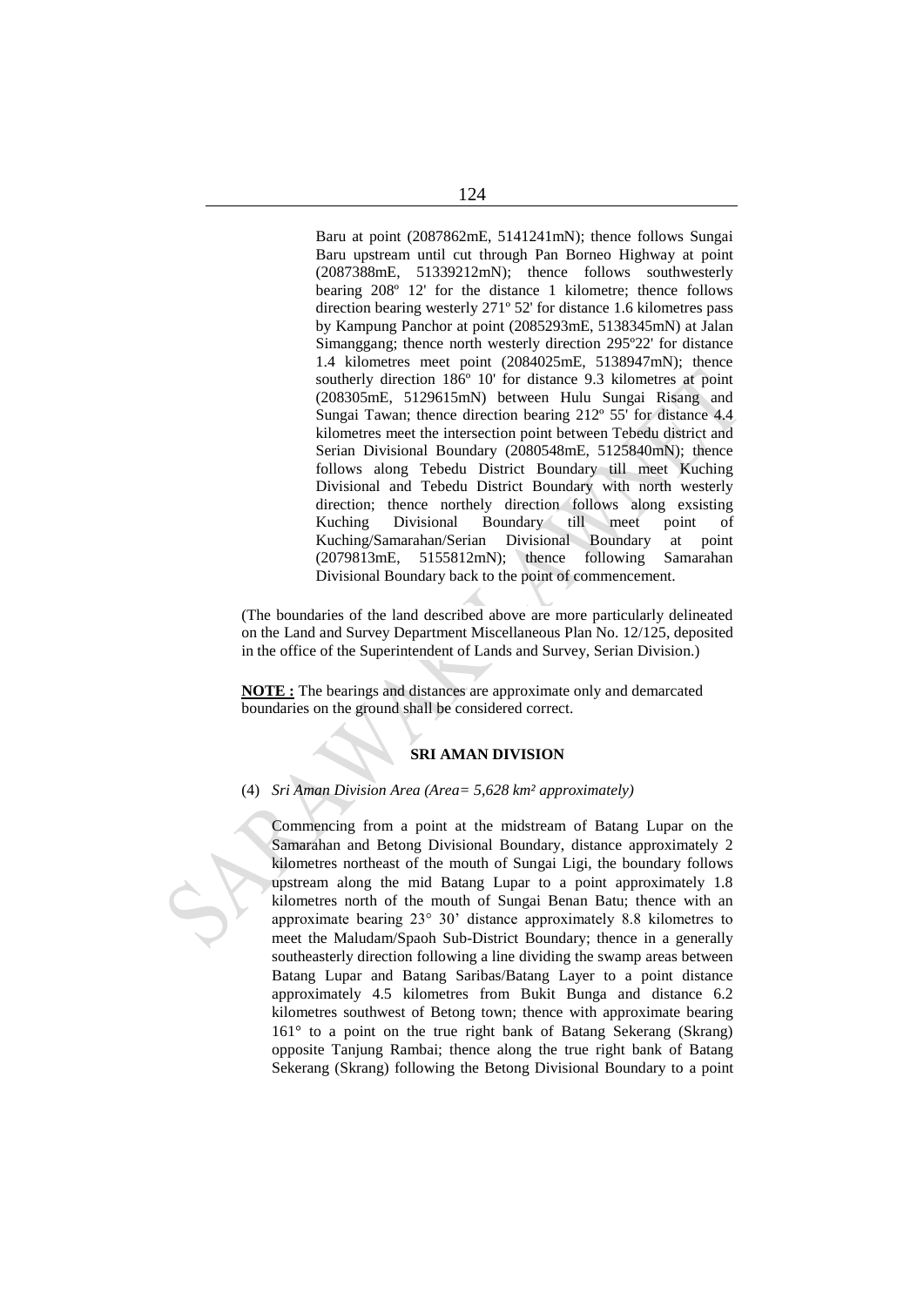Baru at point (2087862mE, 5141241mN); thence follows Sungai Baru upstream until cut through Pan Borneo Highway at point (2087388mE, 51339212mN); thence follows southwesterly bearing 208º 12' for the distance 1 kilometre; thence follows direction bearing westerly 271º 52' for distance 1.6 kilometres pass by Kampung Panchor at point (2085293mE, 5138345mN) at Jalan Simanggang; thence north westerly direction 295º22' for distance 1.4 kilometres meet point (2084025mE, 5138947mN); thence southerly direction 186º 10' for distance 9.3 kilometres at point (208305mE, 5129615mN) between Hulu Sungai Risang and Sungai Tawan; thence direction bearing 212º 55' for distance 4.4 kilometres meet the intersection point between Tebedu district and Serian Divisional Boundary (2080548mE, 5125840mN); thence follows along Tebedu District Boundary till meet Kuching Divisional and Tebedu District Boundary with north westerly direction; thence northely direction follows along exsisting Kuching Divisional Boundary till meet point of Kuching/Samarahan/Serian Divisional Boundary at point (2079813mE, 5155812mN); thence following Samarahan Divisional Boundary back to the point of commencement.

(The boundaries of the land described above are more particularly delineated on the Land and Survey Department Miscellaneous Plan No. 12/125, deposited in the office of the Superintendent of Lands and Survey, Serian Division.)

**NOTE :** The bearings and distances are approximate only and demarcated boundaries on the ground shall be considered correct.

## SRI AMAN DIVISION

(4) *Sri Aman Division Area (Area= 5,628 km² approximately)*

Commencing from a point at the midstream of Batang Lupar on the Samarahan and Betong Divisional Boundary, distance approximately 2 kilometres northeast of the mouth of Sungai Ligi, the boundary follows upstream along the mid Batang Lupar to a point approximately 1.8 kilometres north of the mouth of Sungai Benan Batu; thence with an approximate bearing 23° 30' distance approximately 8.8 kilometres to meet the Maludam/Spaoh Sub-District Boundary; thence in a generally southeasterly direction following a line dividing the swamp areas between Batang Lupar and Batang Saribas/Batang Layer to a point distance approximately 4.5 kilometres from Bukit Bunga and distance 6.2 kilometres southwest of Betong town; thence with approximate bearing 161° to a point on the true right bank of Batang Sekerang (Skrang) opposite Tanjung Rambai; thence along the true right bank of Batang Sekerang (Skrang) following the Betong Divisional Boundary to a point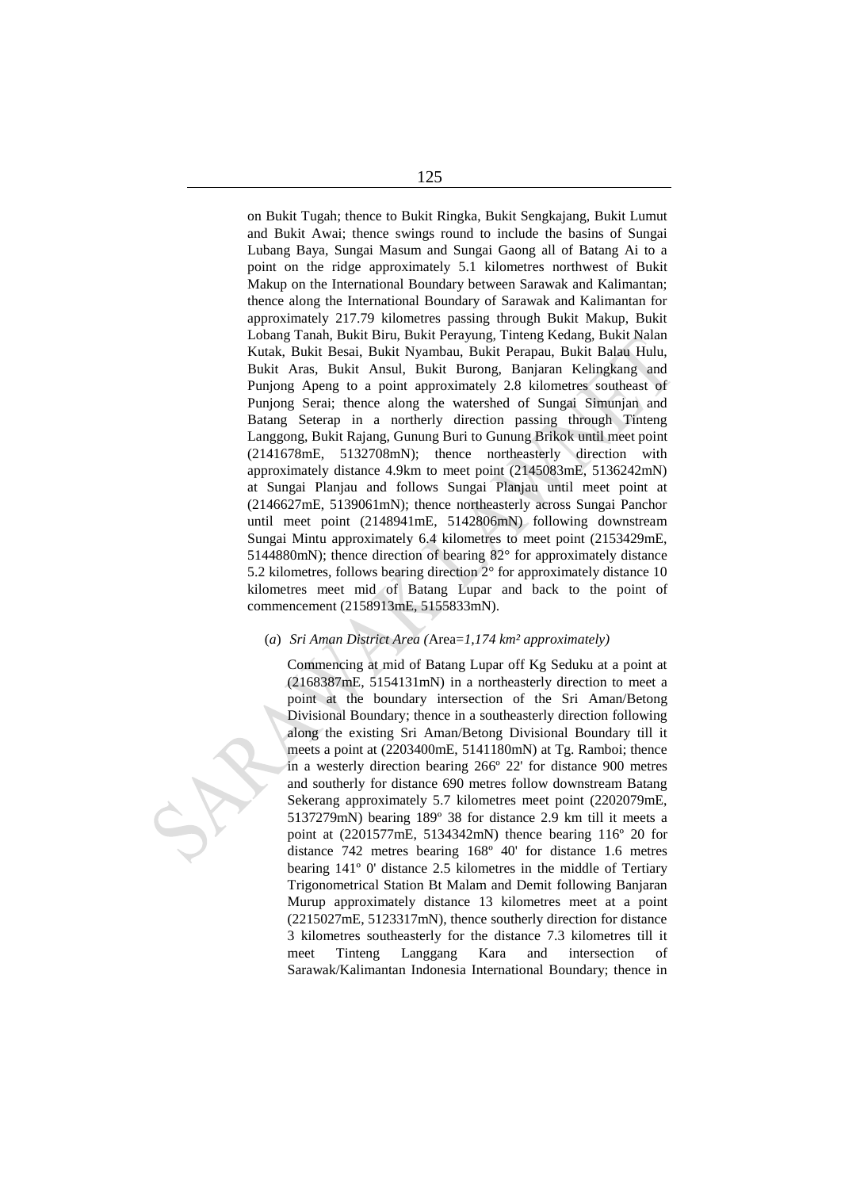on Bukit Tugah; thence to Bukit Ringka, Bukit Sengkajang, Bukit Lumut and Bukit Awai; thence swings round to include the basins of Sungai Lubang Baya, Sungai Masum and Sungai Gaong all of Batang Ai to a point on the ridge approximately 5.1 kilometres northwest of Bukit Makup on the International Boundary between Sarawak and Kalimantan; thence along the International Boundary of Sarawak and Kalimantan for approximately 217.79 kilometres passing through Bukit Makup, Bukit Lobang Tanah, Bukit Biru, Bukit Perayung, Tinteng Kedang, Bukit Nalan Kutak, Bukit Besai, Bukit Nyambau, Bukit Perapau, Bukit Balau Hulu, Bukit Aras, Bukit Ansul, Bukit Burong, Banjaran Kelingkang and Punjong Apeng to a point approximately 2.8 kilometres southeast of Punjong Serai; thence along the watershed of Sungai Simunjan and Batang Seterap in a northerly direction passing through Tinteng Langgong, Bukit Rajang, Gunung Buri to Gunung Brikok until meet point (2141678mE, 5132708mN); thence northeasterly direction with approximately distance 4.9km to meet point (2145083mE, 5136242mN) at Sungai Planjau and follows Sungai Planjau until meet point at (2146627mE, 5139061mN); thence northeasterly across Sungai Panchor until meet point (2148941mE, 5142806mN) following downstream Sungai Mintu approximately 6.4 kilometres to meet point (2153429mE, 5144880mN); thence direction of bearing 82° for approximately distance 5.2 kilometres, follows bearing direction 2° for approximately distance 10 kilometres meet mid of Batang Lupar and back to the point of commencement (2158913mE, 5155833mN).

(*a*) *Sri Aman District Area (*Area=*1,174 km² approximately)*

Commencing at mid of Batang Lupar off Kg Seduku at a point at (2168387mE, 5154131mN) in a northeasterly direction to meet a point at the boundary intersection of the Sri Aman/Betong Divisional Boundary; thence in a southeasterly direction following along the existing Sri Aman/Betong Divisional Boundary till it meets a point at (2203400mE, 5141180mN) at Tg. Ramboi; thence in a westerly direction bearing 266º 22' for distance 900 metres and southerly for distance 690 metres follow downstream Batang Sekerang approximately 5.7 kilometres meet point (2202079mE, 5137279mN) bearing 189º 38 for distance 2.9 km till it meets a point at (2201577mE, 5134342mN) thence bearing 116º 20 for distance 742 metres bearing 168º 40' for distance 1.6 metres bearing 141º 0' distance 2.5 kilometres in the middle of Tertiary Trigonometrical Station Bt Malam and Demit following Banjaran Murup approximately distance 13 kilometres meet at a point (2215027mE, 5123317mN), thence southerly direction for distance 3 kilometres southeasterly for the distance 7.3 kilometres till it meet Tinteng Langgang Kara and intersection of Sarawak/Kalimantan Indonesia International Boundary; thence in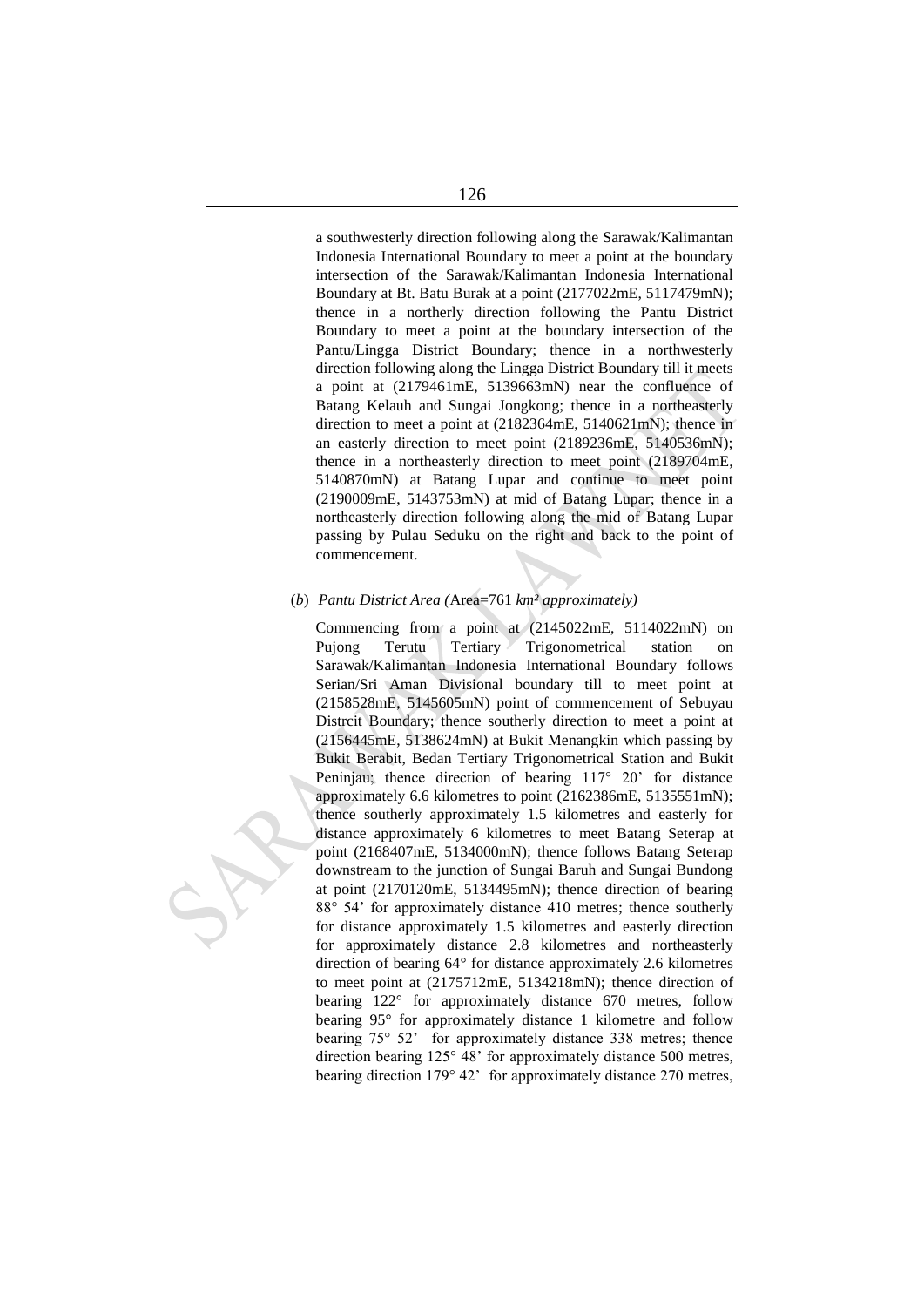a southwesterly direction following along the Sarawak/Kalimantan Indonesia International Boundary to meet a point at the boundary intersection of the Sarawak/Kalimantan Indonesia International Boundary at Bt. Batu Burak at a point (2177022mE, 5117479mN); thence in a northerly direction following the Pantu District Boundary to meet a point at the boundary intersection of the Pantu/Lingga District Boundary; thence in a northwesterly direction following along the Lingga District Boundary till it meets a point at (2179461mE, 5139663mN) near the confluence of Batang Kelauh and Sungai Jongkong; thence in a northeasterly direction to meet a point at (2182364mE, 5140621mN); thence in an easterly direction to meet point (2189236mE, 5140536mN); thence in a northeasterly direction to meet point (2189704mE, 5140870mN) at Batang Lupar and continue to meet point (2190009mE, 5143753mN) at mid of Batang Lupar; thence in a northeasterly direction following along the mid of Batang Lupar passing by Pulau Seduku on the right and back to the point of commencement.

(*b*) *Pantu District Area (*Area=761 *km² approximately)*

Commencing from a point at (2145022mE, 5114022mN) on Pujong Terutu Tertiary Trigonometrical station on Sarawak/Kalimantan Indonesia International Boundary follows Serian/Sri Aman Divisional boundary till to meet point at (2158528mE, 5145605mN) point of commencement of Sebuyau Distrcit Boundary; thence southerly direction to meet a point at (2156445mE, 5138624mN) at Bukit Menangkin which passing by Bukit Berabit, Bedan Tertiary Trigonometrical Station and Bukit Peninjau; thence direction of bearing 117° 20' for distance approximately 6.6 kilometres to point (2162386mE, 5135551mN); thence southerly approximately 1.5 kilometres and easterly for distance approximately 6 kilometres to meet Batang Seterap at point (2168407mE, 5134000mN); thence follows Batang Seterap downstream to the junction of Sungai Baruh and Sungai Bundong at point (2170120mE, 5134495mN); thence direction of bearing 88° 54' for approximately distance 410 metres; thence southerly for distance approximately 1.5 kilometres and easterly direction for approximately distance 2.8 kilometres and northeasterly direction of bearing 64° for distance approximately 2.6 kilometres to meet point at (2175712mE, 5134218mN); thence direction of bearing 122° for approximately distance 670 metres, follow bearing 95° for approximately distance 1 kilometre and follow bearing 75° 52' for approximately distance 338 metres; thence direction bearing 125° 48' for approximately distance 500 metres, bearing direction 179° 42' for approximately distance 270 metres,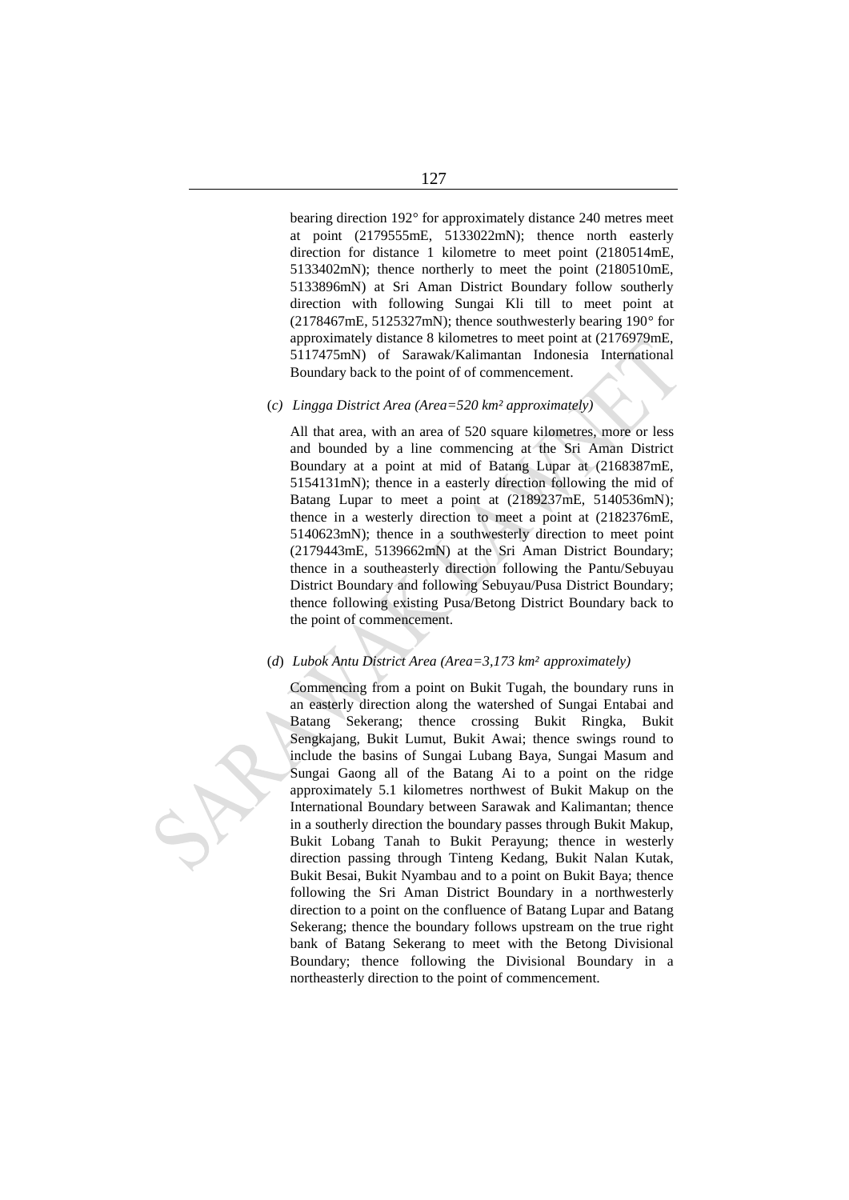bearing direction 192° for approximately distance 240 metres meet at point (2179555mE, 5133022mN); thence north easterly direction for distance 1 kilometre to meet point (2180514mE, 5133402mN); thence northerly to meet the point (2180510mE, 5133896mN) at Sri Aman District Boundary follow southerly direction with following Sungai Kli till to meet point at (2178467mE, 5125327mN); thence southwesterly bearing 190° for approximately distance 8 kilometres to meet point at (2176979mE, 5117475mN) of Sarawak/Kalimantan Indonesia International Boundary back to the point of of commencement.

(*c*) *Lingga District Area (Area=520 km² approximately)*

All that area, with an area of 520 square kilometres, more or less and bounded by a line commencing at the Sri Aman District Boundary at a point at mid of Batang Lupar at (2168387mE, 5154131mN); thence in a easterly direction following the mid of Batang Lupar to meet a point at (2189237mE, 5140536mN); thence in a westerly direction to meet a point at (2182376mE, 5140623mN); thence in a southwesterly direction to meet point (2179443mE, 5139662mN) at the Sri Aman District Boundary; thence in a southeasterly direction following the Pantu/Sebuyau District Boundary and following Sebuyau/Pusa District Boundary; thence following existing Pusa/Betong District Boundary back to the point of commencement.

(*d*) *Lubok Antu District Area (Area=3,173 km² approximately)*

Commencing from a point on Bukit Tugah, the boundary runs in an easterly direction along the watershed of Sungai Entabai and Batang Sekerang; thence crossing Bukit Ringka, Bukit Sengkajang, Bukit Lumut, Bukit Awai; thence swings round to include the basins of Sungai Lubang Baya, Sungai Masum and Sungai Gaong all of the Batang Ai to a point on the ridge approximately 5.1 kilometres northwest of Bukit Makup on the International Boundary between Sarawak and Kalimantan; thence in a southerly direction the boundary passes through Bukit Makup, Bukit Lobang Tanah to Bukit Perayung; thence in westerly direction passing through Tinteng Kedang, Bukit Nalan Kutak, Bukit Besai, Bukit Nyambau and to a point on Bukit Baya; thence following the Sri Aman District Boundary in a northwesterly direction to a point on the confluence of Batang Lupar and Batang Sekerang; thence the boundary follows upstream on the true right bank of Batang Sekerang to meet with the Betong Divisional Boundary; thence following the Divisional Boundary in a northeasterly direction to the point of commencement.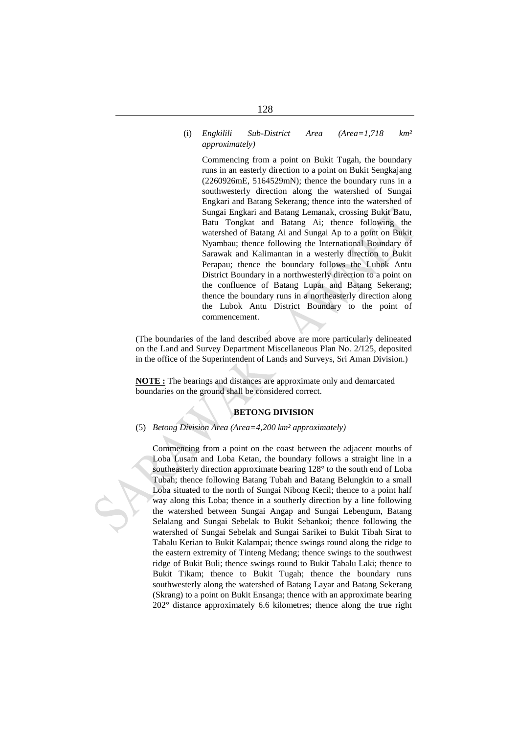(i) *Engkilili Sub-District Area (Area=1,718 km² approximately)*

Commencing from a point on Bukit Tugah, the boundary runs in an easterly direction to a point on Bukit Sengkajang (2260926mE, 5164529mN); thence the boundary runs in a southwesterly direction along the watershed of Sungai Engkari and Batang Sekerang; thence into the watershed of Sungai Engkari and Batang Lemanak, crossing Bukit Batu, Batu Tongkat and Batang Ai; thence following the watershed of Batang Ai and Sungai Ap to a point on Bukit Nyambau; thence following the International Boundary of Sarawak and Kalimantan in a westerly direction to Bukit Perapau; thence the boundary follows the Lubok Antu District Boundary in a northwesterly direction to a point on the confluence of Batang Lupar and Batang Sekerang; thence the boundary runs in a northeasterly direction along the Lubok Antu District Boundary to the point of commencement.

(The boundaries of the land described above are more particularly delineated on the Land and Survey Department Miscellaneous Plan No. 2/125, deposited in the office of the Superintendent of Lands and Surveys, Sri Aman Division.)

**NOTE :** The bearings and distances are approximate only and demarcated boundaries on the ground shall be considered correct.

## BETONG DIVISION

(5) *Betong Division Area (Area=4,200 km² approximately)*

Commencing from a point on the coast between the adjacent mouths of Loba Lusam and Loba Ketan, the boundary follows a straight line in a southeasterly direction approximate bearing 128° to the south end of Loba Tubah; thence following Batang Tubah and Batang Belungkin to a small Loba situated to the north of Sungai Nibong Kecil; thence to a point half way along this Loba; thence in a southerly direction by a line following the watershed between Sungai Angap and Sungai Lebengum, Batang Selalang and Sungai Sebelak to Bukit Sebankoi; thence following the watershed of Sungai Sebelak and Sungai Sarikei to Bukit Tibah Sirat to Tabalu Kerian to Bukit Kalampai; thence swings round along the ridge to the eastern extremity of Tinteng Medang; thence swings to the southwest ridge of Bukit Buli; thence swings round to Bukit Tabalu Laki; thence to Bukit Tikam; thence to Bukit Tugah; thence the boundary runs southwesterly along the watershed of Batang Layar and Batang Sekerang (Skrang) to a point on Bukit Ensanga; thence with an approximate bearing 202° distance approximately 6.6 kilometres; thence along the true right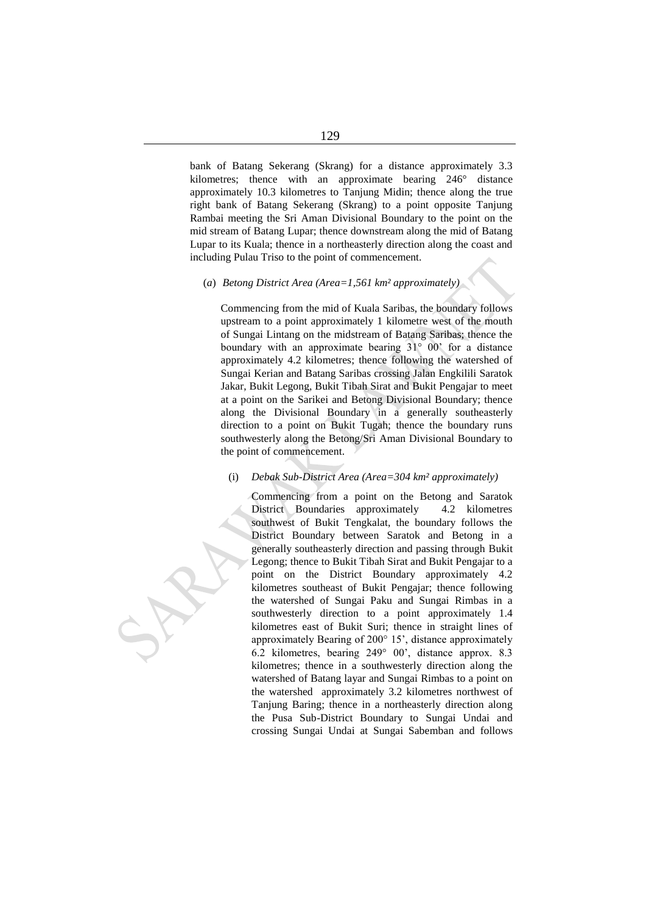bank of Batang Sekerang (Skrang) for a distance approximately 3.3 kilometres; thence with an approximate bearing 246° distance approximately 10.3 kilometres to Tanjung Midin; thence along the true right bank of Batang Sekerang (Skrang) to a point opposite Tanjung Rambai meeting the Sri Aman Divisional Boundary to the point on the mid stream of Batang Lupar; thence downstream along the mid of Batang Lupar to its Kuala; thence in a northeasterly direction along the coast and including Pulau Triso to the point of commencement.

(*a*) *Betong District Area (Area=1,561 km² approximately)*

Commencing from the mid of Kuala Saribas, the boundary follows upstream to a point approximately 1 kilometre west of the mouth of Sungai Lintang on the midstream of Batang Saribas; thence the boundary with an approximate bearing 31° 00' for a distance approximately 4.2 kilometres; thence following the watershed of Sungai Kerian and Batang Saribas crossing Jalan Engkilili Saratok Jakar, Bukit Legong, Bukit Tibah Sirat and Bukit Pengajar to meet at a point on the Sarikei and Betong Divisional Boundary; thence along the Divisional Boundary in a generally southeasterly direction to a point on Bukit Tugah; thence the boundary runs southwesterly along the Betong/Sri Aman Divisional Boundary to the point of commencement.

(i) *Debak Sub-District Area (Area=304 km² approximately)*

Commencing from a point on the Betong and Saratok District Boundaries approximately 4.2 kilometres southwest of Bukit Tengkalat, the boundary follows the District Boundary between Saratok and Betong in a generally southeasterly direction and passing through Bukit Legong; thence to Bukit Tibah Sirat and Bukit Pengajar to a point on the District Boundary approximately 4.2 kilometres southeast of Bukit Pengajar; thence following the watershed of Sungai Paku and Sungai Rimbas in a southwesterly direction to a point approximately 1.4 kilometres east of Bukit Suri; thence in straight lines of approximately Bearing of 200° 15', distance approximately 6.2 kilometres, bearing 249° 00', distance approx. 8.3 kilometres; thence in a southwesterly direction along the watershed of Batang layar and Sungai Rimbas to a point on the watershed approximately 3.2 kilometres northwest of Tanjung Baring; thence in a northeasterly direction along the Pusa Sub-District Boundary to Sungai Undai and crossing Sungai Undai at Sungai Sabemban and follows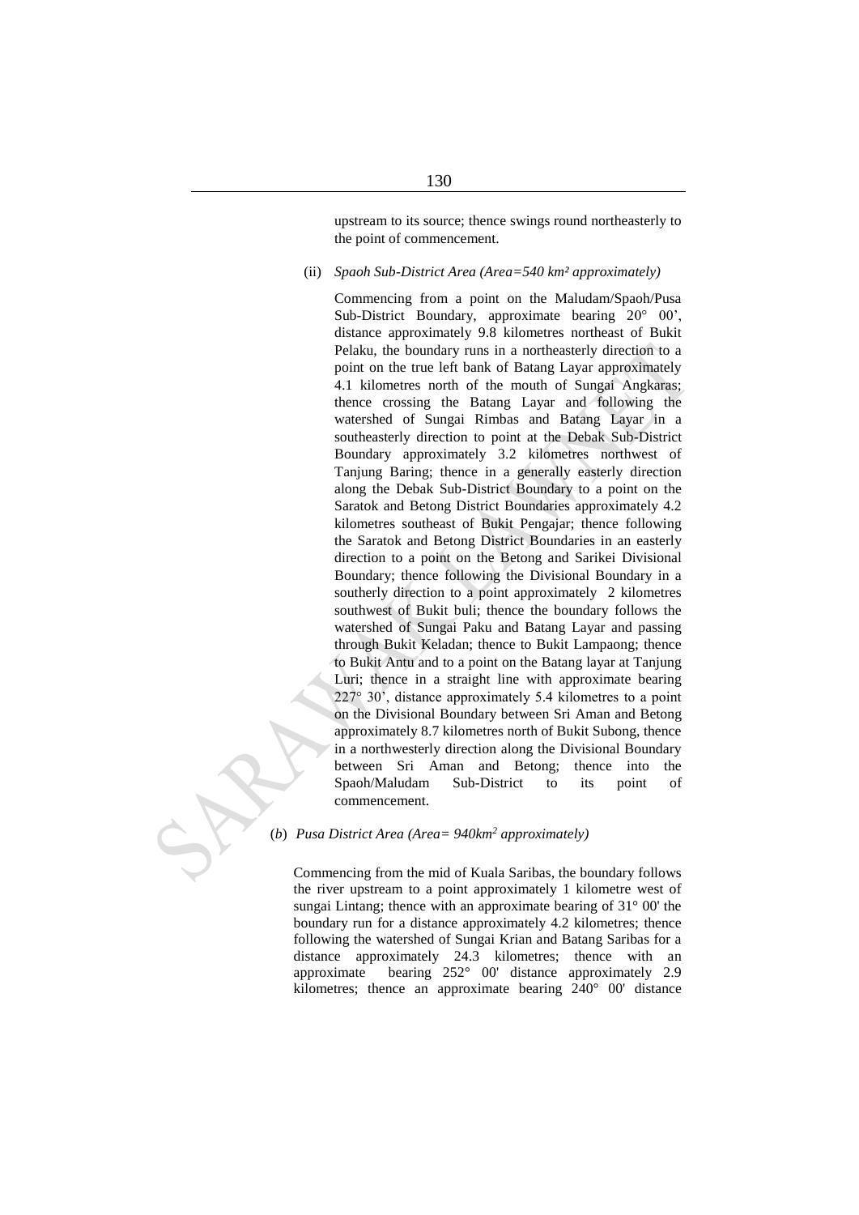upstream to its source; thence swings round northeasterly to the point of commencement.

(ii) *Spaoh Sub-District Area (Area=540 km² approximately)*

Commencing from a point on the Maludam/Spaoh/Pusa Sub-District Boundary, approximate bearing 20° 00', distance approximately 9.8 kilometres northeast of Bukit Pelaku, the boundary runs in a northeasterly direction to a point on the true left bank of Batang Layar approximately 4.1 kilometres north of the mouth of Sungai Angkaras; thence crossing the Batang Layar and following the watershed of Sungai Rimbas and Batang Layar in a southeasterly direction to point at the Debak Sub-District Boundary approximately 3.2 kilometres northwest of Tanjung Baring; thence in a generally easterly direction along the Debak Sub-District Boundary to a point on the Saratok and Betong District Boundaries approximately 4.2 kilometres southeast of Bukit Pengajar; thence following the Saratok and Betong District Boundaries in an easterly direction to a point on the Betong and Sarikei Divisional Boundary; thence following the Divisional Boundary in a southerly direction to a point approximately 2 kilometres southwest of Bukit buli; thence the boundary follows the watershed of Sungai Paku and Batang Layar and passing through Bukit Keladan; thence to Bukit Lampaong; thence to Bukit Antu and to a point on the Batang layar at Tanjung Luri; thence in a straight line with approximate bearing 227° 30', distance approximately 5.4 kilometres to a point on the Divisional Boundary between Sri Aman and Betong approximately 8.7 kilometres north of Bukit Subong, thence in a northwesterly direction along the Divisional Boundary between Sri Aman and Betong; thence into the Spaoh/Maludam Sub-District to its point of commencement.

(*b*) *Pusa District Area (Area= 940km² approximately)*

Commencing from the mid of Kuala Saribas, the boundary follows the river upstream to a point approximately 1 kilometre west of sungai Lintang; thence with an approximate bearing of 31° 00' the boundary run for a distance approximately 4.2 kilometres; thence following the watershed of Sungai Krian and Batang Saribas for a distance approximately 24.3 kilometres; thence with an approximate bearing 252° 00' distance approximately 2.9 kilometres; thence an approximate bearing 240° 00' distance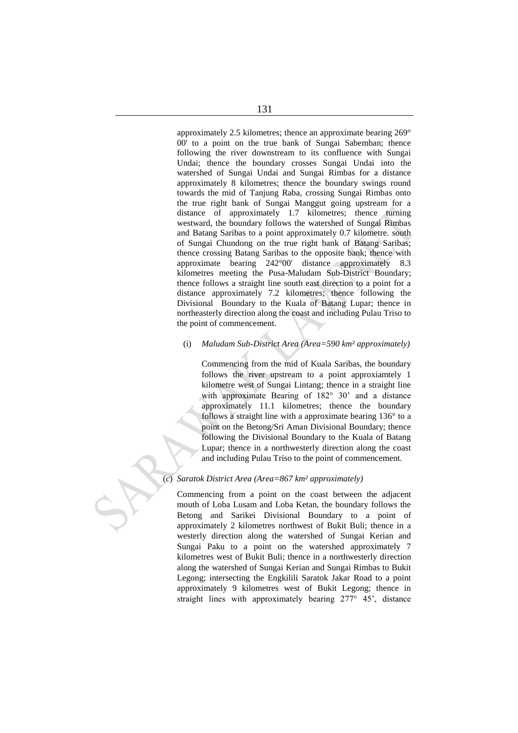approximately 2.5 kilometres; thence an approximate bearing 269° 00' to a point on the true bank of Sungai Sabemban; thence following the river downstream to its confluence with Sungai Undai; thence the boundary crosses Sungai Undai into the watershed of Sungai Undai and Sungai Rimbas for a distance approximately 8 kilometres; thence the boundary swings round towards the mid of Tanjung Raba, crossing Sungai Rimbas onto the true right bank of Sungai Manggut going upstream for a distance of approximately 1.7 kilometres; thence turning westward, the boundary follows the watershed of Sungai Rimbas and Batang Saribas to a point approximately 0.7 kilometre. south of Sungai Chundong on the true right bank of Batang Saribas; thence crossing Batang Saribas to the opposite bank; thence with approximate bearing 242°00' distance approximately 8.3 kilometres meeting the Pusa-Maludam Sub-District Boundary; thence follows a straight line south east direction to a point for a distance approximately 7.2 kilometres; thence following the Divisional Boundary to the Kuala of Batang Lupar; thence in northeasterly direction along the coast and including Pulau Triso to the point of commencement.

(i) *Maludam Sub-District Area (Area=590 km² approximately)*

Commencing from the mid of Kuala Saribas, the boundary follows the river upstream to a point approxiamtely 1 kilometre west of Sungai Lintang; thence in a straight line with approximate Bearing of 182° 30' and a distance approximately 11.1 kilometres; thence the boundary follows a straight line with a approximate bearing 136° to a point on the Betong/Sri Aman Divisional Boundary; thence following the Divisional Boundary to the Kuala of Batang Lupar; thence in a northwesterly direction along the coast and including Pulau Triso to the point of commencement.

(*c*) *Saratok District Area (Area=867 km² approximately)*

Commencing from a point on the coast between the adjacent mouth of Loba Lusam and Loba Ketan, the boundary follows the Betong and Sarikei Divisional Boundary to a point of approximately 2 kilometres northwest of Bukit Buli; thence in a westerly direction along the watershed of Sungai Kerian and Sungai Paku to a point on the watershed approximately 7 kilometres west of Bukit Buli; thence in a northwesterly direction along the watershed of Sungai Kerian and Sungai Rimbas to Bukit Legong; intersecting the Engkilili Saratok Jakar Road to a point approximately 9 kilometres west of Bukit Legong; thence in straight lines with approximately bearing 277° 45', distance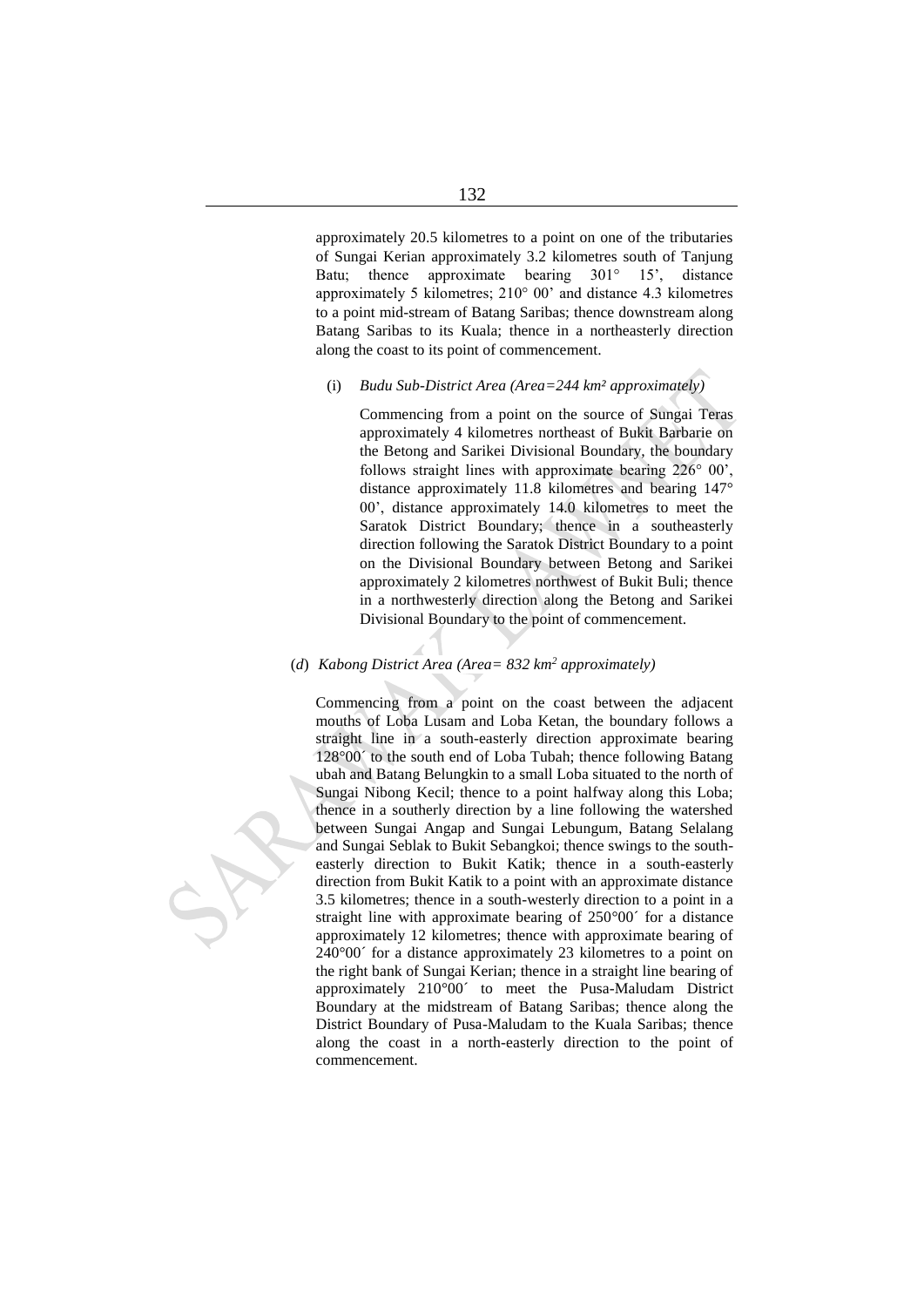approximately 20.5 kilometres to a point on one of the tributaries of Sungai Kerian approximately 3.2 kilometres south of Tanjung Batu; thence approximate bearing 301° 15', distance approximately 5 kilometres; 210° 00' and distance 4.3 kilometres to a point mid-stream of Batang Saribas; thence downstream along Batang Saribas to its Kuala; thence in a northeasterly direction along the coast to its point of commencement.

(i) *Budu Sub-District Area (Area=244 km² approximately)*

Commencing from a point on the source of Sungai Teras approximately 4 kilometres northeast of Bukit Barbarie on the Betong and Sarikei Divisional Boundary, the boundary follows straight lines with approximate bearing 226° 00', distance approximately 11.8 kilometres and bearing 147° 00', distance approximately 14.0 kilometres to meet the Saratok District Boundary; thence in a southeasterly direction following the Saratok District Boundary to a point on the Divisional Boundary between Betong and Sarikei approximately 2 kilometres northwest of Bukit Buli; thence in a northwesterly direction along the Betong and Sarikei Divisional Boundary to the point of commencement.

(*d*) *Kabong District Area (Area= 832 km² approximately)*

Commencing from a point on the coast between the adjacent mouths of Loba Lusam and Loba Ketan, the boundary follows a straight line in a south-easterly direction approximate bearing 128°00´ to the south end of Loba Tubah; thence following Batang ubah and Batang Belungkin to a small Loba situated to the north of Sungai Nibong Kecil; thence to a point halfway along this Loba; thence in a southerly direction by a line following the watershed between Sungai Angap and Sungai Lebungum, Batang Selalang and Sungai Seblak to Bukit Sebangkoi; thence swings to the south-easterly direction to Bukit Katik; thence in a south-easterly direction from Bukit Katik to a point with an approximate distance 3.5 kilometres; thence in a south-westerly direction to a point in a straight line with approximate bearing of 250°00´ for a distance approximately 12 kilometres; thence with approximate bearing of 240°00´ for a distance approximately 23 kilometres to a point on the right bank of Sungai Kerian; thence in a straight line bearing of approximately 210°00´ to meet the Pusa-Maludam District Boundary at the midstream of Batang Saribas; thence along the District Boundary of Pusa-Maludam to the Kuala Saribas; thence along the coast in a north-easterly direction to the point of commencement.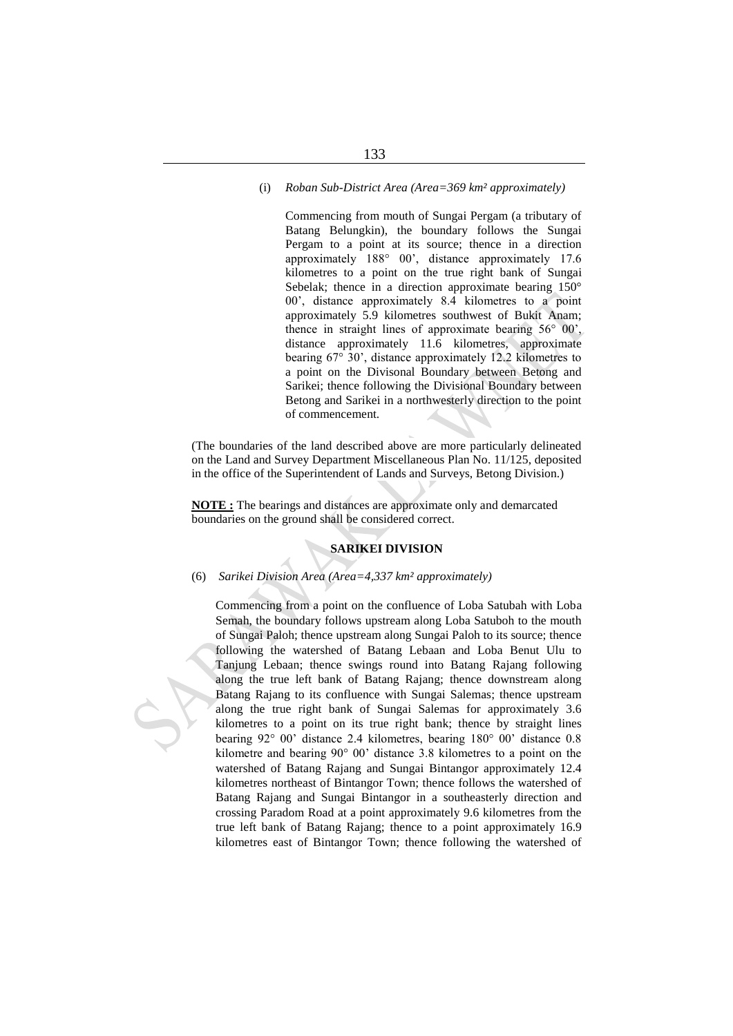(i) *Roban Sub-District Area (Area=369 km² approximately)*

Commencing from mouth of Sungai Pergam (a tributary of Batang Belungkin), the boundary follows the Sungai Pergam to a point at its source; thence in a direction approximately 188° 00', distance approximately 17.6 kilometres to a point on the true right bank of Sungai Sebelak; thence in a direction approximate bearing 150° 00', distance approximately 8.4 kilometres to a point approximately 5.9 kilometres southwest of Bukit Anam; thence in straight lines of approximate bearing 56° 00', distance approximately 11.6 kilometres, approximate bearing 67° 30', distance approximately 12.2 kilometres to a point on the Divisonal Boundary between Betong and Sarikei; thence following the Divisional Boundary between Betong and Sarikei in a northwesterly direction to the point of commencement.

(The boundaries of the land described above are more particularly delineated on the Land and Survey Department Miscellaneous Plan No. 11/125, deposited in the office of the Superintendent of Lands and Surveys, Betong Division.)

**NOTE :** The bearings and distances are approximate only and demarcated boundaries on the ground shall be considered correct.

## SARIKEI DIVISION

(6) *Sarikei Division Area (Area=4,337 km² approximately)*

Commencing from a point on the confluence of Loba Satubah with Loba Semah, the boundary follows upstream along Loba Satuboh to the mouth of Sungai Paloh; thence upstream along Sungai Paloh to its source; thence following the watershed of Batang Lebaan and Loba Benut Ulu to Tanjung Lebaan; thence swings round into Batang Rajang following along the true left bank of Batang Rajang; thence downstream along Batang Rajang to its confluence with Sungai Salemas; thence upstream along the true right bank of Sungai Salemas for approximately 3.6 kilometres to a point on its true right bank; thence by straight lines bearing 92° 00' distance 2.4 kilometres, bearing 180° 00' distance 0.8 kilometre and bearing 90° 00' distance 3.8 kilometres to a point on the watershed of Batang Rajang and Sungai Bintangor approximately 12.4 kilometres northeast of Bintangor Town; thence follows the watershed of Batang Rajang and Sungai Bintangor in a southeasterly direction and crossing Paradom Road at a point approximately 9.6 kilometres from the true left bank of Batang Rajang; thence to a point approximately 16.9 kilometres east of Bintangor Town; thence following the watershed of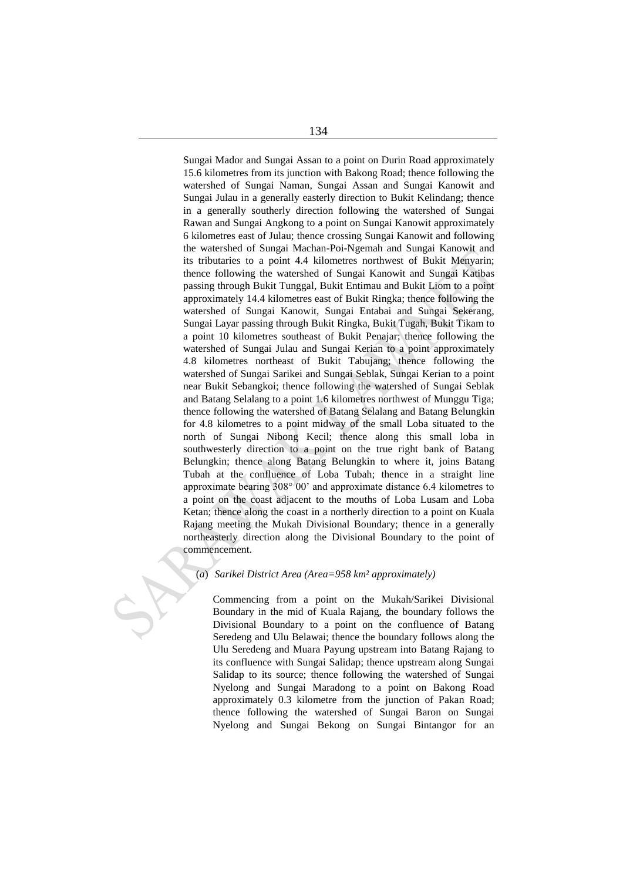Sungai Mador and Sungai Assan to a point on Durin Road approximately 15.6 kilometres from its junction with Bakong Road; thence following the watershed of Sungai Naman, Sungai Assan and Sungai Kanowit and Sungai Julau in a generally easterly direction to Bukit Kelindang; thence in a generally southerly direction following the watershed of Sungai Rawan and Sungai Angkong to a point on Sungai Kanowit approximately 6 kilometres east of Julau; thence crossing Sungai Kanowit and following the watershed of Sungai Machan-Poi-Ngemah and Sungai Kanowit and its tributaries to a point 4.4 kilometres northwest of Bukit Menyarin; thence following the watershed of Sungai Kanowit and Sungai Katibas passing through Bukit Tunggal, Bukit Entimau and Bukit Liom to a point approximately 14.4 kilometres east of Bukit Ringka; thence following the watershed of Sungai Kanowit, Sungai Entabai and Sungai Sekerang, Sungai Layar passing through Bukit Ringka, Bukit Tugah, Bukit Tikam to a point 10 kilometres southeast of Bukit Penajar; thence following the watershed of Sungai Julau and Sungai Kerian to a point approximately 4.8 kilometres northeast of Bukit Tabujang; thence following the watershed of Sungai Sarikei and Sungai Seblak, Sungai Kerian to a point near Bukit Sebangkoi; thence following the watershed of Sungai Seblak and Batang Selalang to a point 1.6 kilometres northwest of Munggu Tiga; thence following the watershed of Batang Selalang and Batang Belungkin for 4.8 kilometres to a point midway of the small Loba situated to the north of Sungai Nibong Kecil; thence along this small loba in southwesterly direction to a point on the true right bank of Batang Belungkin; thence along Batang Belungkin to where it, joins Batang Tubah at the confluence of Loba Tubah; thence in a straight line approximate bearing 308° 00' and approximate distance 6.4 kilometres to a point on the coast adjacent to the mouths of Loba Lusam and Loba Ketan; thence along the coast in a northerly direction to a point on Kuala Rajang meeting the Mukah Divisional Boundary; thence in a generally northeasterly direction along the Divisional Boundary to the point of commencement.

(*a*) *Sarikei District Area (Area=958 km² approximately)*

Commencing from a point on the Mukah/Sarikei Divisional Boundary in the mid of Kuala Rajang, the boundary follows the Divisional Boundary to a point on the confluence of Batang Seredeng and Ulu Belawai; thence the boundary follows along the Ulu Seredeng and Muara Payung upstream into Batang Rajang to its confluence with Sungai Salidap; thence upstream along Sungai Salidap to its source; thence following the watershed of Sungai Nyelong and Sungai Maradong to a point on Bakong Road approximately 0.3 kilometre from the junction of Pakan Road; thence following the watershed of Sungai Baron on Sungai Nyelong and Sungai Bekong on Sungai Bintangor for an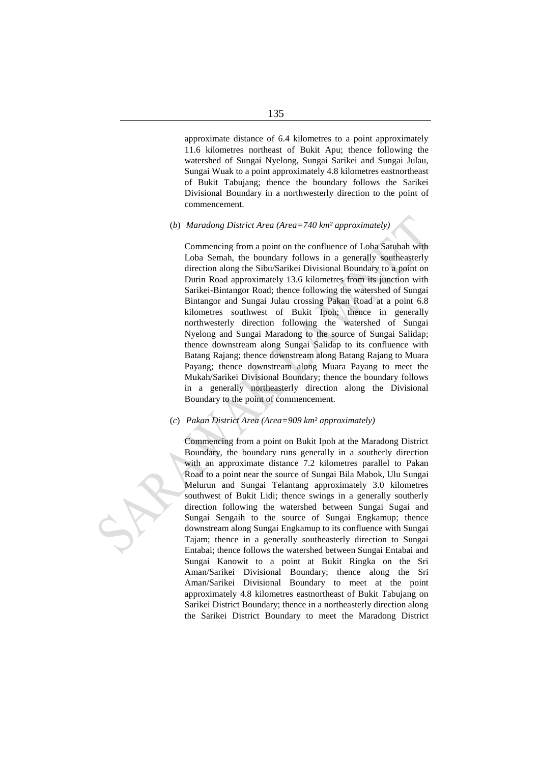approximate distance of 6.4 kilometres to a point approximately 11.6 kilometres northeast of Bukit Apu; thence following the watershed of Sungai Nyelong, Sungai Sarikei and Sungai Julau, Sungai Wuak to a point approximately 4.8 kilometres eastnortheast of Bukit Tabujang; thence the boundary follows the Sarikei Divisional Boundary in a northwesterly direction to the point of commencement.

(*b*) *Maradong District Area (Area=740 km² approximately)*

Commencing from a point on the confluence of Loba Satubah with Loba Semah, the boundary follows in a generally southeasterly direction along the Sibu/Sarikei Divisional Boundary to a point on Durin Road approximately 13.6 kilometres from its junction with Sarikei-Bintangor Road; thence following the watershed of Sungai Bintangor and Sungai Julau crossing Pakan Road at a point 6.8 kilometres southwest of Bukit Ipoh; thence in generally northwesterly direction following the watershed of Sungai Nyelong and Sungai Maradong to the source of Sungai Salidap; thence downstream along Sungai Salidap to its confluence with Batang Rajang; thence downstream along Batang Rajang to Muara Payang; thence downstream along Muara Payang to meet the Mukah/Sarikei Divisional Boundary; thence the boundary follows in a generally northeasterly direction along the Divisional Boundary to the point of commencement.

(*c*) *Pakan District Area (Area=909 km² approximately)*

Commencing from a point on Bukit Ipoh at the Maradong District Boundary, the boundary runs generally in a southerly direction with an approximate distance 7.2 kilometres parallel to Pakan Road to a point near the source of Sungai Bila Mabok, Ulu Sungai Melurun and Sungai Telantang approximately 3.0 kilometres southwest of Bukit Lidi; thence swings in a generally southerly direction following the watershed between Sungai Sugai and Sungai Sengaih to the source of Sungai Engkamup; thence downstream along Sungai Engkamup to its confluence with Sungai Tajam; thence in a generally southeasterly direction to Sungai Entabai; thence follows the watershed between Sungai Entabai and Sungai Kanowit to a point at Bukit Ringka on the Sri Aman/Sarikei Divisional Boundary; thence along the Sri Aman/Sarikei Divisional Boundary to meet at the point approximately 4.8 kilometres eastnortheast of Bukit Tabujang on Sarikei District Boundary; thence in a northeasterly direction along the Sarikei District Boundary to meet the Maradong District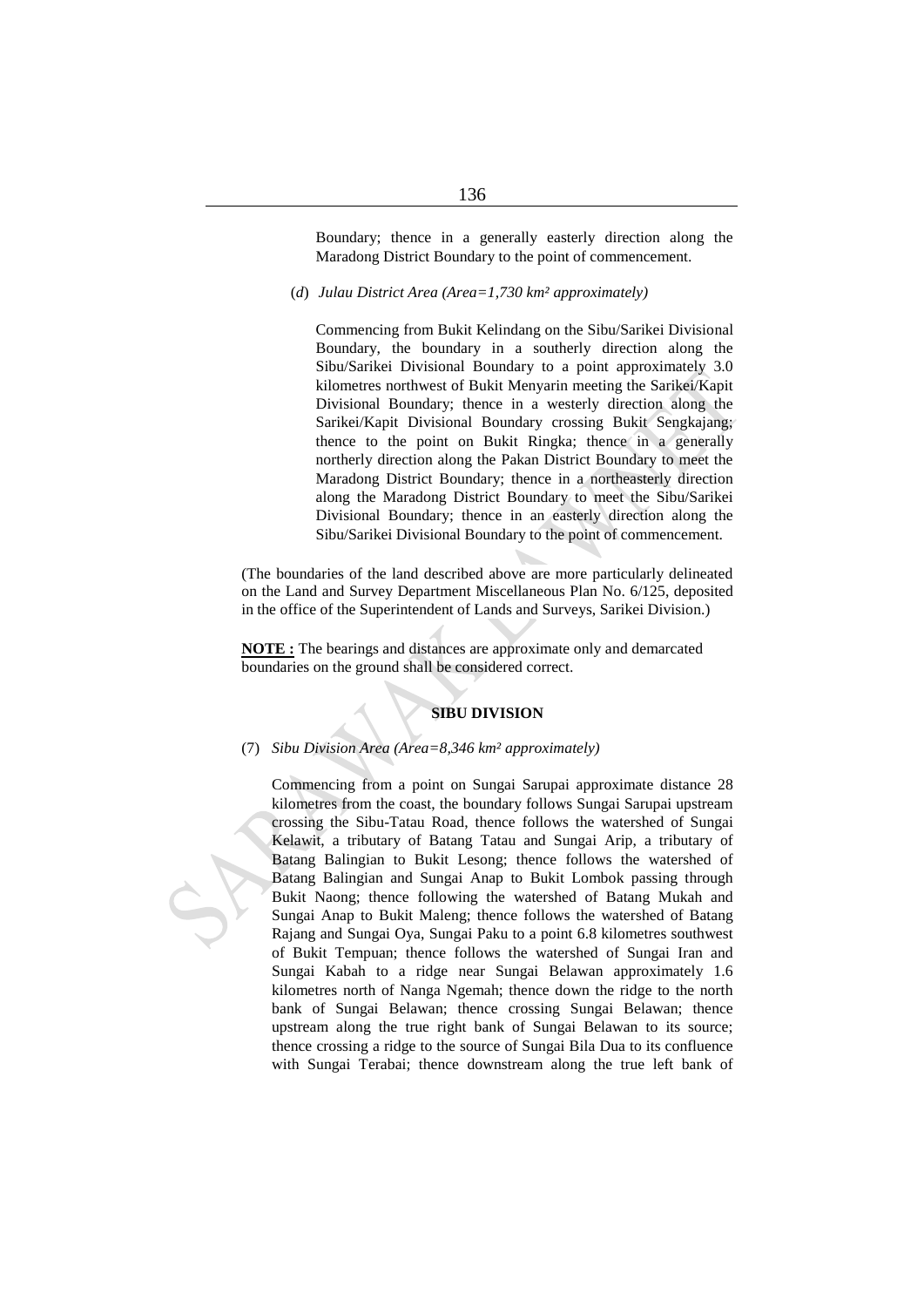Boundary; thence in a generally easterly direction along the Maradong District Boundary to the point of commencement.

(*d*) *Julau District Area (Area=1,730 km² approximately)*

Commencing from Bukit Kelindang on the Sibu/Sarikei Divisional Boundary, the boundary in a southerly direction along the Sibu/Sarikei Divisional Boundary to a point approximately 3.0 kilometres northwest of Bukit Menyarin meeting the Sarikei/Kapit Divisional Boundary; thence in a westerly direction along the Sarikei/Kapit Divisional Boundary crossing Bukit Sengkajang; thence to the point on Bukit Ringka; thence in a generally northerly direction along the Pakan District Boundary to meet the Maradong District Boundary; thence in a northeasterly direction along the Maradong District Boundary to meet the Sibu/Sarikei Divisional Boundary; thence in an easterly direction along the Sibu/Sarikei Divisional Boundary to the point of commencement.

(The boundaries of the land described above are more particularly delineated on the Land and Survey Department Miscellaneous Plan No. 6/125, deposited in the office of the Superintendent of Lands and Surveys, Sarikei Division.)

**NOTE :** The bearings and distances are approximate only and demarcated boundaries on the ground shall be considered correct.

**SIBU DIVISION**

(7) *Sibu Division Area (Area=8,346 km² approximately)*

Commencing from a point on Sungai Sarupai approximate distance 28 kilometres from the coast, the boundary follows Sungai Sarupai upstream crossing the Sibu-Tatau Road, thence follows the watershed of Sungai Kelawit, a tributary of Batang Tatau and Sungai Arip, a tributary of Batang Balingian to Bukit Lesong; thence follows the watershed of Batang Balingian and Sungai Anap to Bukit Lombok passing through Bukit Naong; thence following the watershed of Batang Mukah and Sungai Anap to Bukit Maleng; thence follows the watershed of Batang Rajang and Sungai Oya, Sungai Paku to a point 6.8 kilometres southwest of Bukit Tempuan; thence follows the watershed of Sungai Iran and Sungai Kabah to a ridge near Sungai Belawan approximately 1.6 kilometres north of Nanga Ngemah; thence down the ridge to the north bank of Sungai Belawan; thence crossing Sungai Belawan; thence upstream along the true right bank of Sungai Belawan to its source; thence crossing a ridge to the source of Sungai Bila Dua to its confluence with Sungai Terabai; thence downstream along the true left bank of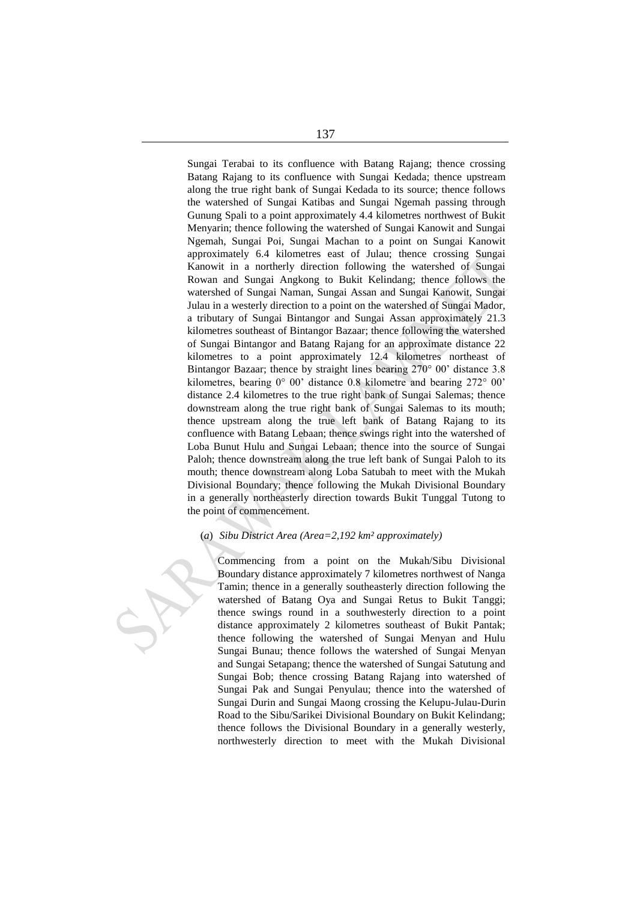Sungai Terabai to its confluence with Batang Rajang; thence crossing Batang Rajang to its confluence with Sungai Kedada; thence upstream along the true right bank of Sungai Kedada to its source; thence follows the watershed of Sungai Katibas and Sungai Ngemah passing through Gunung Spali to a point approximately 4.4 kilometres northwest of Bukit Menyarin; thence following the watershed of Sungai Kanowit and Sungai Ngemah, Sungai Poi, Sungai Machan to a point on Sungai Kanowit approximately 6.4 kilometres east of Julau; thence crossing Sungai Kanowit in a northerly direction following the watershed of Sungai Rowan and Sungai Angkong to Bukit Kelindang; thence follows the watershed of Sungai Naman, Sungai Assan and Sungai Kanowit, Sungai Julau in a westerly direction to a point on the watershed of Sungai Mador, a tributary of Sungai Bintangor and Sungai Assan approximately 21.3 kilometres southeast of Bintangor Bazaar; thence following the watershed of Sungai Bintangor and Batang Rajang for an approximate distance 22 kilometres to a point approximately 12.4 kilometres northeast of Bintangor Bazaar; thence by straight lines bearing 270° 00’ distance 3.8 kilometres, bearing 0° 00’ distance 0.8 kilometre and bearing 272° 00’ distance 2.4 kilometres to the true right bank of Sungai Salemas; thence downstream along the true right bank of Sungai Salemas to its mouth; thence upstream along the true left bank of Batang Rajang to its confluence with Batang Lebaan; thence swings right into the watershed of Loba Bunut Hulu and Sungai Lebaan; thence into the source of Sungai Paloh; thence downstream along the true left bank of Sungai Paloh to its mouth; thence downstream along Loba Satubah to meet with the Mukah Divisional Boundary; thence following the Mukah Divisional Boundary in a generally northeasterly direction towards Bukit Tunggal Tutong to the point of commencement.

(*a*) *Sibu District Area (Area=2,192 km² approximately)*

Commencing from a point on the Mukah/Sibu Divisional Boundary distance approximately 7 kilometres northwest of Nanga Tamin; thence in a generally southeasterly direction following the watershed of Batang Oya and Sungai Retus to Bukit Tanggi; thence swings round in a southwesterly direction to a point distance approximately 2 kilometres southeast of Bukit Pantak; thence following the watershed of Sungai Menyan and Hulu Sungai Bunau; thence follows the watershed of Sungai Menyan and Sungai Setapang; thence the watershed of Sungai Satutung and Sungai Bob; thence crossing Batang Rajang into watershed of Sungai Pak and Sungai Penyulau; thence into the watershed of Sungai Durin and Sungai Maong crossing the Kelupu-Julau-Durin Road to the Sibu/Sarikei Divisional Boundary on Bukit Kelindang; thence follows the Divisional Boundary in a generally westerly, northwesterly direction to meet with the Mukah Divisional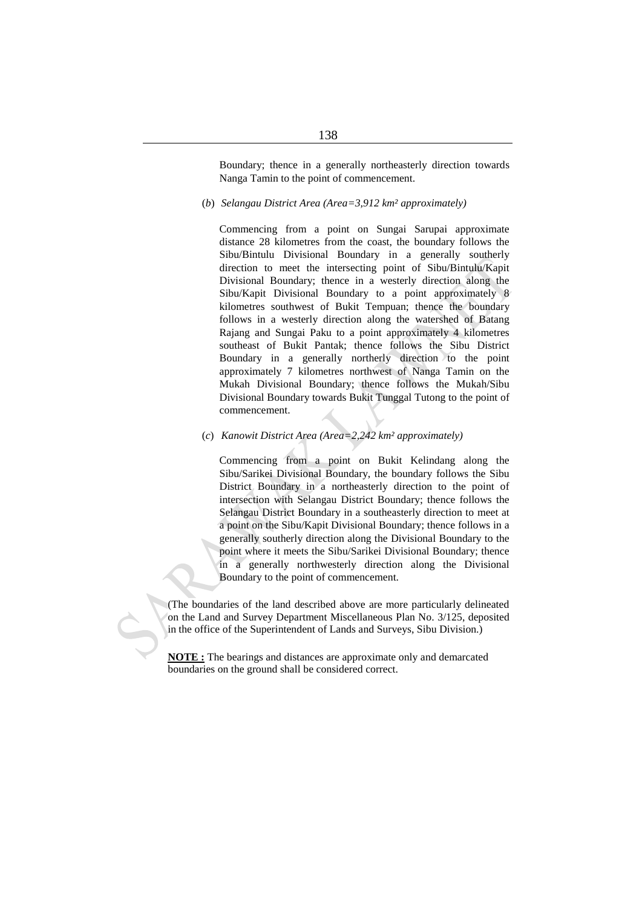Boundary; thence in a generally northeasterly direction towards Nanga Tamin to the point of commencement.

(*b*) *Selangau District Area (Area=3,912 km² approximately)*

Commencing from a point on Sungai Sarupai approximate distance 28 kilometres from the coast, the boundary follows the Sibu/Bintulu Divisional Boundary in a generally southerly direction to meet the intersecting point of Sibu/Bintulu/Kapit Divisional Boundary; thence in a westerly direction along the Sibu/Kapit Divisional Boundary to a point approximately 8 kilometres southwest of Bukit Tempuan; thence the boundary follows in a westerly direction along the watershed of Batang Rajang and Sungai Paku to a point approximately 4 kilometres southeast of Bukit Pantak; thence follows the Sibu District Boundary in a generally northerly direction to the point approximately 7 kilometres northwest of Nanga Tamin on the Mukah Divisional Boundary; thence follows the Mukah/Sibu Divisional Boundary towards Bukit Tunggal Tutong to the point of commencement.

(*c*) *Kanowit District Area (Area=2,242 km² approximately)*

Commencing from a point on Bukit Kelindang along the Sibu/Sarikei Divisional Boundary, the boundary follows the Sibu District Boundary in a northeasterly direction to the point of intersection with Selangau District Boundary; thence follows the Selangau District Boundary in a southeasterly direction to meet at a point on the Sibu/Kapit Divisional Boundary; thence follows in a generally southerly direction along the Divisional Boundary to the point where it meets the Sibu/Sarikei Divisional Boundary; thence in a generally northwesterly direction along the Divisional Boundary to the point of commencement.

(The boundaries of the land described above are more particularly delineated on the Land and Survey Department Miscellaneous Plan No. 3/125, deposited in the office of the Superintendent of Lands and Surveys, Sibu Division.)

**NOTE :** The bearings and distances are approximate only and demarcated boundaries on the ground shall be considered correct.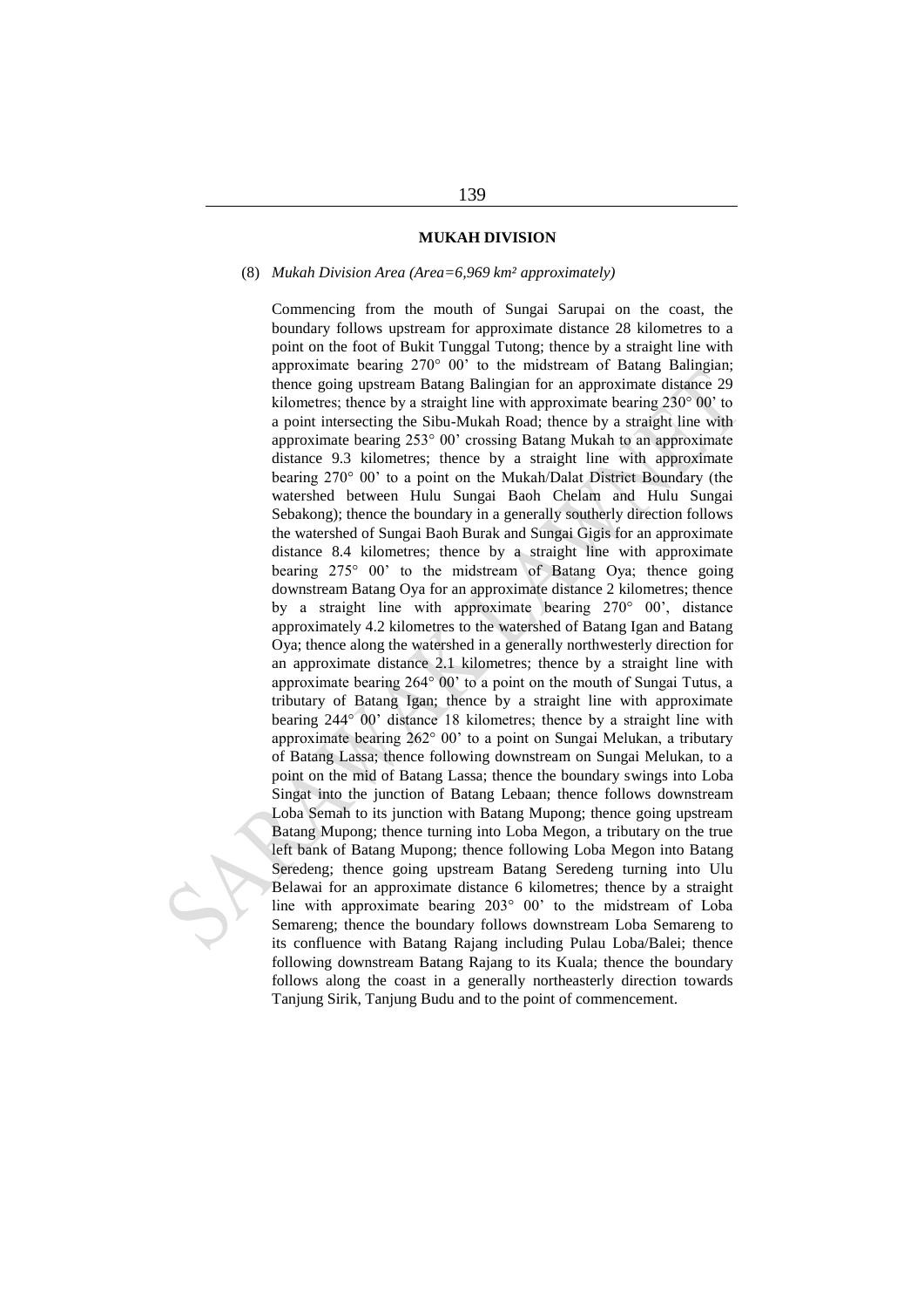## MUKAH DIVISION

(8) *Mukah Division Area (Area=6,969 km² approximately)*

Commencing from the mouth of Sungai Sarupai on the coast, the boundary follows upstream for approximate distance 28 kilometres to a point on the foot of Bukit Tunggal Tutong; thence by a straight line with approximate bearing 270° 00' to the midstream of Batang Balingian; thence going upstream Batang Balingian for an approximate distance 29 kilometres; thence by a straight line with approximate bearing 230° 00' to a point intersecting the Sibu-Mukah Road; thence by a straight line with approximate bearing 253° 00' crossing Batang Mukah to an approximate distance 9.3 kilometres; thence by a straight line with approximate bearing 270° 00' to a point on the Mukah/Dalat District Boundary (the watershed between Hulu Sungai Baoh Chelam and Hulu Sungai Sebakong); thence the boundary in a generally southerly direction follows the watershed of Sungai Baoh Burak and Sungai Gigis for an approximate distance 8.4 kilometres; thence by a straight line with approximate bearing 275° 00' to the midstream of Batang Oya; thence going downstream Batang Oya for an approximate distance 2 kilometres; thence by a straight line with approximate bearing 270° 00', distance approximately 4.2 kilometres to the watershed of Batang Igan and Batang Oya; thence along the watershed in a generally northwesterly direction for an approximate distance 2.1 kilometres; thence by a straight line with approximate bearing 264° 00' to a point on the mouth of Sungai Tutus, a tributary of Batang Igan; thence by a straight line with approximate bearing 244° 00' distance 18 kilometres; thence by a straight line with approximate bearing 262° 00' to a point on Sungai Melukan, a tributary of Batang Lassa; thence following downstream on Sungai Melukan, to a point on the mid of Batang Lassa; thence the boundary swings into Loba Singat into the junction of Batang Lebaan; thence follows downstream Loba Semah to its junction with Batang Mupong; thence going upstream Batang Mupong; thence turning into Loba Megon, a tributary on the true left bank of Batang Mupong; thence following Loba Megon into Batang Seredeng; thence going upstream Batang Seredeng turning into Ulu Belawai for an approximate distance 6 kilometres; thence by a straight line with approximate bearing 203° 00' to the midstream of Loba Semareng; thence the boundary follows downstream Loba Semareng to its confluence with Batang Rajang including Pulau Loba/Balei; thence following downstream Batang Rajang to its Kuala; thence the boundary follows along the coast in a generally northeasterly direction towards Tanjung Sirik, Tanjung Budu and to the point of commencement.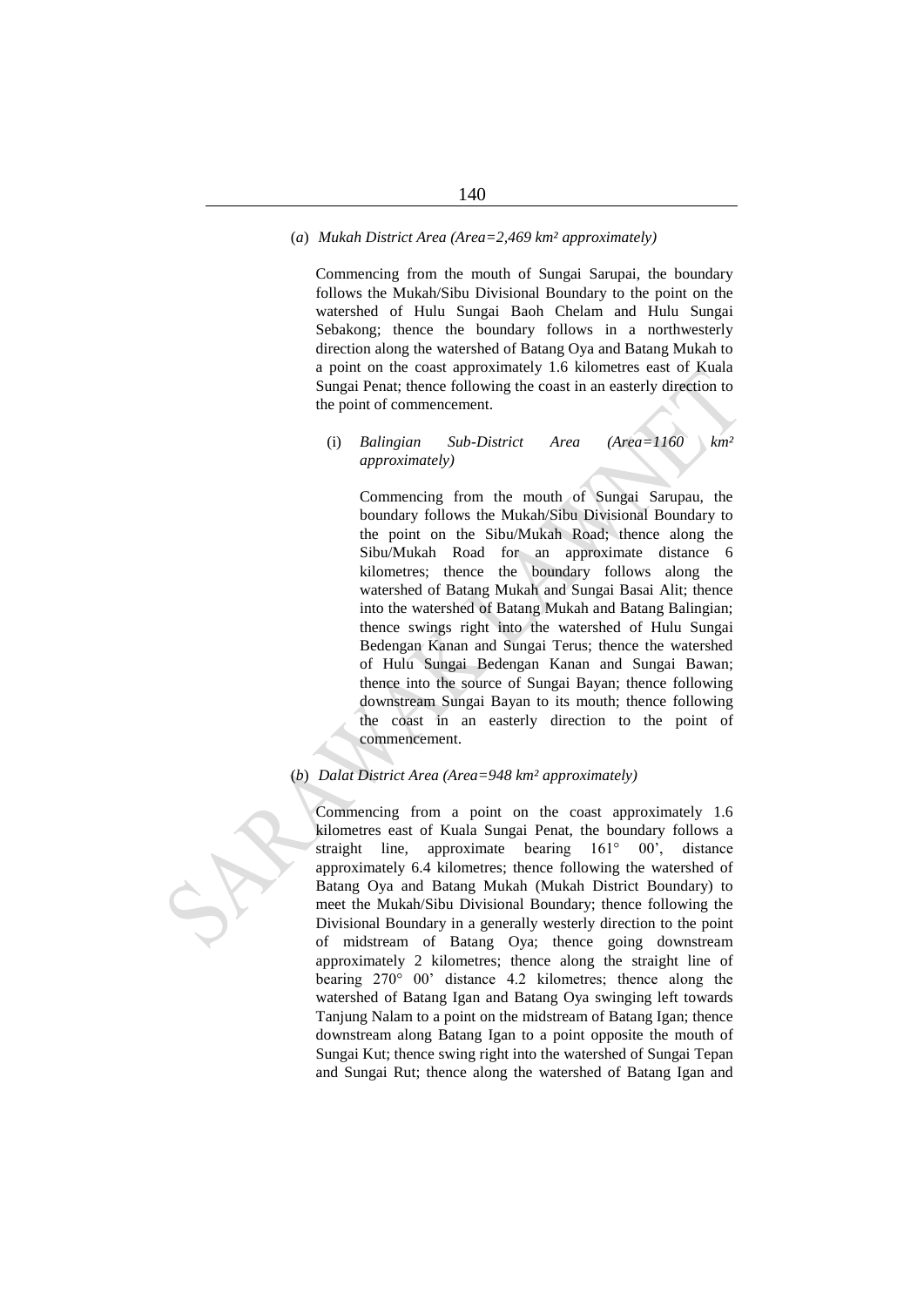(*a*) *Mukah District Area (Area=2,469 km² approximately)*

Commencing from the mouth of Sungai Sarupai, the boundary follows the Mukah/Sibu Divisional Boundary to the point on the watershed of Hulu Sungai Baoh Chelam and Hulu Sungai Sebakong; thence the boundary follows in a northwesterly direction along the watershed of Batang Oya and Batang Mukah to a point on the coast approximately 1.6 kilometres east of Kuala Sungai Penat; thence following the coast in an easterly direction to the point of commencement.

(i) *Balingian Sub-District Area (Area=1160 km² approximately)*

Commencing from the mouth of Sungai Sarupau, the boundary follows the Mukah/Sibu Divisional Boundary to the point on the Sibu/Mukah Road; thence along the Sibu/Mukah Road for an approximate distance 6 kilometres; thence the boundary follows along the watershed of Batang Mukah and Sungai Basai Alit; thence into the watershed of Batang Mukah and Batang Balingian; thence swings right into the watershed of Hulu Sungai Bedengan Kanan and Sungai Terus; thence the watershed of Hulu Sungai Bedengan Kanan and Sungai Bawan; thence into the source of Sungai Bayan; thence following downstream Sungai Bayan to its mouth; thence following the coast in an easterly direction to the point of commencement.

(*b*) *Dalat District Area (Area=948 km² approximately)*

Commencing from a point on the coast approximately 1.6 kilometres east of Kuala Sungai Penat, the boundary follows a straight line, approximate bearing 161° 00’, distance approximately 6.4 kilometres; thence following the watershed of Batang Oya and Batang Mukah (Mukah District Boundary) to meet the Mukah/Sibu Divisional Boundary; thence following the Divisional Boundary in a generally westerly direction to the point of midstream of Batang Oya; thence going downstream approximately 2 kilometres; thence along the straight line of bearing 270° 00’ distance 4.2 kilometres; thence along the watershed of Batang Igan and Batang Oya swinging left towards Tanjung Nalam to a point on the midstream of Batang Igan; thence downstream along Batang Igan to a point opposite the mouth of Sungai Kut; thence swing right into the watershed of Sungai Tepan and Sungai Rut; thence along the watershed of Batang Igan and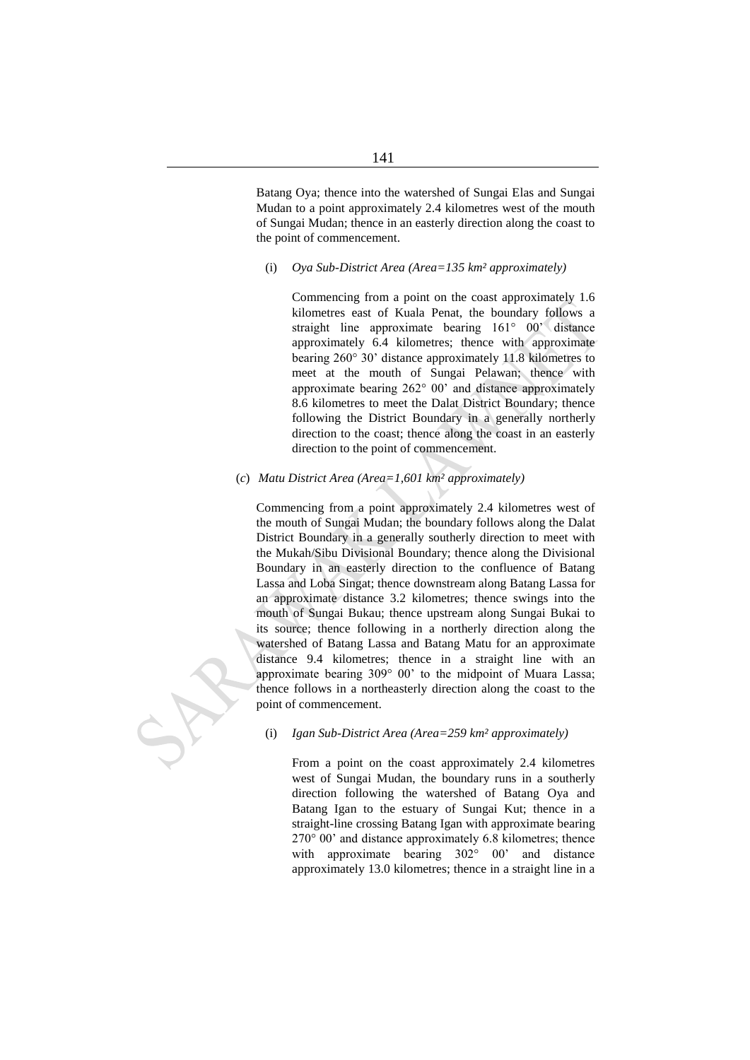Batang Oya; thence into the watershed of Sungai Elas and Sungai Mudan to a point approximately 2.4 kilometres west of the mouth of Sungai Mudan; thence in an easterly direction along the coast to the point of commencement.

(i) *Oya Sub-District Area (Area=135 km² approximately)*

Commencing from a point on the coast approximately 1.6 kilometres east of Kuala Penat, the boundary follows a straight line approximate bearing 161° 00' distance approximately 6.4 kilometres; thence with approximate bearing 260° 30' distance approximately 11.8 kilometres to meet at the mouth of Sungai Pelawan; thence with approximate bearing 262° 00' and distance approximately 8.6 kilometres to meet the Dalat District Boundary; thence following the District Boundary in a generally northerly direction to the coast; thence along the coast in an easterly direction to the point of commencement.

(*c*) *Matu District Area (Area=1,601 km² approximately)*

Commencing from a point approximately 2.4 kilometres west of the mouth of Sungai Mudan; the boundary follows along the Dalat District Boundary in a generally southerly direction to meet with the Mukah/Sibu Divisional Boundary; thence along the Divisional Boundary in an easterly direction to the confluence of Batang Lassa and Loba Singat; thence downstream along Batang Lassa for an approximate distance 3.2 kilometres; thence swings into the mouth of Sungai Bukau; thence upstream along Sungai Bukai to its source; thence following in a northerly direction along the watershed of Batang Lassa and Batang Matu for an approximate distance 9.4 kilometres; thence in a straight line with an approximate bearing 309° 00' to the midpoint of Muara Lassa; thence follows in a northeasterly direction along the coast to the point of commencement.

(i) *Igan Sub-District Area (Area=259 km² approximately)*

From a point on the coast approximately 2.4 kilometres west of Sungai Mudan, the boundary runs in a southerly direction following the watershed of Batang Oya and Batang Igan to the estuary of Sungai Kut; thence in a straight-line crossing Batang Igan with approximate bearing 270° 00' and distance approximately 6.8 kilometres; thence with approximate bearing 302° 00' and distance approximately 13.0 kilometres; thence in a straight line in a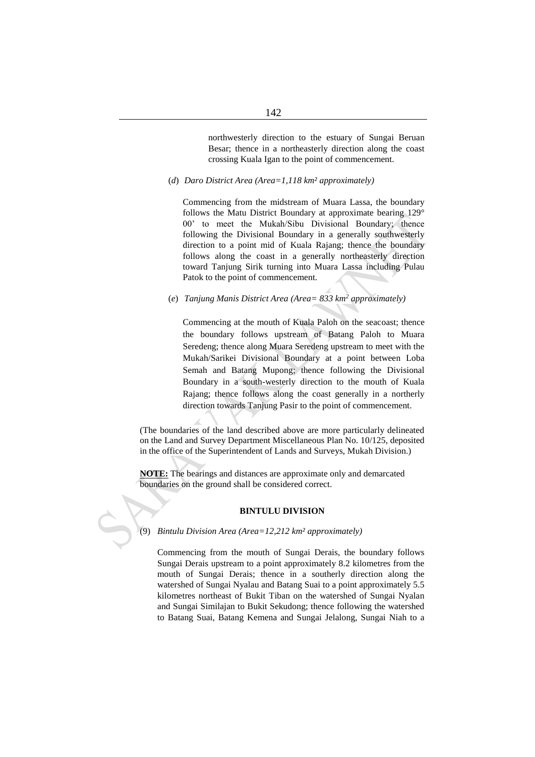northwesterly direction to the estuary of Sungai Beruan Besar; thence in a northeasterly direction along the coast crossing Kuala Igan to the point of commencement.

(*d*) *Daro District Area (Area=1,118 km² approximately)*

Commencing from the midstream of Muara Lassa, the boundary follows the Matu District Boundary at approximate bearing 129° 00' to meet the Mukah/Sibu Divisional Boundary; thence following the Divisional Boundary in a generally southwesterly direction to a point mid of Kuala Rajang; thence the boundary follows along the coast in a generally northeasterly direction toward Tanjung Sirik turning into Muara Lassa including Pulau Patok to the point of commencement.

(*e*) *Tanjung Manis District Area (Area= 833 km² approximately)*

Commencing at the mouth of Kuala Paloh on the seacoast; thence the boundary follows upstream of Batang Paloh to Muara Seredeng; thence along Muara Seredeng upstream to meet with the Mukah/Sarikei Divisional Boundary at a point between Loba Semah and Batang Mupong; thence following the Divisional Boundary in a south-westerly direction to the mouth of Kuala Rajang; thence follows along the coast generally in a northerly direction towards Tanjung Pasir to the point of commencement.

(The boundaries of the land described above are more particularly delineated on the Land and Survey Department Miscellaneous Plan No. 10/125, deposited in the office of the Superintendent of Lands and Surveys, Mukah Division.)

**NOTE:** The bearings and distances are approximate only and demarcated boundaries on the ground shall be considered correct.

**BINTULU DIVISION**

(9) *Bintulu Division Area (Area=12,212 km² approximately)*

Commencing from the mouth of Sungai Derais, the boundary follows Sungai Derais upstream to a point approximately 8.2 kilometres from the mouth of Sungai Derais; thence in a southerly direction along the watershed of Sungai Nyalau and Batang Suai to a point approximately 5.5 kilometres northeast of Bukit Tiban on the watershed of Sungai Nyalan and Sungai Similajan to Bukit Sekudong; thence following the watershed to Batang Suai, Batang Kemena and Sungai Jelalong, Sungai Niah to a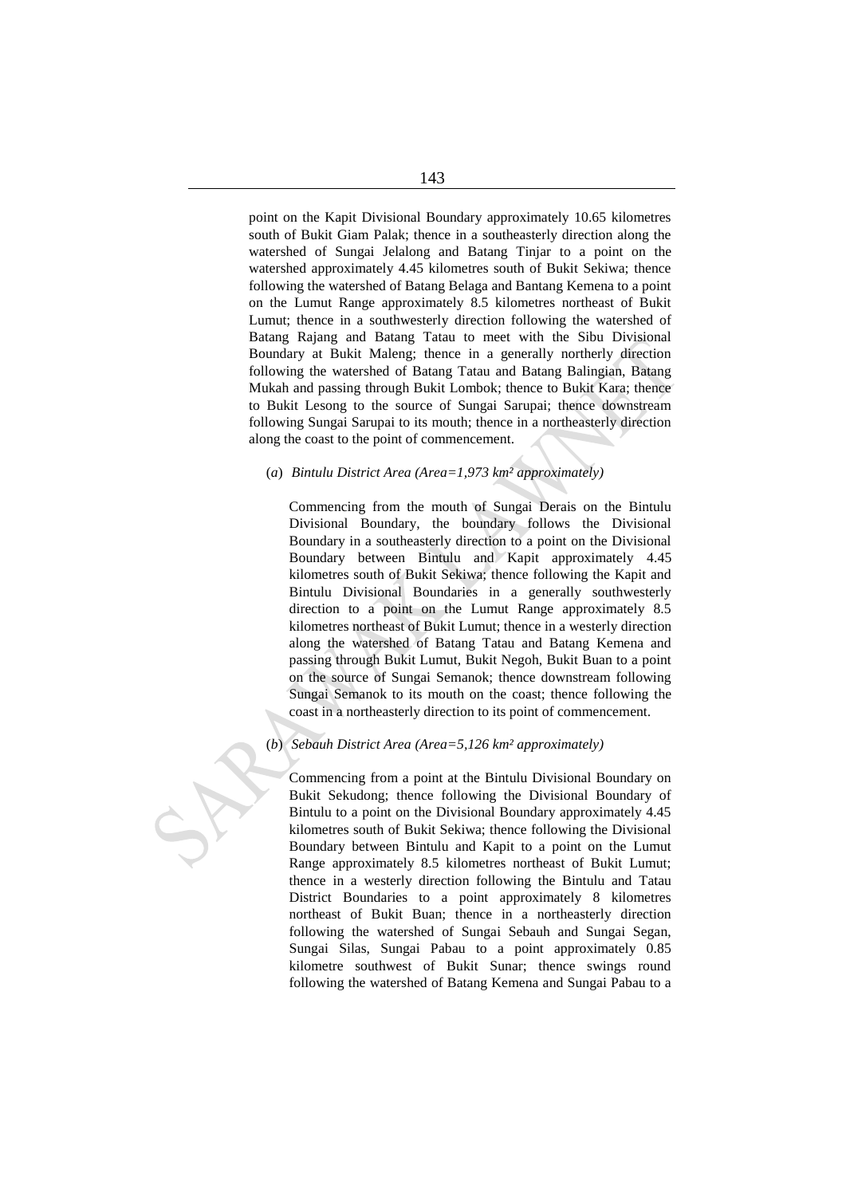point on the Kapit Divisional Boundary approximately 10.65 kilometres south of Bukit Giam Palak; thence in a southeasterly direction along the watershed of Sungai Jelalong and Batang Tinjar to a point on the watershed approximately 4.45 kilometres south of Bukit Sekiwa; thence following the watershed of Batang Belaga and Bantang Kemena to a point on the Lumut Range approximately 8.5 kilometres northeast of Bukit Lumut; thence in a southwesterly direction following the watershed of Batang Rajang and Batang Tatau to meet with the Sibu Divisional Boundary at Bukit Maleng; thence in a generally northerly direction following the watershed of Batang Tatau and Batang Balingian, Batang Mukah and passing through Bukit Lombok; thence to Bukit Kara; thence to Bukit Lesong to the source of Sungai Sarupai; thence downstream following Sungai Sarupai to its mouth; thence in a northeasterly direction along the coast to the point of commencement.

(*a*) *Bintulu District Area (Area=1,973 km² approximately)*

Commencing from the mouth of Sungai Derais on the Bintulu Divisional Boundary, the boundary follows the Divisional Boundary in a southeasterly direction to a point on the Divisional Boundary between Bintulu and Kapit approximately 4.45 kilometres south of Bukit Sekiwa; thence following the Kapit and Bintulu Divisional Boundaries in a generally southwesterly direction to a point on the Lumut Range approximately 8.5 kilometres northeast of Bukit Lumut; thence in a westerly direction along the watershed of Batang Tatau and Batang Kemena and passing through Bukit Lumut, Bukit Negoh, Bukit Buan to a point on the source of Sungai Semanok; thence downstream following Sungai Semanok to its mouth on the coast; thence following the coast in a northeasterly direction to its point of commencement.

(*b*) *Sebauh District Area (Area=5,126 km² approximately)*

Commencing from a point at the Bintulu Divisional Boundary on Bukit Sekudong; thence following the Divisional Boundary of Bintulu to a point on the Divisional Boundary approximately 4.45 kilometres south of Bukit Sekiwa; thence following the Divisional Boundary between Bintulu and Kapit to a point on the Lumut Range approximately 8.5 kilometres northeast of Bukit Lumut; thence in a westerly direction following the Bintulu and Tatau District Boundaries to a point approximately 8 kilometres northeast of Bukit Buan; thence in a northeasterly direction following the watershed of Sungai Sebauh and Sungai Segan, Sungai Silas, Sungai Pabau to a point approximately 0.85 kilometre southwest of Bukit Sunar; thence swings round following the watershed of Batang Kemena and Sungai Pabau to a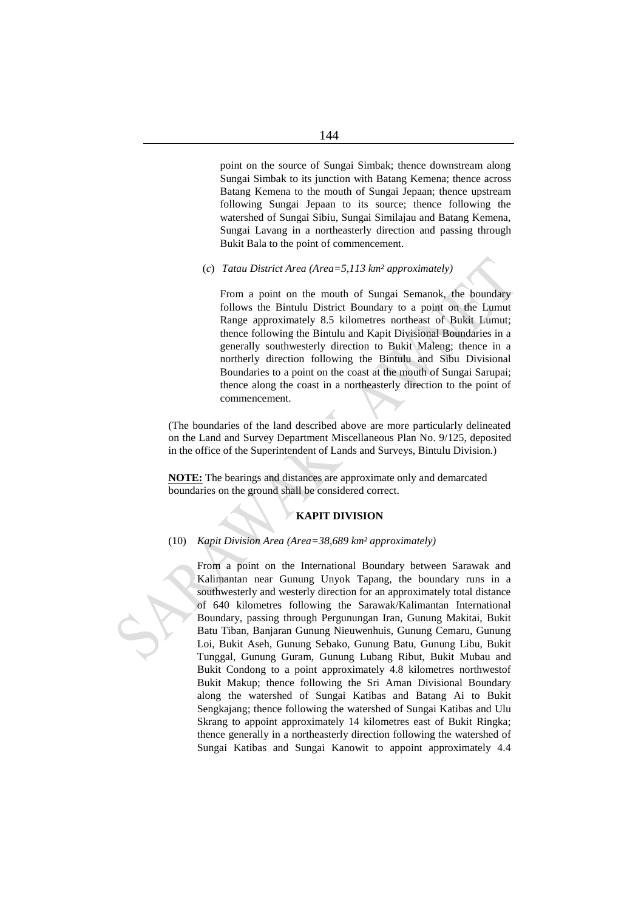point on the source of Sungai Simbak; thence downstream along Sungai Simbak to its junction with Batang Kemena; thence across Batang Kemena to the mouth of Sungai Jepaan; thence upstream following Sungai Jepaan to its source; thence following the watershed of Sungai Sibiu, Sungai Similajau and Batang Kemena, Sungai Lavang in a northeasterly direction and passing through Bukit Bala to the point of commencement.

(*c*) *Tatau District Area (Area=5,113 km² approximately)*

From a point on the mouth of Sungai Semanok, the boundary follows the Bintulu District Boundary to a point on the Lumut Range approximately 8.5 kilometres northeast of Bukit Lumut; thence following the Bintulu and Kapit Divisional Boundaries in a generally southwesterly direction to Bukit Maleng; thence in a northerly direction following the Bintulu and Sibu Divisional Boundaries to a point on the coast at the mouth of Sungai Sarupai; thence along the coast in a northeasterly direction to the point of commencement.

(The boundaries of the land described above are more particularly delineated on the Land and Survey Department Miscellaneous Plan No. 9/125, deposited in the office of the Superintendent of Lands and Surveys, Bintulu Division.)

**NOTE:** The bearings and distances are approximate only and demarcated boundaries on the ground shall be considered correct.

**KAPIT DIVISION**

(10) *Kapit Division Area (Area=38,689 km² approximately)*

From a point on the International Boundary between Sarawak and Kalimantan near Gunung Unyok Tapang, the boundary runs in a southwesterly and westerly direction for an approximately total distance of 640 kilometres following the Sarawak/Kalimantan International Boundary, passing through Pergunungan Iran, Gunung Makitai, Bukit Batu Tiban, Banjaran Gunung Nieuwenhuis, Gunung Cemaru, Gunung Loi, Bukit Aseh, Gunung Sebako, Gunung Batu, Gunung Libu, Bukit Tunggal, Gunung Guram, Gunung Lubang Ribut, Bukit Mubau and Bukit Condong to a point approximately 4.8 kilometres northwestof Bukit Makup; thence following the Sri Aman Divisional Boundary along the watershed of Sungai Katibas and Batang Ai to Bukit Sengkajang; thence following the watershed of Sungai Katibas and Ulu Skrang to appoint approximately 14 kilometres east of Bukit Ringka; thence generally in a northeasterly direction following the watershed of Sungai Katibas and Sungai Kanowit to appoint approximately 4.4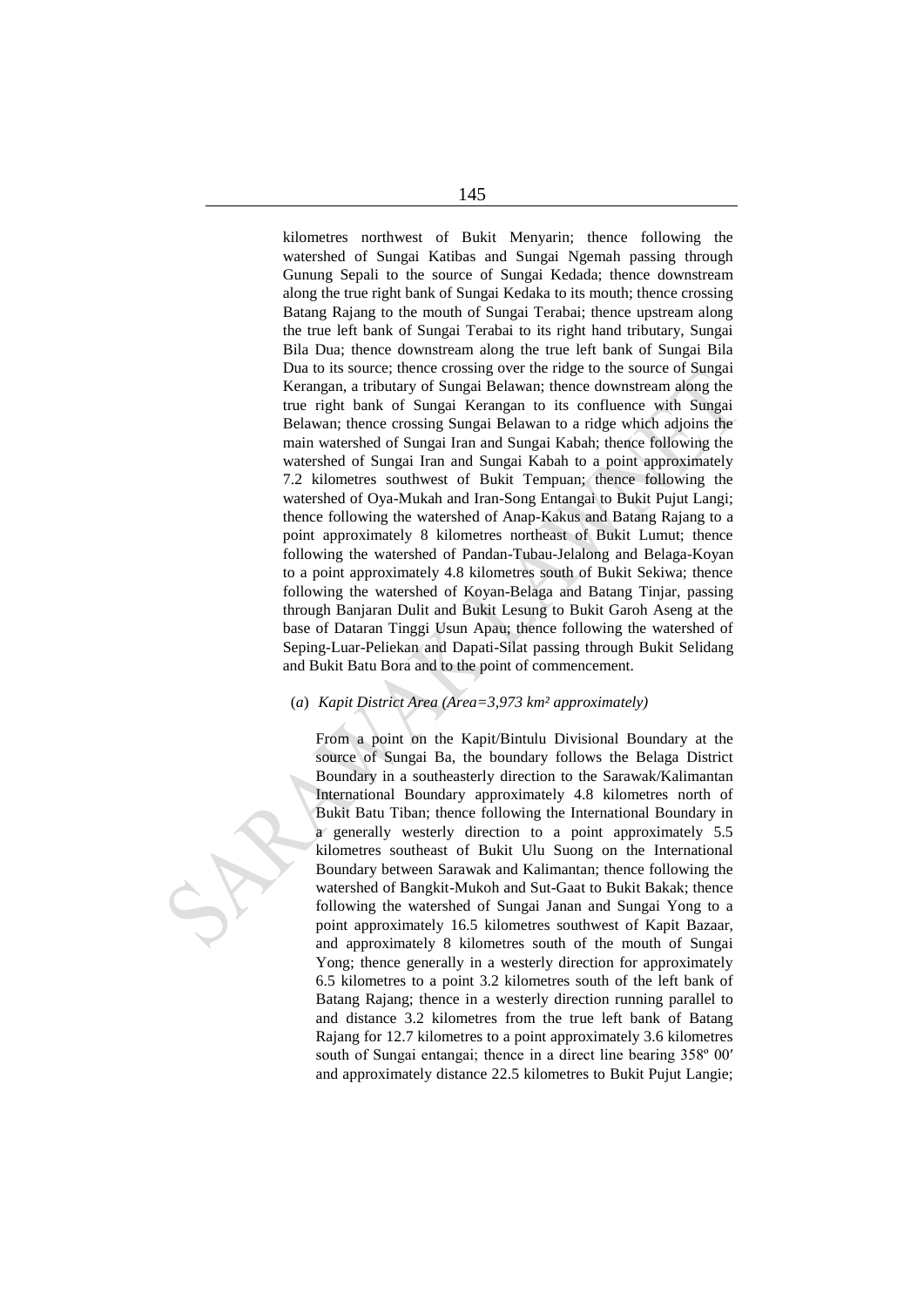kilometres northwest of Bukit Menyarin; thence following the watershed of Sungai Katibas and Sungai Ngemah passing through Gunung Sepali to the source of Sungai Kedada; thence downstream along the true right bank of Sungai Kedaka to its mouth; thence crossing Batang Rajang to the mouth of Sungai Terabai; thence upstream along the true left bank of Sungai Terabai to its right hand tributary, Sungai Bila Dua; thence downstream along the true left bank of Sungai Bila Dua to its source; thence crossing over the ridge to the source of Sungai Kerangan, a tributary of Sungai Belawan; thence downstream along the true right bank of Sungai Kerangan to its confluence with Sungai Belawan; thence crossing Sungai Belawan to a ridge which adjoins the main watershed of Sungai Iran and Sungai Kabah; thence following the watershed of Sungai Iran and Sungai Kabah to a point approximately 7.2 kilometres southwest of Bukit Tempuan; thence following the watershed of Oya-Mukah and Iran-Song Entangai to Bukit Pujut Langi; thence following the watershed of Anap-Kakus and Batang Rajang to a point approximately 8 kilometres northeast of Bukit Lumut; thence following the watershed of Pandan-Tubau-Jelalong and Belaga-Koyan to a point approximately 4.8 kilometres south of Bukit Sekiwa; thence following the watershed of Koyan-Belaga and Batang Tinjar, passing through Banjaran Dulit and Bukit Lesung to Bukit Garoh Aseng at the base of Dataran Tinggi Usun Apau; thence following the watershed of Seping-Luar-Peliekan and Dapati-Silat passing through Bukit Selidang and Bukit Batu Bora and to the point of commencement.

(*a*) *Kapit District Area (Area=3,973 km² approximately)*

From a point on the Kapit/Bintulu Divisional Boundary at the source of Sungai Ba, the boundary follows the Belaga District Boundary in a southeasterly direction to the Sarawak/Kalimantan International Boundary approximately 4.8 kilometres north of Bukit Batu Tiban; thence following the International Boundary in a generally westerly direction to a point approximately 5.5 kilometres southeast of Bukit Ulu Suong on the International Boundary between Sarawak and Kalimantan; thence following the watershed of Bangkit-Mukoh and Sut-Gaat to Bukit Bakak; thence following the watershed of Sungai Janan and Sungai Yong to a point approximately 16.5 kilometres southwest of Kapit Bazaar, and approximately 8 kilometres south of the mouth of Sungai Yong; thence generally in a westerly direction for approximately 6.5 kilometres to a point 3.2 kilometres south of the left bank of Batang Rajang; thence in a westerly direction running parallel to and distance 3.2 kilometres from the true left bank of Batang Rajang for 12.7 kilometres to a point approximately 3.6 kilometres south of Sungai entangai; thence in a direct line bearing 358º 00′ and approximately distance 22.5 kilometres to Bukit Pujut Langie;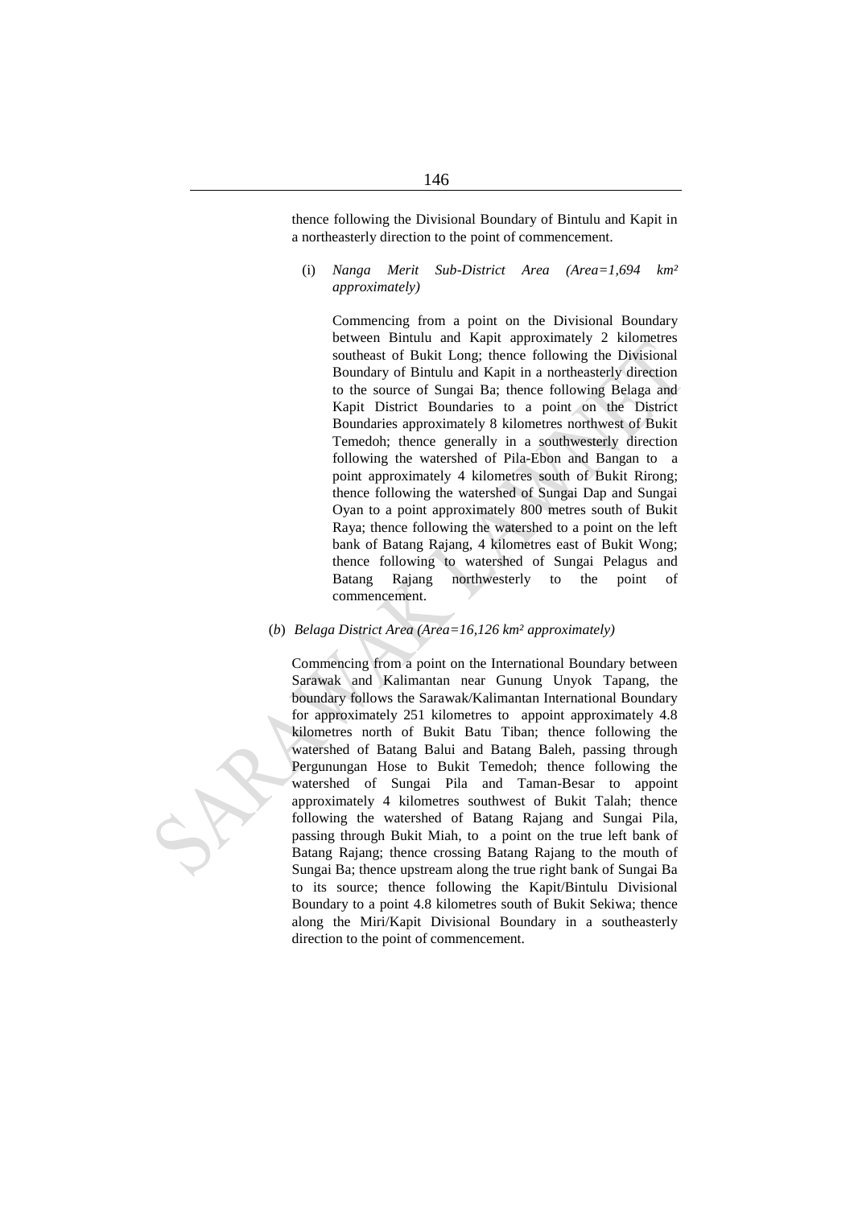thence following the Divisional Boundary of Bintulu and Kapit in a northeasterly direction to the point of commencement.

(i) *Nanga Merit Sub-District Area (Area=1,694 km² approximately)*

Commencing from a point on the Divisional Boundary between Bintulu and Kapit approximately 2 kilometres southeast of Bukit Long; thence following the Divisional Boundary of Bintulu and Kapit in a northeasterly direction to the source of Sungai Ba; thence following Belaga and Kapit District Boundaries to a point on the District Boundaries approximately 8 kilometres northwest of Bukit Temedoh; thence generally in a southwesterly direction following the watershed of Pila-Ebon and Bangan to a point approximately 4 kilometres south of Bukit Rirong; thence following the watershed of Sungai Dap and Sungai Oyan to a point approximately 800 metres south of Bukit Raya; thence following the watershed to a point on the left bank of Batang Rajang, 4 kilometres east of Bukit Wong; thence following to watershed of Sungai Pelagus and Batang Rajang northwesterly to the point of commencement.

(*b*) *Belaga District Area (Area=16,126 km² approximately)*

Commencing from a point on the International Boundary between Sarawak and Kalimantan near Gunung Unyok Tapang, the boundary follows the Sarawak/Kalimantan International Boundary for approximately 251 kilometres to appoint approximately 4.8 kilometres north of Bukit Batu Tiban; thence following the watershed of Batang Balui and Batang Baleh, passing through Pergunungan Hose to Bukit Temedoh; thence following the watershed of Sungai Pila and Taman-Besar to appoint approximately 4 kilometres southwest of Bukit Talah; thence following the watershed of Batang Rajang and Sungai Pila, passing through Bukit Miah, to a point on the true left bank of Batang Rajang; thence crossing Batang Rajang to the mouth of Sungai Ba; thence upstream along the true right bank of Sungai Ba to its source; thence following the Kapit/Bintulu Divisional Boundary to a point 4.8 kilometres south of Bukit Sekiwa; thence along the Miri/Kapit Divisional Boundary in a southeasterly direction to the point of commencement.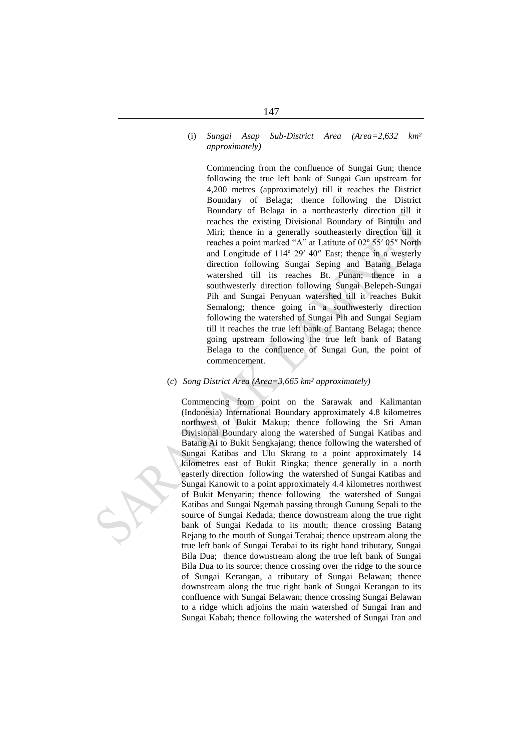(i) *Sungai Asap Sub-District Area (Area=2,632 km² approximately)*

Commencing from the confluence of Sungai Gun; thence following the true left bank of Sungai Gun upstream for 4,200 metres (approximately) till it reaches the District Boundary of Belaga; thence following the District Boundary of Belaga in a northeasterly direction till it reaches the existing Divisional Boundary of Bintulu and Miri; thence in a generally southeasterly direction till it reaches a point marked "A" at Latitute of 02º 55′ 05″ North and Longitude of 114º 29′ 40″ East; thence in a westerly direction following Sungai Seping and Batang Belaga watershed till its reaches Bt. Punan; thence in a southwesterly direction following Sungai Belepeh-Sungai Pih and Sungai Penyuan watershed till it reaches Bukit Semalong; thence going in a southwesterly direction following the watershed of Sungai Pih and Sungai Segiam till it reaches the true left bank of Bantang Belaga; thence going upstream following the true left bank of Batang Belaga to the confluence of Sungai Gun, the point of commencement.

(*c*) *Song District Area (Area=3,665 km² approximately)*

Commencing from point on the Sarawak and Kalimantan (Indonesia) International Boundary approximately 4.8 kilometres northwest of Bukit Makup; thence following the Sri Aman Divisional Boundary along the watershed of Sungai Katibas and Batang Ai to Bukit Sengkajang; thence following the watershed of Sungai Katibas and Ulu Skrang to a point approximately 14 kilometres east of Bukit Ringka; thence generally in a north easterly direction following the watershed of Sungai Katibas and Sungai Kanowit to a point approximately 4.4 kilometres northwest of Bukit Menyarin; thence following the watershed of Sungai Katibas and Sungai Ngemah passing through Gunung Sepali to the source of Sungai Kedada; thence downstream along the true right bank of Sungai Kedada to its mouth; thence crossing Batang Rejang to the mouth of Sungai Terabai; thence upstream along the true left bank of Sungai Terabai to its right hand tributary, Sungai Bila Dua; thence downstream along the true left bank of Sungai Bila Dua to its source; thence crossing over the ridge to the source of Sungai Kerangan, a tributary of Sungai Belawan; thence downstream along the true right bank of Sungai Kerangan to its confluence with Sungai Belawan; thence crossing Sungai Belawan to a ridge which adjoins the main watershed of Sungai Iran and Sungai Kabah; thence following the watershed of Sungai Iran and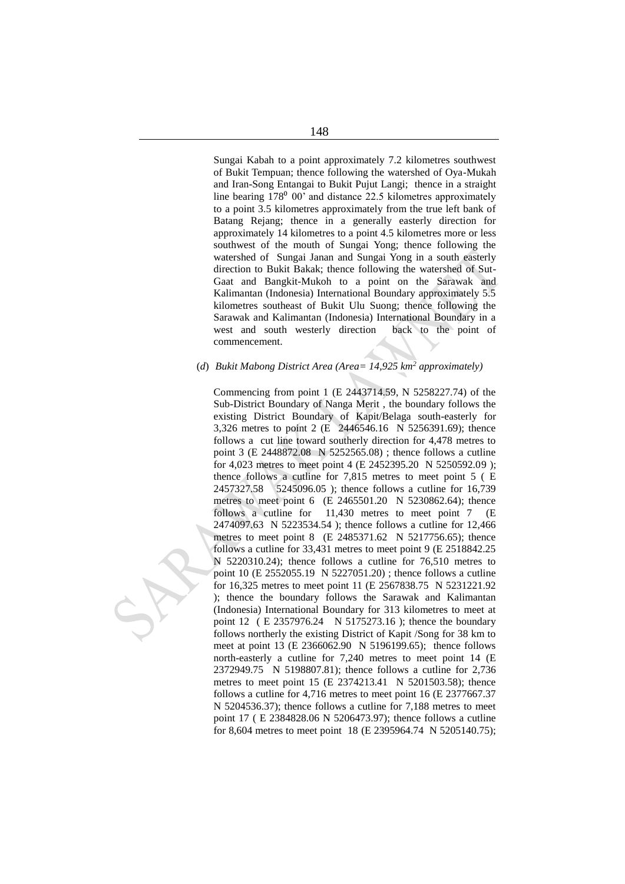Sungai Kabah to a point approximately 7.2 kilometres southwest of Bukit Tempuan; thence following the watershed of Oya-Mukah and Iran-Song Entangai to Bukit Pujut Langi; thence in a straight line bearing $178^0$ 00' and distance 22.5 kilometres approximately to a point 3.5 kilometres approximately from the true left bank of Batang Rejang; thence in a generally easterly direction for approximately 14 kilometres to a point 4.5 kilometres more or less southwest of the mouth of Sungai Yong; thence following the watershed of Sungai Janan and Sungai Yong in a south easterly direction to Bukit Bakak; thence following the watershed of Sut-Gaat and Bangkit-Mukoh to a point on the Sarawak and Kalimantan (Indonesia) International Boundary approximately 5.5 kilometres southeast of Bukit Ulu Suong; thence following the Sarawak and Kalimantan (Indonesia) International Boundary in a west and south westerly direction back to the point of commencement.

(*d*) *Bukit Mabong District Area (Area= 14,925 km² approximately)*

Commencing from point 1 (E 2443714.59, N 5258227.74) of the Sub-District Boundary of Nanga Merit , the boundary follows the existing District Boundary of Kapit/Belaga south-easterly for 3,326 metres to point 2 (E 2446546.16 N 5256391.69); thence follows a cut line toward southerly direction for 4,478 metres to point 3 (E 2448872.08 N 5252565.08) ; thence follows a cutline for 4,023 metres to meet point 4 (E 2452395.20 N 5250592.09 ); thence follows a cutline for 7,815 metres to meet point 5 ( E 2457327.58 5245096.05 ); thence follows a cutline for 16,739 metres to meet point 6 (E 2465501.20 N 5230862.64); thence follows a cutline for 11,430 metres to meet point 7 (E 2474097.63 N 5223534.54 ); thence follows a cutline for 12,466 metres to meet point 8 (E 2485371.62 N 5217756.65); thence follows a cutline for 33,431 metres to meet point 9 (E 2518842.25 N 5220310.24); thence follows a cutline for 76,510 metres to point 10 (E 2552055.19 N 5227051.20) ; thence follows a cutline for 16,325 metres to meet point 11 (E 2567838.75 N 5231221.92 ); thence the boundary follows the Sarawak and Kalimantan (Indonesia) International Boundary for 313 kilometres to meet at point 12 ( E 2357976.24 N 5175273.16 ); thence the boundary follows northerly the existing District of Kapit /Song for 38 km to meet at point 13 (E 2366062.90 N 5196199.65); thence follows north-easterly a cutline for 7,240 metres to meet point 14 (E 2372949.75 N 5198807.81); thence follows a cutline for 2,736 metres to meet point 15 (E 2374213.41 N 5201503.58); thence follows a cutline for 4,716 metres to meet point 16 (E 2377667.37 N 5204536.37); thence follows a cutline for 7,188 metres to meet point 17 ( E 2384828.06 N 5206473.97); thence follows a cutline for 8,604 metres to meet point 18 (E 2395964.74 N 5205140.75);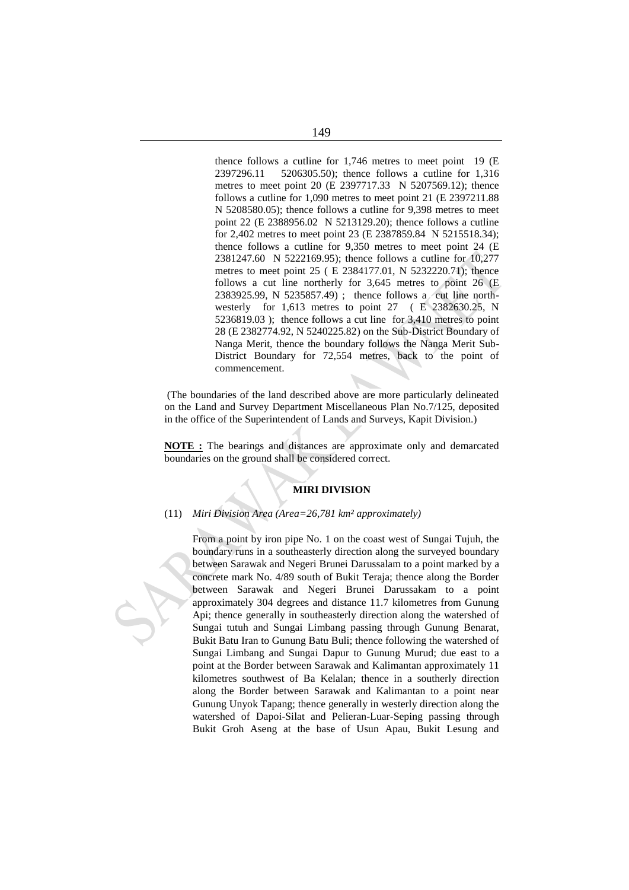thence follows a cutline for 1,746 metres to meet point 19 (E 2397296.11 5206305.50); thence follows a cutline for 1,316 metres to meet point 20 (E 2397717.33 N 5207569.12); thence follows a cutline for 1,090 metres to meet point 21 (E 2397211.88 N 5208580.05); thence follows a cutline for 9,398 metres to meet point 22 (E 2388956.02 N 5213129.20); thence follows a cutline for 2,402 metres to meet point 23 (E 2387859.84 N 5215518.34); thence follows a cutline for 9,350 metres to meet point 24 (E 2381247.60 N 5222169.95); thence follows a cutline for 10,277 metres to meet point 25 ( E 2384177.01, N 5232220.71); thence follows a cut line northerly for 3,645 metres to point 26 (E 2383925.99, N 5235857.49) ; thence follows a cut line north-westerly for 1,613 metres to point 27 ( E 2382630.25, N 5236819.03 ); thence follows a cut line for 3,410 metres to point 28 (E 2382774.92, N 5240225.82) on the Sub-District Boundary of Nanga Merit, thence the boundary follows the Nanga Merit Sub-District Boundary for 72,554 metres, back to the point of commencement.

(The boundaries of the land described above are more particularly delineated on the Land and Survey Department Miscellaneous Plan No.7/125, deposited in the office of the Superintendent of Lands and Surveys, Kapit Division.)

**NOTE :** The bearings and distances are approximate only and demarcated boundaries on the ground shall be considered correct.

**MIRI DIVISION**

(11) *Miri Division Area (Area=26,781 km² approximately)*

From a point by iron pipe No. 1 on the coast west of Sungai Tujuh, the boundary runs in a southeasterly direction along the surveyed boundary between Sarawak and Negeri Brunei Darussalam to a point marked by a concrete mark No. 4/89 south of Bukit Teraja; thence along the Border between Sarawak and Negeri Brunei Darussakam to a point approximately 304 degrees and distance 11.7 kilometres from Gunung Api; thence generally in southeasterly direction along the watershed of Sungai tutuh and Sungai Limbang passing through Gunung Benarat, Bukit Batu Iran to Gunung Batu Buli; thence following the watershed of Sungai Limbang and Sungai Dapur to Gunung Murud; due east to a point at the Border between Sarawak and Kalimantan approximately 11 kilometres southwest of Ba Kelalan; thence in a southerly direction along the Border between Sarawak and Kalimantan to a point near Gunung Unyok Tapang; thence generally in westerly direction along the watershed of Dapoi-Silat and Pelieran-Luar-Seping passing through Bukit Groh Aseng at the base of Usun Apau, Bukit Lesung and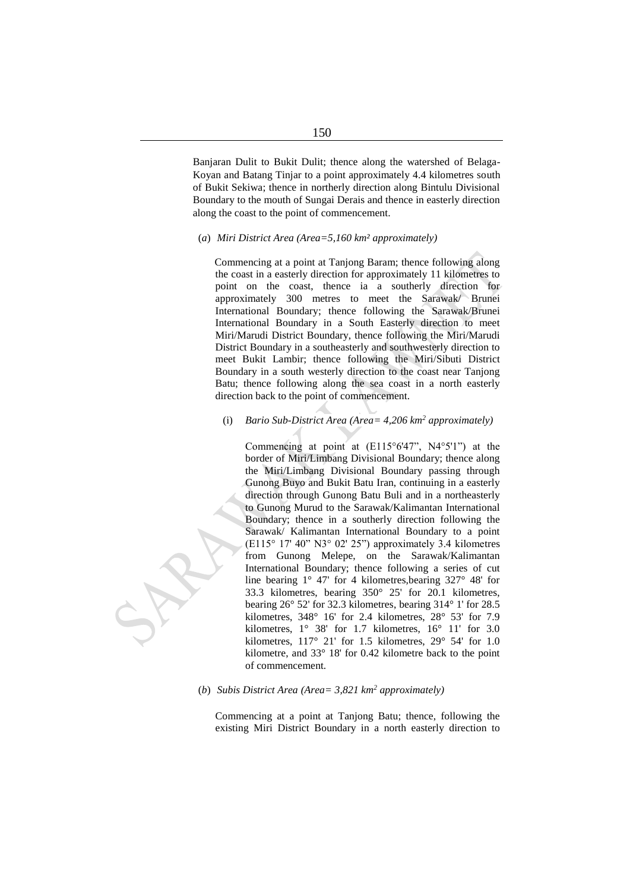Banjaran Dulit to Bukit Dulit; thence along the watershed of Belaga-Koyan and Batang Tinjar to a point approximately 4.4 kilometres south of Bukit Sekiwa; thence in northerly direction along Bintulu Divisional Boundary to the mouth of Sungai Derais and thence in easterly direction along the coast to the point of commencement.

(*a*) *Miri District Area (Area=5,160 km² approximately)*

Commencing at a point at Tanjong Baram; thence following along the coast in a easterly direction for approximately 11 kilometres to point on the coast, thence ia a southerly direction for approximately 300 metres to meet the Sarawak/ Brunei International Boundary; thence following the Sarawak/Brunei International Boundary in a South Easterly direction to meet Miri/Marudi District Boundary, thence following the Miri/Marudi District Boundary in a southeasterly and southwesterly direction to meet Bukit Lambir; thence following the Miri/Sibuti District Boundary in a south westerly direction to the coast near Tanjong Batu; thence following along the sea coast in a north easterly direction back to the point of commencement.

(i) *Bario Sub-District Area (Area= 4,206 km² approximately)*

Commencing at point at (E115°6'47", N4°5'1") at the border of Miri/Limbang Divisional Boundary; thence along the Miri/Limbang Divisional Boundary passing through Gunong Buyo and Bukit Batu Iran, continuing in a easterly direction through Gunong Batu Buli and in a northeasterly to Gunong Murud to the Sarawak/Kalimantan International Boundary; thence in a southerly direction following the Sarawak/ Kalimantan International Boundary to a point (E115° 17' 40" N3° 02' 25") approximately 3.4 kilometres from Gunong Melepe, on the Sarawak/Kalimantan International Boundary; thence following a series of cut line bearing 1° 47' for 4 kilometres,bearing 327° 48' for 33.3 kilometres, bearing 350° 25' for 20.1 kilometres, bearing 26° 52' for 32.3 kilometres, bearing 314° 1' for 28.5 kilometres, 348° 16' for 2.4 kilometres, 28° 53' for 7.9 kilometres, 1° 38' for 1.7 kilometres, 16° 11' for 3.0 kilometres, 117° 21' for 1.5 kilometres, 29° 54' for 1.0 kilometre, and 33° 18' for 0.42 kilometre back to the point of commencement.

(*b*) *Subis District Area (Area= 3,821 km² approximately)*

Commencing at a point at Tanjong Batu; thence, following the existing Miri District Boundary in a north easterly direction to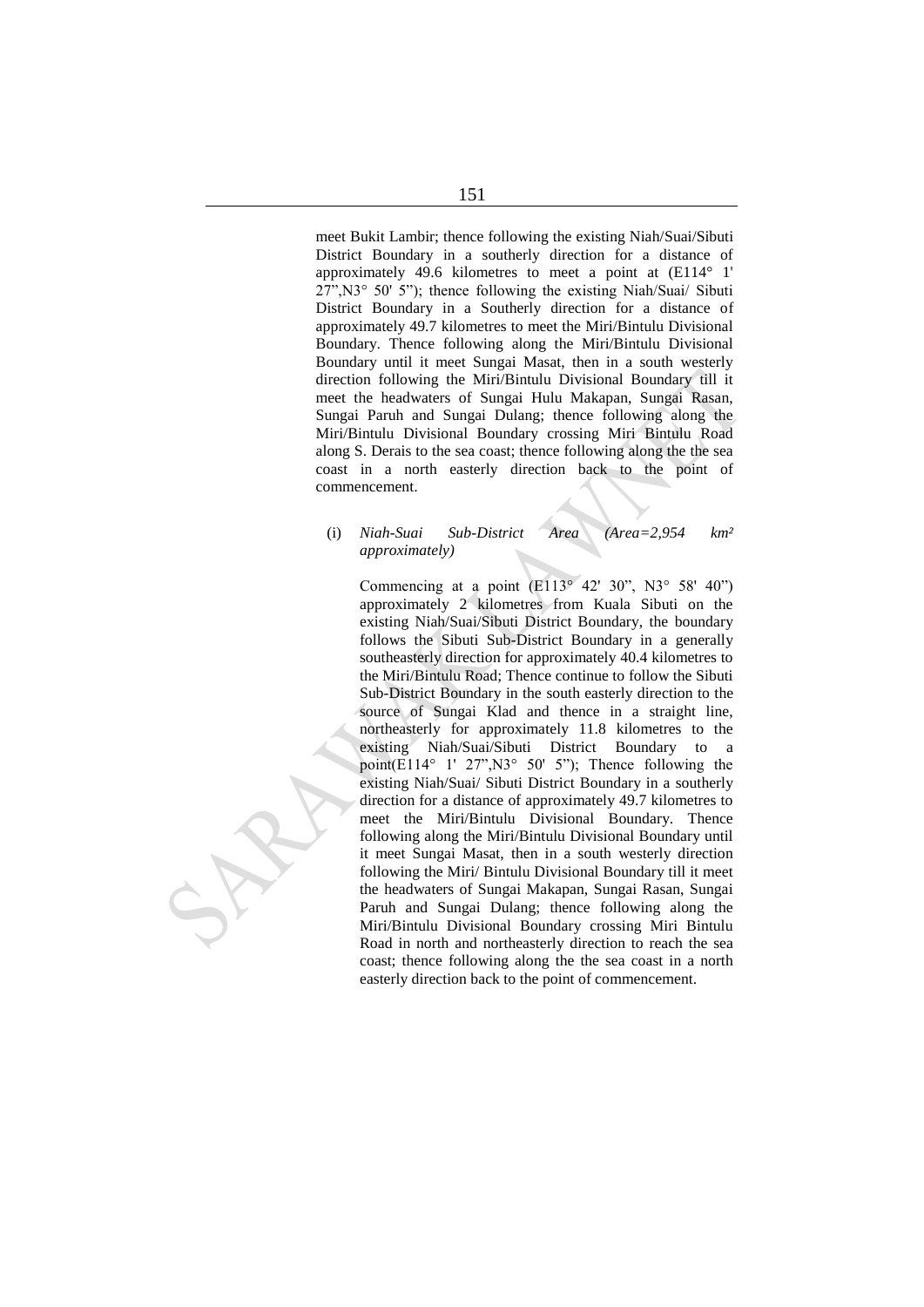meet Bukit Lambir; thence following the existing Niah/Suai/Sibuti District Boundary in a southerly direction for a distance of approximately 49.6 kilometres to meet a point at (E114° 1' 27",N3° 50' 5"); thence following the existing Niah/Suai/ Sibuti District Boundary in a Southerly direction for a distance of approximately 49.7 kilometres to meet the Miri/Bintulu Divisional Boundary. Thence following along the Miri/Bintulu Divisional Boundary until it meet Sungai Masat, then in a south westerly direction following the Miri/Bintulu Divisional Boundary till it meet the headwaters of Sungai Hulu Makapan, Sungai Rasan, Sungai Paruh and Sungai Dulang; thence following along the Miri/Bintulu Divisional Boundary crossing Miri Bintulu Road along S. Derais to the sea coast; thence following along the the sea coast in a north easterly direction back to the point of commencement.

(i) *Niah-Suai Sub-District Area (Area=2,954 km² approximately)*

Commencing at a point (E113° 42' 30", N3° 58' 40") approximately 2 kilometres from Kuala Sibuti on the existing Niah/Suai/Sibuti District Boundary, the boundary follows the Sibuti Sub-District Boundary in a generally southeasterly direction for approximately 40.4 kilometres to the Miri/Bintulu Road; Thence continue to follow the Sibuti Sub-District Boundary in the south easterly direction to the source of Sungai Klad and thence in a straight line, northeasterly for approximately 11.8 kilometres to the existing Niah/Suai/Sibuti District Boundary to a point(E114° 1' 27",N3° 50' 5"); Thence following the existing Niah/Suai/ Sibuti District Boundary in a southerly direction for a distance of approximately 49.7 kilometres to meet the Miri/Bintulu Divisional Boundary. Thence following along the Miri/Bintulu Divisional Boundary until it meet Sungai Masat, then in a south westerly direction following the Miri/ Bintulu Divisional Boundary till it meet the headwaters of Sungai Makapan, Sungai Rasan, Sungai Paruh and Sungai Dulang; thence following along the Miri/Bintulu Divisional Boundary crossing Miri Bintulu Road in north and northeasterly direction to reach the sea coast; thence following along the the sea coast in a north easterly direction back to the point of commencement.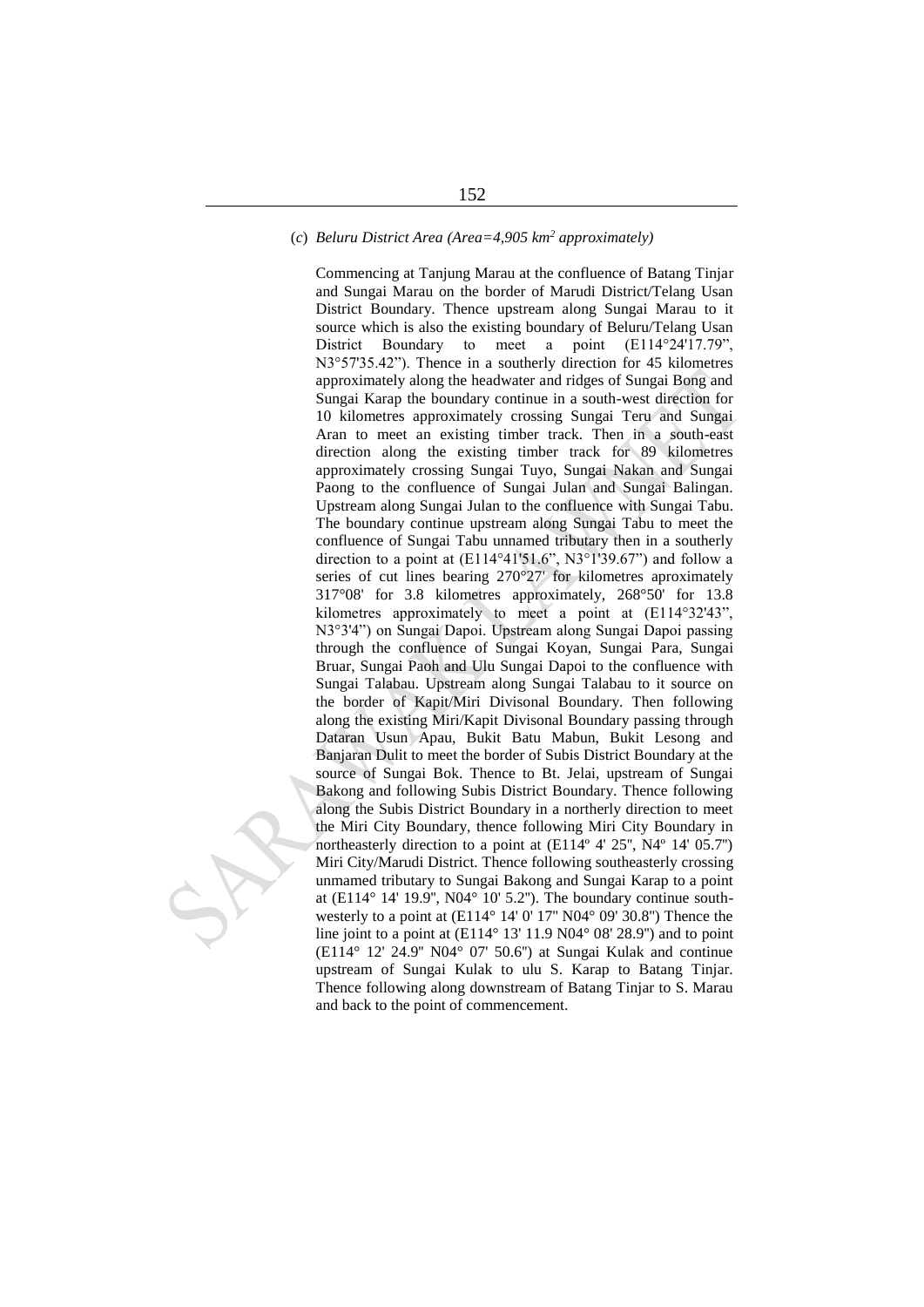(*c*) *Beluru District Area (Area=4,905 km² approximately)*

Commencing at Tanjung Marau at the confluence of Batang Tinjar and Sungai Marau on the border of Marudi District/Telang Usan District Boundary. Thence upstream along Sungai Marau to it source which is also the existing boundary of Beluru/Telang Usan District Boundary to meet a point (E114°24'17.79", N3°57'35.42"). Thence in a southerly direction for 45 kilometres approximately along the headwater and ridges of Sungai Bong and Sungai Karap the boundary continue in a south-west direction for 10 kilometres approximately crossing Sungai Teru and Sungai Aran to meet an existing timber track. Then in a south-east direction along the existing timber track for 89 kilometres approximately crossing Sungai Tuyo, Sungai Nakan and Sungai Paong to the confluence of Sungai Julan and Sungai Balingan. Upstream along Sungai Julan to the confluence with Sungai Tabu. The boundary continue upstream along Sungai Tabu to meet the confluence of Sungai Tabu unnamed tributary then in a southerly direction to a point at (E114°41'51.6", N3°1'39.67") and follow a series of cut lines bearing 270°27' for kilometres aproximately 317°08' for 3.8 kilometres approximately, 268°50' for 13.8 kilometres approximately to meet a point at (E114°32'43", N3°3'4") on Sungai Dapoi. Upstream along Sungai Dapoi passing through the confluence of Sungai Koyan, Sungai Para, Sungai Bruar, Sungai Paoh and Ulu Sungai Dapoi to the confluence with Sungai Talabau. Upstream along Sungai Talabau to it source on the border of Kapit/Miri Divisonal Boundary. Then following along the existing Miri/Kapit Divisonal Boundary passing through Dataran Usun Apau, Bukit Batu Mabun, Bukit Lesong and Banjaran Dulit to meet the border of Subis District Boundary at the source of Sungai Bok. Thence to Bt. Jelai, upstream of Sungai Bakong and following Subis District Boundary. Thence following along the Subis District Boundary in a northerly direction to meet the Miri City Boundary, thence following Miri City Boundary in northeasterly direction to a point at (E114º 4' 25", N4º 14' 05.7") Miri City/Marudi District. Thence following southeasterly crossing unmamed tributary to Sungai Bakong and Sungai Karap to a point at (E114° 14' 19.9", N04° 10' 5.2"). The boundary continue south-westerly to a point at (E114° 14' 0' 17" N04° 09' 30.8") Thence the line joint to a point at (E114° 13' 11.9 N04° 08' 28.9") and to point (E114° 12' 24.9" N04° 07' 50.6") at Sungai Kulak and continue upstream of Sungai Kulak to ulu S. Karap to Batang Tinjar. Thence following along downstream of Batang Tinjar to S. Marau and back to the point of commencement.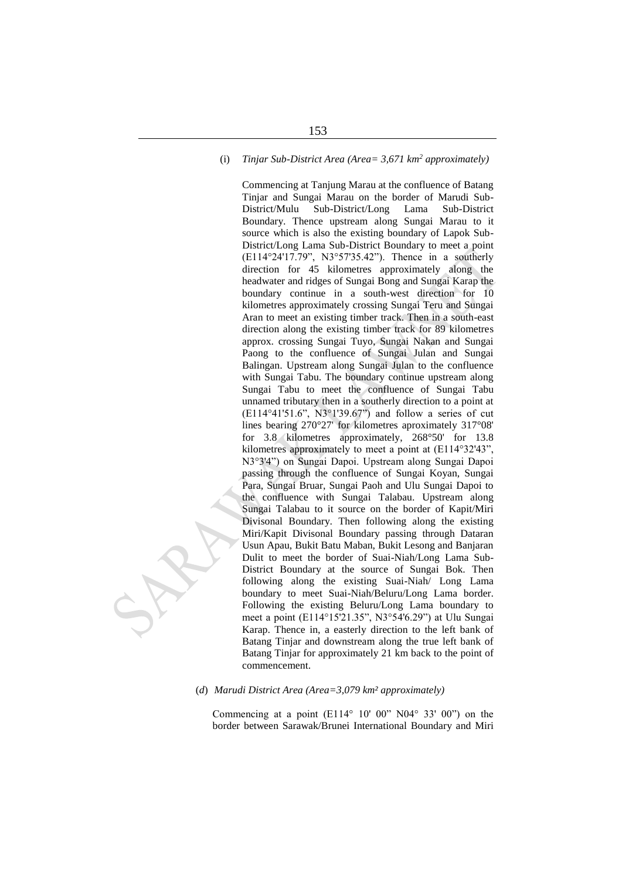(i) *Tinjar Sub-District Area (Area= 3,671 km² approximately)*

Commencing at Tanjung Marau at the confluence of Batang Tinjar and Sungai Marau on the border of Marudi Sub-District/Mulu Sub-District/Long Lama Sub-District Boundary. Thence upstream along Sungai Marau to it source which is also the existing boundary of Lapok Sub-District/Long Lama Sub-District Boundary to meet a point (E114°24'17.79", N3°57'35.42"). Thence in a southerly direction for 45 kilometres approximately along the headwater and ridges of Sungai Bong and Sungai Karap the boundary continue in a south-west direction for 10 kilometres approximately crossing Sungai Teru and Sungai Aran to meet an existing timber track. Then in a south-east direction along the existing timber track for 89 kilometres approx. crossing Sungai Tuyo, Sungai Nakan and Sungai Paong to the confluence of Sungai Julan and Sungai Balingan. Upstream along Sungai Julan to the confluence with Sungai Tabu. The boundary continue upstream along Sungai Tabu to meet the confluence of Sungai Tabu unnamed tributary then in a southerly direction to a point at (E114°41'51.6", N3°1'39.67") and follow a series of cut lines bearing 270°27' for kilometres aproximately 317°08' for 3.8 kilometres approximately, 268°50' for 13.8 kilometres approximately to meet a point at (E114°32'43", N3°3'4") on Sungai Dapoi. Upstream along Sungai Dapoi passing through the confluence of Sungai Koyan, Sungai Para, Sungai Bruar, Sungai Paoh and Ulu Sungai Dapoi to the confluence with Sungai Talabau. Upstream along Sungai Talabau to it source on the border of Kapit/Miri Divisonal Boundary. Then following along the existing Miri/Kapit Divisonal Boundary passing through Dataran Usun Apau, Bukit Batu Maban, Bukit Lesong and Banjaran Dulit to meet the border of Suai-Niah/Long Lama Sub-District Boundary at the source of Sungai Bok. Then following along the existing Suai-Niah/ Long Lama boundary to meet Suai-Niah/Beluru/Long Lama border. Following the existing Beluru/Long Lama boundary to meet a point (E114°15'21.35", N3°54'6.29") at Ulu Sungai Karap. Thence in, a easterly direction to the left bank of Batang Tinjar and downstream along the true left bank of Batang Tinjar for approximately 21 km back to the point of commencement.

(*d*) *Marudi District Area (Area=3,079 km² approximately)*

Commencing at a point (E114° 10' 00" N04° 33' 00") on the border between Sarawak/Brunei International Boundary and Miri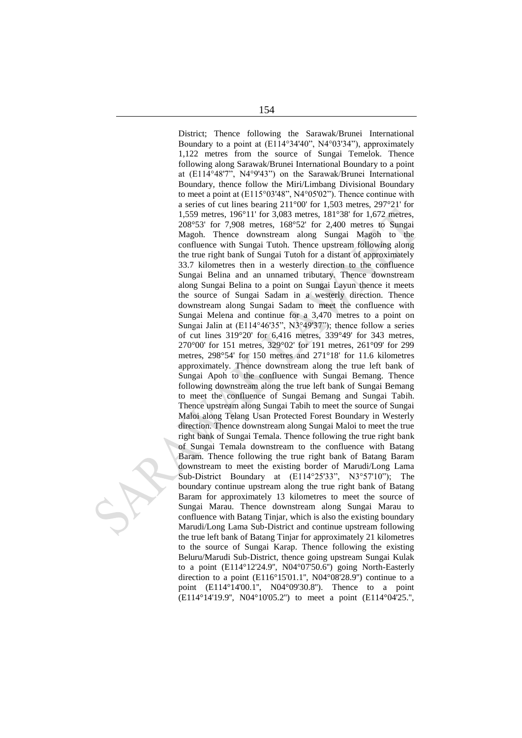District; Thence following the Sarawak/Brunei International Boundary to a point at (E114°34'40", N4°03'34"), approximately 1,122 metres from the source of Sungai Temelok. Thence following along Sarawak/Brunei International Boundary to a point at (E114°48'7", N4°9'43") on the Sarawak/Brunei International Boundary, thence follow the Miri/Limbang Divisional Boundary to meet a point at (E115°03'48", N4°05'02"). Thence continue with a series of cut lines bearing 211°00' for 1,503 metres, 297°21' for 1,559 metres, 196°11' for 3,083 metres, 181°38' for 1,672 metres, 208°53' for 7,908 metres, 168°52' for 2,400 metres to Sungai Magoh. Thence downstream along Sungai Magoh to the confluence with Sungai Tutoh. Thence upstream following along the true right bank of Sungai Tutoh for a distant of approximately 33.7 kilometres then in a westerly direction to the confluence Sungai Belina and an unnamed tributary. Thence downstream along Sungai Belina to a point on Sungai Layun thence it meets the source of Sungai Sadam in a westerly direction. Thence downstream along Sungai Sadam to meet the confluence with Sungai Melena and continue for a 3,470 metres to a point on Sungai Jalin at (E114°46'35", N3°49'37"); thence follow a series of cut lines 319°20' for 6,416 metres, 339°49' for 343 metres, 270°00' for 151 metres, 329°02' for 191 metres, 261°09' for 299 metres, 298°54' for 150 metres and 271°18' for 11.6 kilometres approximately. Thence downstream along the true left bank of Sungai Apoh to the confluence with Sungai Bemang. Thence following downstream along the true left bank of Sungai Bemang to meet the confluence of Sungai Bemang and Sungai Tabih. Thence upstream along Sungai Tabih to meet the source of Sungai Maloi along Telang Usan Protected Forest Boundary in Westerly direction. Thence downstream along Sungai Maloi to meet the true right bank of Sungai Temala. Thence following the true right bank of Sungai Temala downstream to the confluence with Batang Baram. Thence following the true right bank of Batang Baram downstream to meet the existing border of Marudi/Long Lama Sub-District Boundary at (E114°25'33", N3°57'10"); The boundary continue upstream along the true right bank of Batang Baram for approximately 13 kilometres to meet the source of Sungai Marau. Thence downstream along Sungai Marau to confluence with Batang Tinjar, which is also the existing boundary Marudi/Long Lama Sub-District and continue upstream following the true left bank of Batang Tinjar for approximately 21 kilometres to the source of Sungai Karap. Thence following the existing Beluru/Marudi Sub-District, thence going upstream Sungai Kulak to a point (E114°12'24.9", N04°07'50.6") going North-Easterly direction to a point (E116°15'01.1", N04°08'28.9") continue to a point (E114°14'00.1", N04°09'30.8"). Thence to a point (E114°14'19.9", N04°10'05.2") to meet a point (E114°04'25.",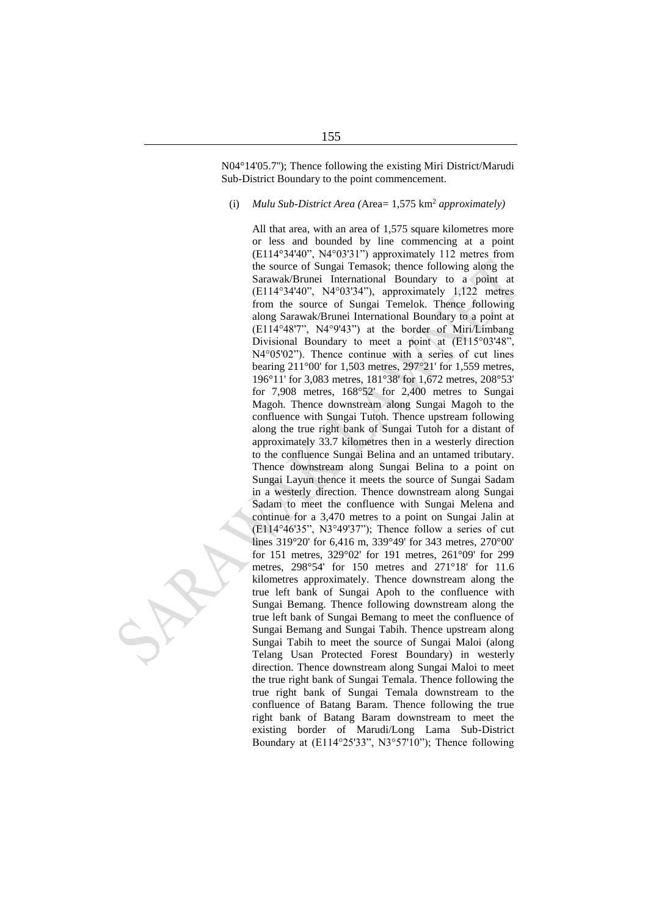N04°14'05.7"); Thence following the existing Miri District/Marudi Sub-District Boundary to the point commencement.

(i) *Mulu Sub-District Area (*Area= 1,575 km$^2$ *approximately)*

All that area, with an area of 1,575 square kilometres more or less and bounded by line commencing at a point (E114°34'40", N4°03'31") approximately 112 metres from the source of Sungai Temasok; thence following along the Sarawak/Brunei International Boundary to a point at (E114°34'40", N4°03'34"), approximately 1,122 metres from the source of Sungai Temelok. Thence following along Sarawak/Brunei International Boundary to a point at (E114°48'7", N4°9'43") at the border of Miri/Limbang Divisional Boundary to meet a point at (E115°03'48", N4°05'02"). Thence continue with a series of cut lines bearing 211°00' for 1,503 metres, 297°21' for 1,559 metres, 196°11' for 3,083 metres, 181°38' for 1,672 metres, 208°53' for 7,908 metres, 168°52' for 2,400 metres to Sungai Magoh. Thence downstream along Sungai Magoh to the confluence with Sungai Tutoh. Thence upstream following along the true right bank of Sungai Tutoh for a distant of approximately 33.7 kilometres then in a westerly direction to the confluence Sungai Belina and an untamed tributary. Thence downstream along Sungai Belina to a point on Sungai Layun thence it meets the source of Sungai Sadam in a westerly direction. Thence downstream along Sungai Sadam to meet the confluence with Sungai Melena and continue for a 3,470 metres to a point on Sungai Jalin at (E114°46'35", N3°49'37"); Thence follow a series of cut lines 319°20' for 6,416 m, 339°49' for 343 metres, 270°00' for 151 metres, 329°02' for 191 metres, 261°09' for 299 metres, 298°54' for 150 metres and 271°18' for 11.6 kilometres approximately. Thence downstream along the true left bank of Sungai Apoh to the confluence with Sungai Bemang. Thence following downstream along the true left bank of Sungai Bemang to meet the confluence of Sungai Bemang and Sungai Tabih. Thence upstream along Sungai Tabih to meet the source of Sungai Maloi (along Telang Usan Protected Forest Boundary) in westerly direction. Thence downstream along Sungai Maloi to meet the true right bank of Sungai Temala. Thence following the true right bank of Sungai Temala downstream to the confluence of Batang Baram. Thence following the true right bank of Batang Baram downstream to meet the existing border of Marudi/Long Lama Sub-District Boundary at (E114°25'33", N3°57'10"); Thence following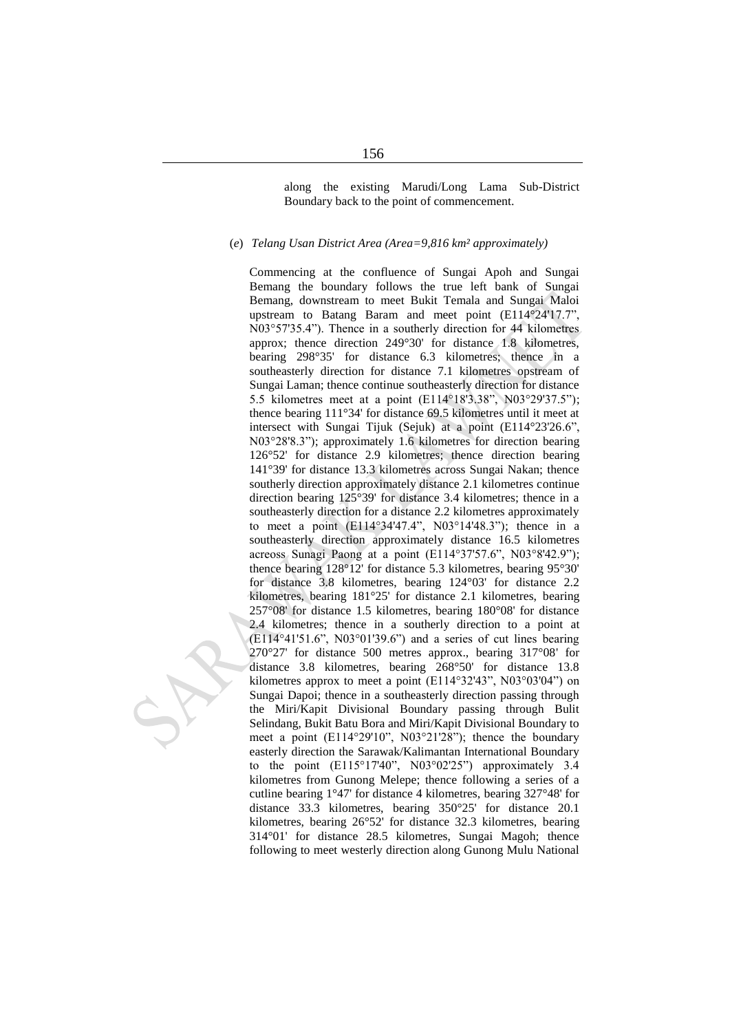along the existing Marudi/Long Lama Sub-District Boundary back to the point of commencement.

(*e*) *Telang Usan District Area (Area=9,816 km² approximately)*

Commencing at the confluence of Sungai Apoh and Sungai Bemang the boundary follows the true left bank of Sungai Bemang, downstream to meet Bukit Temala and Sungai Maloi upstream to Batang Baram and meet point (E114°24'17.7", N03°57'35.4"). Thence in a southerly direction for 44 kilometres approx; thence direction 249°30' for distance 1.8 kilometres, bearing 298°35' for distance 6.3 kilometres; thence in a southeasterly direction for distance 7.1 kilometres opstream of Sungai Laman; thence continue southeasterly direction for distance 5.5 kilometres meet at a point (E114°18'3.38", N03°29'37.5"); thence bearing 111°34' for distance 69.5 kilometres until it meet at intersect with Sungai Tijuk (Sejuk) at a point (E114°23'26.6", N03°28'8.3"); approximately 1.6 kilometres for direction bearing 126°52' for distance 2.9 kilometres; thence direction bearing 141°39' for distance 13.3 kilometres across Sungai Nakan; thence southerly direction approximately distance 2.1 kilometres continue direction bearing 125°39' for distance 3.4 kilometres; thence in a southeasterly direction for a distance 2.2 kilometres approximately to meet a point (E114°34'47.4", N03°14'48.3"); thence in a southeasterly direction approximately distance 16.5 kilometres acreoss Sunagi Paong at a point (E114°37'57.6", N03°8'42.9"); thence bearing 128°12' for distance 5.3 kilometres, bearing 95°30' for distance 3.8 kilometres, bearing 124°03' for distance 2.2 kilometres, bearing 181°25' for distance 2.1 kilometres, bearing 257°08' for distance 1.5 kilometres, bearing 180°08' for distance 2.4 kilometres; thence in a southerly direction to a point at (E114°41'51.6", N03°01'39.6") and a series of cut lines bearing 270°27' for distance 500 metres approx., bearing 317°08' for distance 3.8 kilometres, bearing 268°50' for distance 13.8 kilometres approx to meet a point (E114°32'43", N03°03'04") on Sungai Dapoi; thence in a southeasterly direction passing through the Miri/Kapit Divisional Boundary passing through Bulit Selindang, Bukit Batu Bora and Miri/Kapit Divisional Boundary to meet a point (E114°29'10", N03°21'28"); thence the boundary easterly direction the Sarawak/Kalimantan International Boundary to the point (E115°17'40", N03°02'25") approximately 3.4 kilometres from Gunong Melepe; thence following a series of a cutline bearing 1°47' for distance 4 kilometres, bearing 327°48' for distance 33.3 kilometres, bearing 350°25' for distance 20.1 kilometres, bearing 26°52' for distance 32.3 kilometres, bearing 314°01' for distance 28.5 kilometres, Sungai Magoh; thence following to meet westerly direction along Gunong Mulu National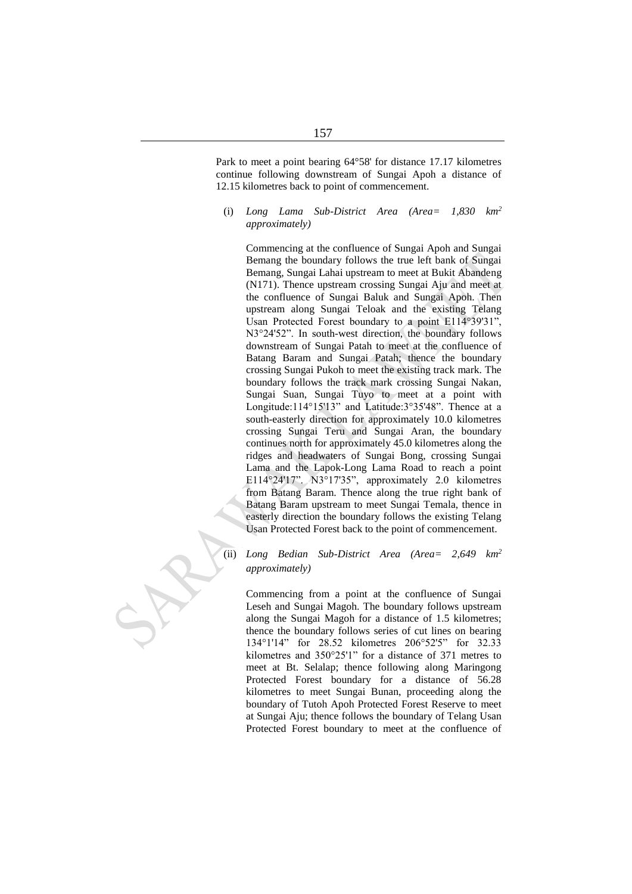Park to meet a point bearing 64°58' for distance 17.17 kilometres continue following downstream of Sungai Apoh a distance of 12.15 kilometres back to point of commencement.

(i) *Long Lama Sub-District Area (Area= 1,830 km² approximately)*

Commencing at the confluence of Sungai Apoh and Sungai Bemang the boundary follows the true left bank of Sungai Bemang, Sungai Lahai upstream to meet at Bukit Abandeng (N171). Thence upstream crossing Sungai Aju and meet at the confluence of Sungai Baluk and Sungai Apoh. Then upstream along Sungai Teloak and the existing Telang Usan Protected Forest boundary to a point E114°39'31", N3°24'52". In south-west direction, the boundary follows downstream of Sungai Patah to meet at the confluence of Batang Baram and Sungai Patah; thence the boundary crossing Sungai Pukoh to meet the existing track mark. The boundary follows the track mark crossing Sungai Nakan, Sungai Suan, Sungai Tuyo to meet at a point with Longitude:114°15'13" and Latitude:3°35'48". Thence at a south-easterly direction for approximately 10.0 kilometres crossing Sungai Teru and Sungai Aran, the boundary continues north for approximately 45.0 kilometres along the ridges and headwaters of Sungai Bong, crossing Sungai Lama and the Lapok-Long Lama Road to reach a point E114°24'17". N3°17'35", approximately 2.0 kilometres from Batang Baram. Thence along the true right bank of Batang Baram upstream to meet Sungai Temala, thence in easterly direction the boundary follows the existing Telang Usan Protected Forest back to the point of commencement.

(ii) *Long Bedian Sub-District Area (Area= 2,649 km² approximately)*

Commencing from a point at the confluence of Sungai Leseh and Sungai Magoh. The boundary follows upstream along the Sungai Magoh for a distance of 1.5 kilometres; thence the boundary follows series of cut lines on bearing 134°1'14" for 28.52 kilometres 206°52'5" for 32.33 kilometres and 350°25'1" for a distance of 371 metres to meet at Bt. Selalap; thence following along Maringong Protected Forest boundary for a distance of 56.28 kilometres to meet Sungai Bunan, proceeding along the boundary of Tutoh Apoh Protected Forest Reserve to meet at Sungai Aju; thence follows the boundary of Telang Usan Protected Forest boundary to meet at the confluence of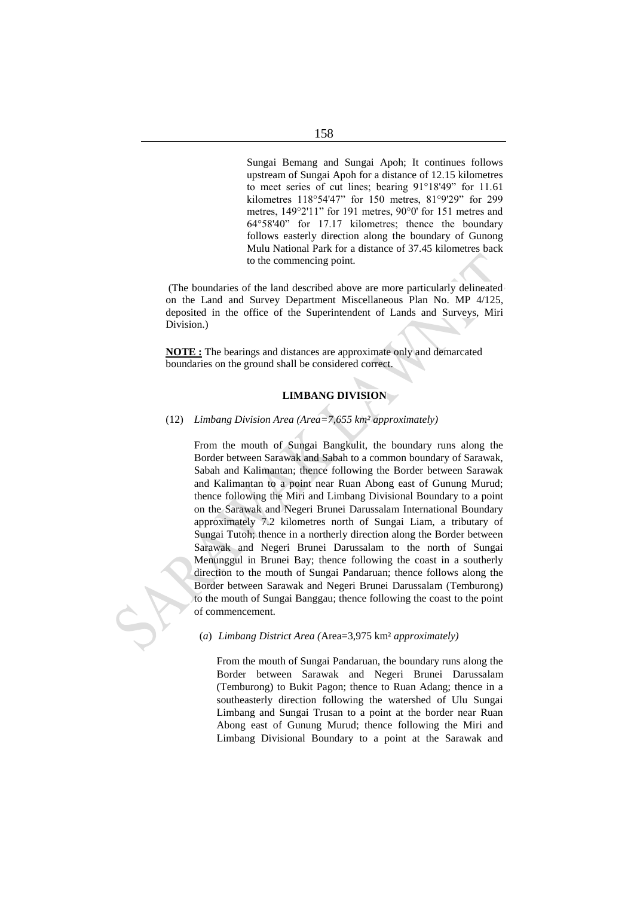Sungai Bemang and Sungai Apoh; It continues follows upstream of Sungai Apoh for a distance of 12.15 kilometres to meet series of cut lines; bearing 91°18'49" for 11.61 kilometres 118°54'47" for 150 metres, 81°9'29" for 299 metres, 149°2'11" for 191 metres, 90°0' for 151 metres and 64°58'40" for 17.17 kilometres; thence the boundary follows easterly direction along the boundary of Gunong Mulu National Park for a distance of 37.45 kilometres back to the commencing point.

(The boundaries of the land described above are more particularly delineated on the Land and Survey Department Miscellaneous Plan No. MP 4/125, deposited in the office of the Superintendent of Lands and Surveys, Miri Division.)

**NOTE :** The bearings and distances are approximate only and demarcated boundaries on the ground shall be considered correct.

**LIMBANG DIVISION**

(12) *Limbang Division Area (Area=7,655 km² approximately)*

From the mouth of Sungai Bangkulit, the boundary runs along the Border between Sarawak and Sabah to a common boundary of Sarawak, Sabah and Kalimantan; thence following the Border between Sarawak and Kalimantan to a point near Ruan Abong east of Gunung Murud; thence following the Miri and Limbang Divisional Boundary to a point on the Sarawak and Negeri Brunei Darussalam International Boundary approximately 7.2 kilometres north of Sungai Liam, a tributary of Sungai Tutoh; thence in a northerly direction along the Border between Sarawak and Negeri Brunei Darussalam to the north of Sungai Menunggul in Brunei Bay; thence following the coast in a southerly direction to the mouth of Sungai Pandaruan; thence follows along the Border between Sarawak and Negeri Brunei Darussalam (Temburong) to the mouth of Sungai Banggau; thence following the coast to the point of commencement.

(*a*) *Limbang District Area (*Area=3,975 km² *approximately)*

From the mouth of Sungai Pandaruan, the boundary runs along the Border between Sarawak and Negeri Brunei Darussalam (Temburong) to Bukit Pagon; thence to Ruan Adang; thence in a southeasterly direction following the watershed of Ulu Sungai Limbang and Sungai Trusan to a point at the border near Ruan Abong east of Gunung Murud; thence following the Miri and Limbang Divisional Boundary to a point at the Sarawak and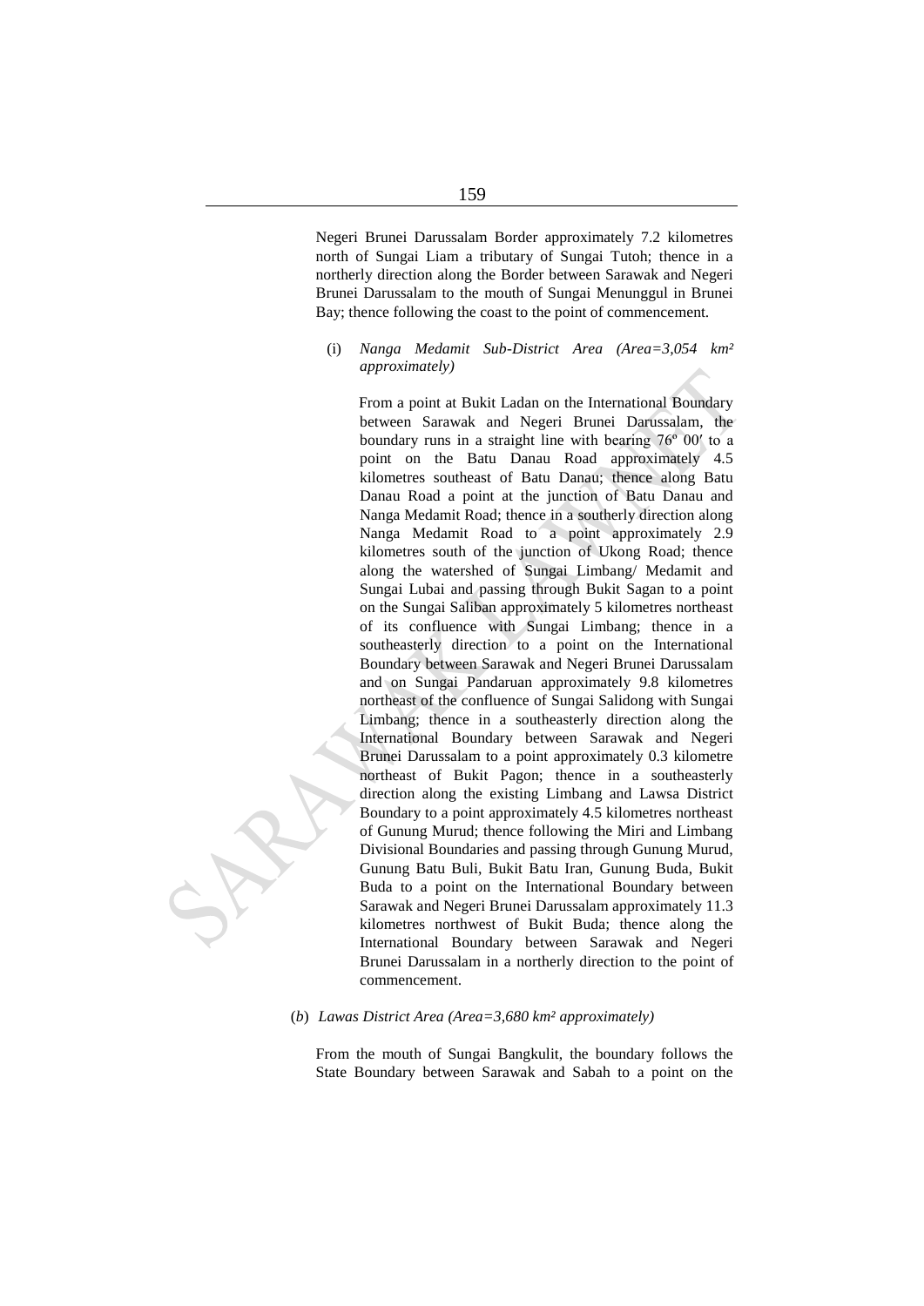Negeri Brunei Darussalam Border approximately 7.2 kilometres north of Sungai Liam a tributary of Sungai Tutoh; thence in a northerly direction along the Border between Sarawak and Negeri Brunei Darussalam to the mouth of Sungai Menunggul in Brunei Bay; thence following the coast to the point of commencement.

(i) *Nanga Medamit Sub-District Area (Area=3,054 km² approximately)*

From a point at Bukit Ladan on the International Boundary between Sarawak and Negeri Brunei Darussalam, the boundary runs in a straight line with bearing 76º 00′ to a point on the Batu Danau Road approximately 4.5 kilometres southeast of Batu Danau; thence along Batu Danau Road a point at the junction of Batu Danau and Nanga Medamit Road; thence in a southerly direction along Nanga Medamit Road to a point approximately 2.9 kilometres south of the junction of Ukong Road; thence along the watershed of Sungai Limbang/ Medamit and Sungai Lubai and passing through Bukit Sagan to a point on the Sungai Saliban approximately 5 kilometres northeast of its confluence with Sungai Limbang; thence in a southeasterly direction to a point on the International Boundary between Sarawak and Negeri Brunei Darussalam and on Sungai Pandaruan approximately 9.8 kilometres northeast of the confluence of Sungai Salidong with Sungai Limbang; thence in a southeasterly direction along the International Boundary between Sarawak and Negeri Brunei Darussalam to a point approximately 0.3 kilometre northeast of Bukit Pagon; thence in a southeasterly direction along the existing Limbang and Lawsa District Boundary to a point approximately 4.5 kilometres northeast of Gunung Murud; thence following the Miri and Limbang Divisional Boundaries and passing through Gunung Murud, Gunung Batu Buli, Bukit Batu Iran, Gunung Buda, Bukit Buda to a point on the International Boundary between Sarawak and Negeri Brunei Darussalam approximately 11.3 kilometres northwest of Bukit Buda; thence along the International Boundary between Sarawak and Negeri Brunei Darussalam in a northerly direction to the point of commencement.

(*b*) *Lawas District Area (Area=3,680 km² approximately)*

From the mouth of Sungai Bangkulit, the boundary follows the State Boundary between Sarawak and Sabah to a point on the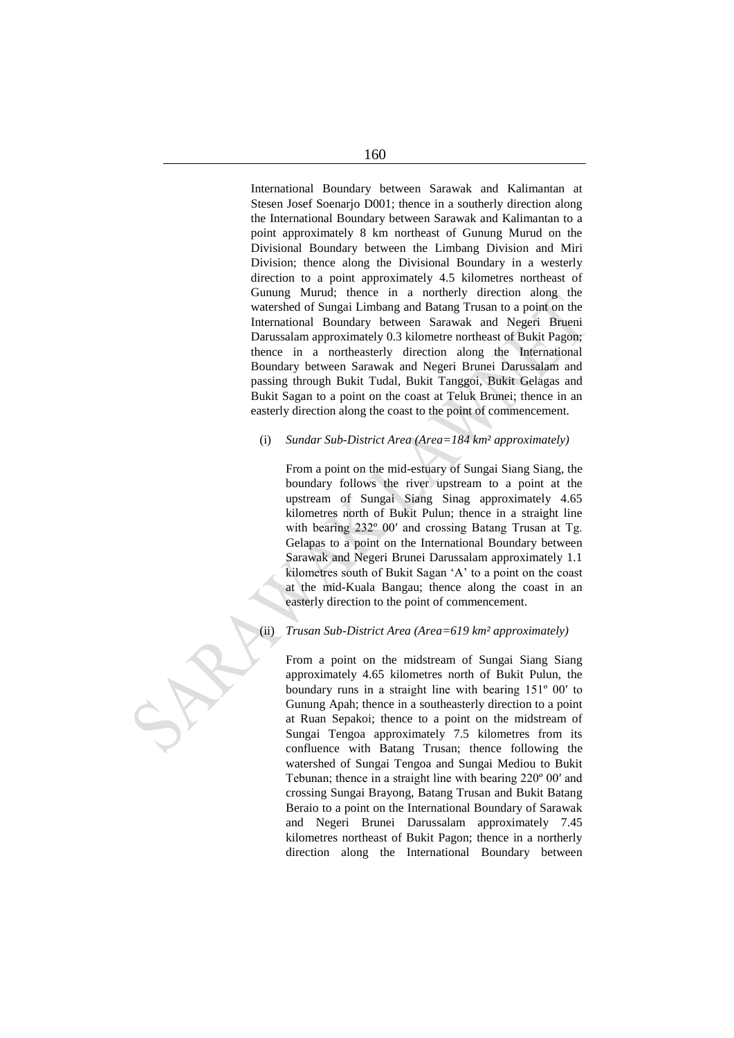International Boundary between Sarawak and Kalimantan at Stesen Josef Soenarjo D001; thence in a southerly direction along the International Boundary between Sarawak and Kalimantan to a point approximately 8 km northeast of Gunung Murud on the Divisional Boundary between the Limbang Division and Miri Division; thence along the Divisional Boundary in a westerly direction to a point approximately 4.5 kilometres northeast of Gunung Murud; thence in a northerly direction along the watershed of Sungai Limbang and Batang Trusan to a point on the International Boundary between Sarawak and Negeri Brueni Darussalam approximately 0.3 kilometre northeast of Bukit Pagon; thence in a northeasterly direction along the International Boundary between Sarawak and Negeri Brunei Darussalam and passing through Bukit Tudal, Bukit Tanggoi, Bukit Gelagas and Bukit Sagan to a point on the coast at Teluk Brunei; thence in an easterly direction along the coast to the point of commencement.

(i) *Sundar Sub-District Area (Area=184 km² approximately)*

From a point on the mid-estuary of Sungai Siang Siang, the boundary follows the river upstream to a point at the upstream of Sungai Siang Sinag approximately 4.65 kilometres north of Bukit Pulun; thence in a straight line with bearing 232º 00′ and crossing Batang Trusan at Tg. Gelapas to a point on the International Boundary between Sarawak and Negeri Brunei Darussalam approximately 1.1 kilometres south of Bukit Sagan 'A' to a point on the coast at the mid-Kuala Bangau; thence along the coast in an easterly direction to the point of commencement.

(ii) *Trusan Sub-District Area (Area=619 km² approximately)*

From a point on the midstream of Sungai Siang Siang approximately 4.65 kilometres north of Bukit Pulun, the boundary runs in a straight line with bearing 151º 00′ to Gunung Apah; thence in a southeasterly direction to a point at Ruan Sepakoi; thence to a point on the midstream of Sungai Tengoa approximately 7.5 kilometres from its confluence with Batang Trusan; thence following the watershed of Sungai Tengoa and Sungai Mediou to Bukit Tebunan; thence in a straight line with bearing 220º 00′ and crossing Sungai Brayong, Batang Trusan and Bukit Batang Beraio to a point on the International Boundary of Sarawak and Negeri Brunei Darussalam approximately 7.45 kilometres northeast of Bukit Pagon; thence in a northerly direction along the International Boundary between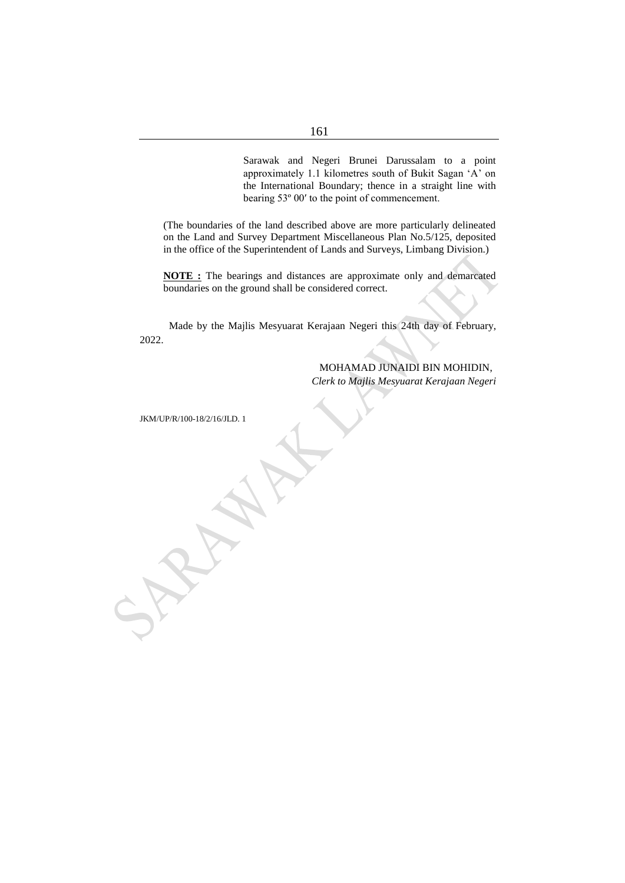Sarawak and Negeri Brunei Darussalam to a point approximately 1.1 kilometres south of Bukit Sagan 'A' on the International Boundary; thence in a straight line with bearing 53º 00′ to the point of commencement.

(The boundaries of the land described above are more particularly delineated on the Land and Survey Department Miscellaneous Plan No.5/125, deposited in the office of the Superintendent of Lands and Surveys, Limbang Division.)

**NOTE :** The bearings and distances are approximate only and demarcated boundaries on the ground shall be considered correct.

Made by the Majlis Mesyuarat Kerajaan Negeri this 24th day of February, 2022.

MOHAMAD JUNAIDI BIN MOHIDIN,
*Clerk to Majlis Mesyuarat Kerajaan Negeri*

JKM/UP/R/100-18/2/16/JLD. 1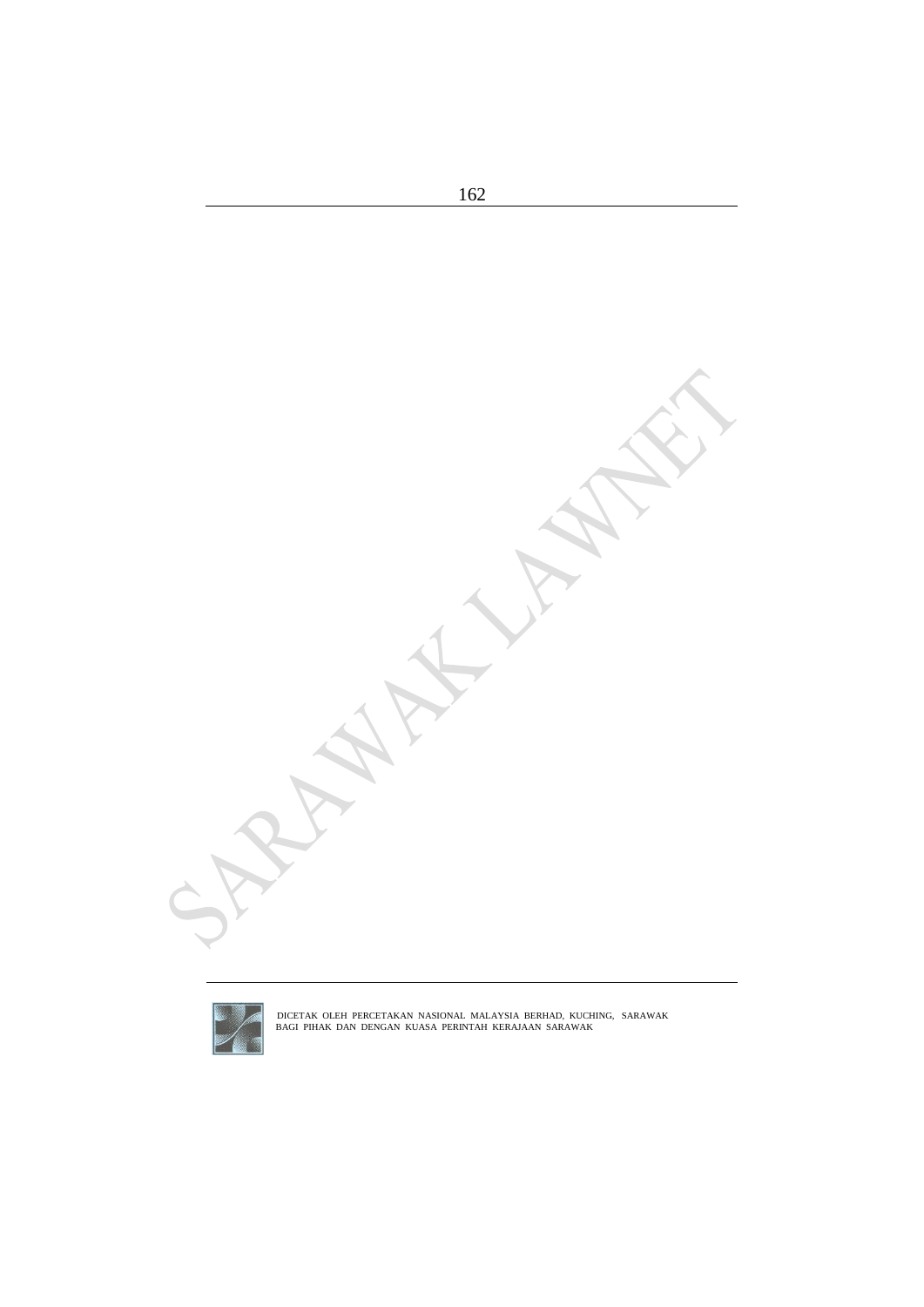DICETAK OLEH PERCETAKAN NASIONAL MALAYSIA BERHAD, KUCHING, SARAWAK
BAGI PIHAK DAN DENGAN KUASA PERINTAH KERAJAAN SARAWAK